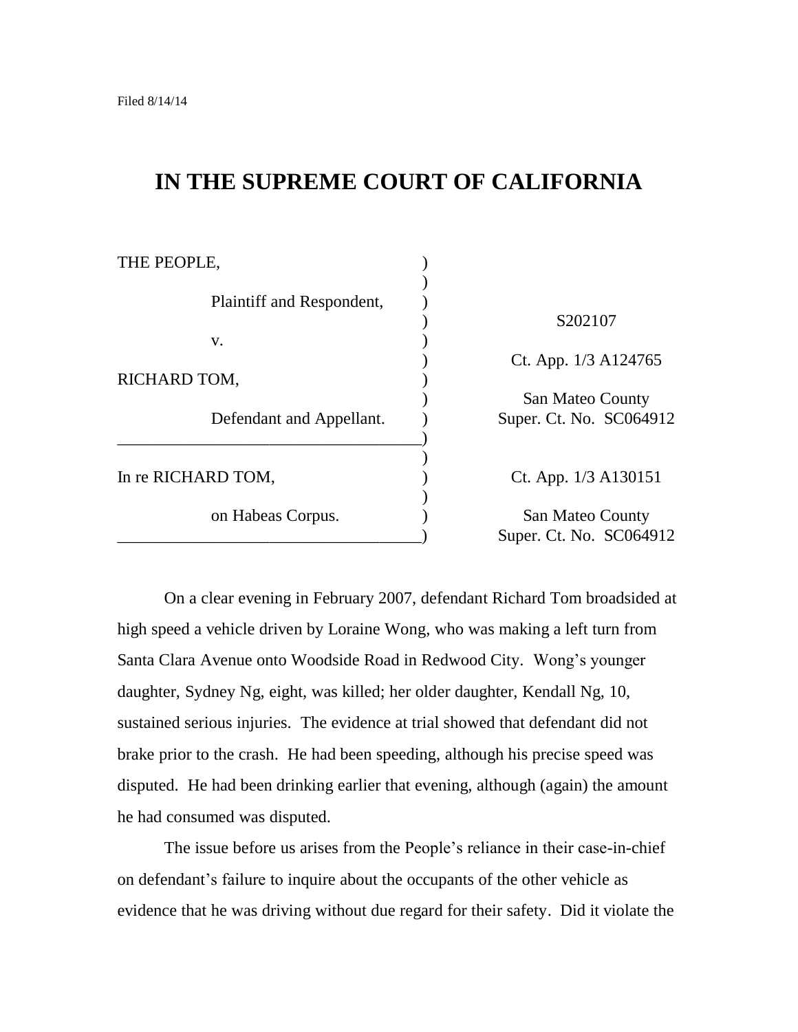Filed 8/14/14

# IN THE SUPREME COURT OF CALIFORNIA

| | |
|---|---|
| THE PEOPLE, | |
| Plaintiff and Respondent, | S202107 |
| v. | Ct. App. 1/3 A124765 |
| RICHARD TOM, | San Mateo County |
| Defendant and Appellant. | Super. Ct. No. SC064912 |
| In re RICHARD TOM, | Ct. App. 1/3 A130151 |
| on Habeas Corpus. | San Mateo County Super. Ct. No. SC064912 |

On a clear evening in February 2007, defendant Richard Tom broadsided at high speed a vehicle driven by Loraine Wong, who was making a left turn from Santa Clara Avenue onto Woodside Road in Redwood City. Wong's younger daughter, Sydney Ng, eight, was killed; her older daughter, Kendall Ng, 10, sustained serious injuries. The evidence at trial showed that defendant did not brake prior to the crash. He had been speeding, although his precise speed was disputed. He had been drinking earlier that evening, although (again) the amount he had consumed was disputed.

The issue before us arises from the People's reliance in their case-in-chief on defendant's failure to inquire about the occupants of the other vehicle as evidence that he was driving without due regard for their safety. Did it violate the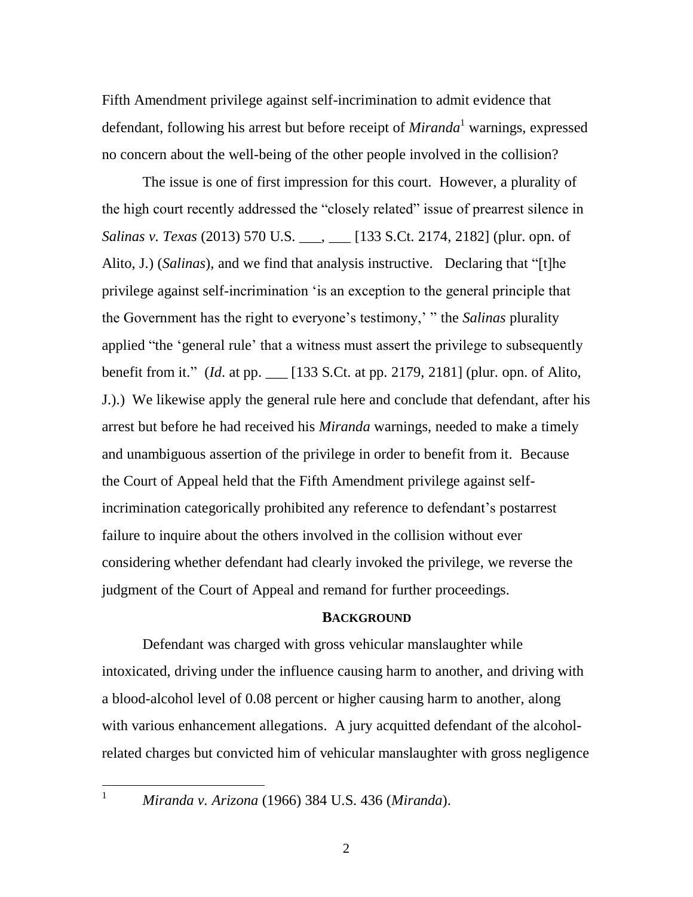Fifth Amendment privilege against self-incrimination to admit evidence that defendant, following his arrest but before receipt of *Miranda*[1] warnings, expressed no concern about the well-being of the other people involved in the collision?

The issue is one of first impression for this court. However, a plurality of the high court recently addressed the "closely related" issue of prearrest silence in *Salinas v. Texas* (2013) 570 U.S. ___, ___ [133 S.Ct. 2174, 2182] (plur. opn. of Alito, J.) (*Salinas*), and we find that analysis instructive. Declaring that "[t]he privilege against self-incrimination 'is an exception to the general principle that the Government has the right to everyone's testimony,' " the *Salinas* plurality applied "the 'general rule' that a witness must assert the privilege to subsequently benefit from it." (*Id*. at pp. ___ [133 S.Ct. at pp. 2179, 2181] (plur. opn. of Alito, J.).) We likewise apply the general rule here and conclude that defendant, after his arrest but before he had received his *Miranda* warnings, needed to make a timely and unambiguous assertion of the privilege in order to benefit from it. Because the Court of Appeal held that the Fifth Amendment privilege against self-incrimination categorically prohibited any reference to defendant's postarrest failure to inquire about the others involved in the collision without ever considering whether defendant had clearly invoked the privilege, we reverse the judgment of the Court of Appeal and remand for further proceedings.

## BACKGROUND

Defendant was charged with gross vehicular manslaughter while intoxicated, driving under the influence causing harm to another, and driving with a blood-alcohol level of 0.08 percent or higher causing harm to another, along with various enhancement allegations. A jury acquitted defendant of the alcohol-related charges but convicted him of vehicular manslaughter with gross negligence

---

[1] *Miranda v. Arizona* (1966) 384 U.S. 436 (*Miranda*).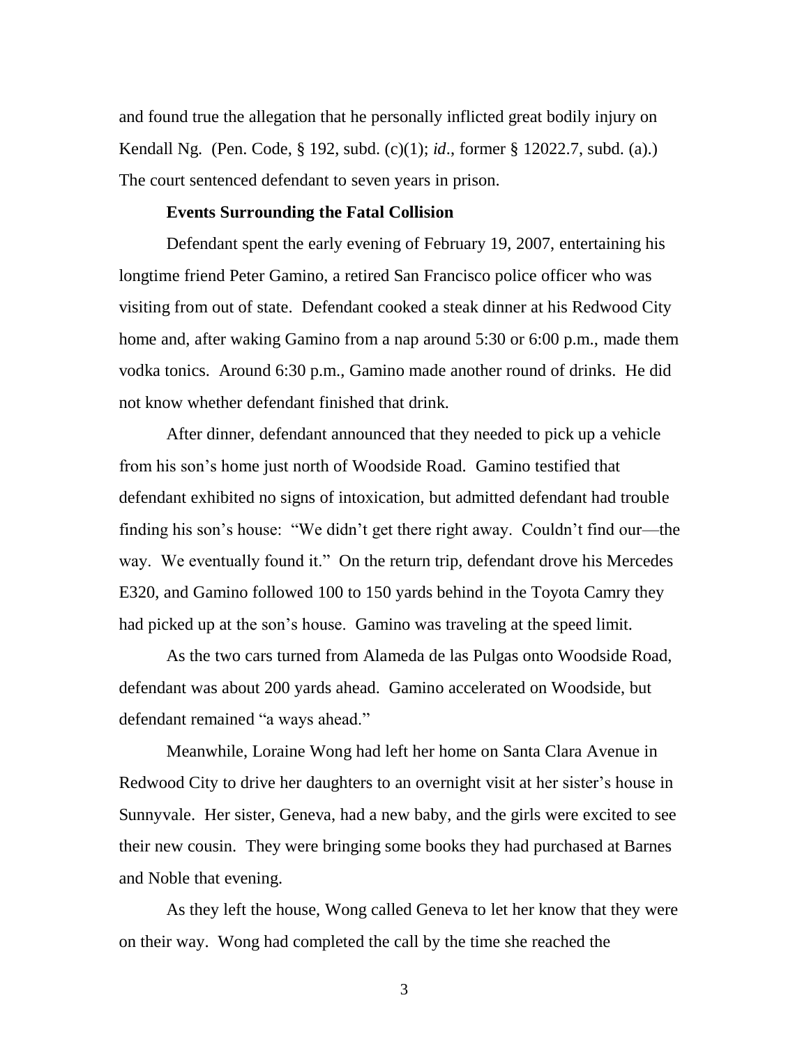and found true the allegation that he personally inflicted great bodily injury on Kendall Ng. (Pen. Code, § 192, subd. (c)(1); *id*., former § 12022.7, subd. (a).) The court sentenced defendant to seven years in prison.

**Events Surrounding the Fatal Collision**

Defendant spent the early evening of February 19, 2007, entertaining his longtime friend Peter Gamino, a retired San Francisco police officer who was visiting from out of state. Defendant cooked a steak dinner at his Redwood City home and, after waking Gamino from a nap around 5:30 or 6:00 p.m., made them vodka tonics. Around 6:30 p.m., Gamino made another round of drinks. He did not know whether defendant finished that drink.

After dinner, defendant announced that they needed to pick up a vehicle from his son's home just north of Woodside Road. Gamino testified that defendant exhibited no signs of intoxication, but admitted defendant had trouble finding his son's house: "We didn't get there right away. Couldn't find our—the way. We eventually found it." On the return trip, defendant drove his Mercedes E320, and Gamino followed 100 to 150 yards behind in the Toyota Camry they had picked up at the son's house. Gamino was traveling at the speed limit.

As the two cars turned from Alameda de las Pulgas onto Woodside Road, defendant was about 200 yards ahead. Gamino accelerated on Woodside, but defendant remained "a ways ahead."

Meanwhile, Loraine Wong had left her home on Santa Clara Avenue in Redwood City to drive her daughters to an overnight visit at her sister's house in Sunnyvale. Her sister, Geneva, had a new baby, and the girls were excited to see their new cousin. They were bringing some books they had purchased at Barnes and Noble that evening.

As they left the house, Wong called Geneva to let her know that they were on their way. Wong had completed the call by the time she reached the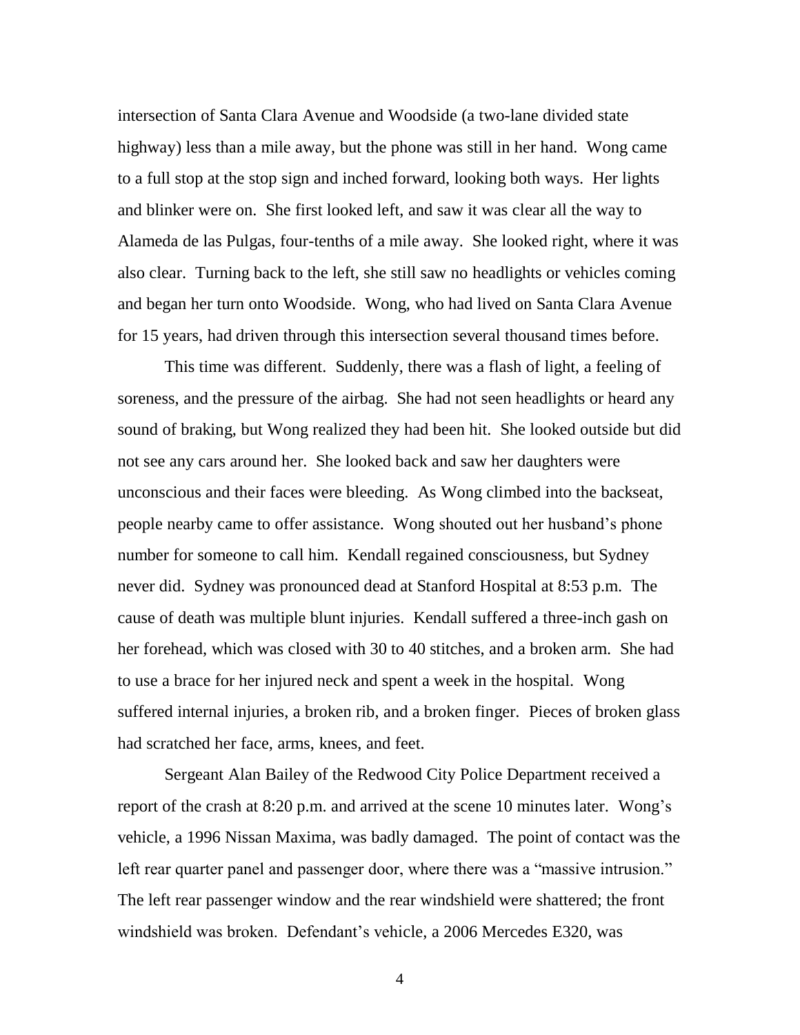intersection of Santa Clara Avenue and Woodside (a two-lane divided state highway) less than a mile away, but the phone was still in her hand. Wong came to a full stop at the stop sign and inched forward, looking both ways. Her lights and blinker were on. She first looked left, and saw it was clear all the way to Alameda de las Pulgas, four-tenths of a mile away. She looked right, where it was also clear. Turning back to the left, she still saw no headlights or vehicles coming and began her turn onto Woodside. Wong, who had lived on Santa Clara Avenue for 15 years, had driven through this intersection several thousand times before.

This time was different. Suddenly, there was a flash of light, a feeling of soreness, and the pressure of the airbag. She had not seen headlights or heard any sound of braking, but Wong realized they had been hit. She looked outside but did not see any cars around her. She looked back and saw her daughters were unconscious and their faces were bleeding. As Wong climbed into the backseat, people nearby came to offer assistance. Wong shouted out her husband's phone number for someone to call him. Kendall regained consciousness, but Sydney never did. Sydney was pronounced dead at Stanford Hospital at 8:53 p.m. The cause of death was multiple blunt injuries. Kendall suffered a three-inch gash on her forehead, which was closed with 30 to 40 stitches, and a broken arm. She had to use a brace for her injured neck and spent a week in the hospital. Wong suffered internal injuries, a broken rib, and a broken finger. Pieces of broken glass had scratched her face, arms, knees, and feet.

Sergeant Alan Bailey of the Redwood City Police Department received a report of the crash at 8:20 p.m. and arrived at the scene 10 minutes later. Wong's vehicle, a 1996 Nissan Maxima, was badly damaged. The point of contact was the left rear quarter panel and passenger door, where there was a "massive intrusion." The left rear passenger window and the rear windshield were shattered; the front windshield was broken. Defendant's vehicle, a 2006 Mercedes E320, was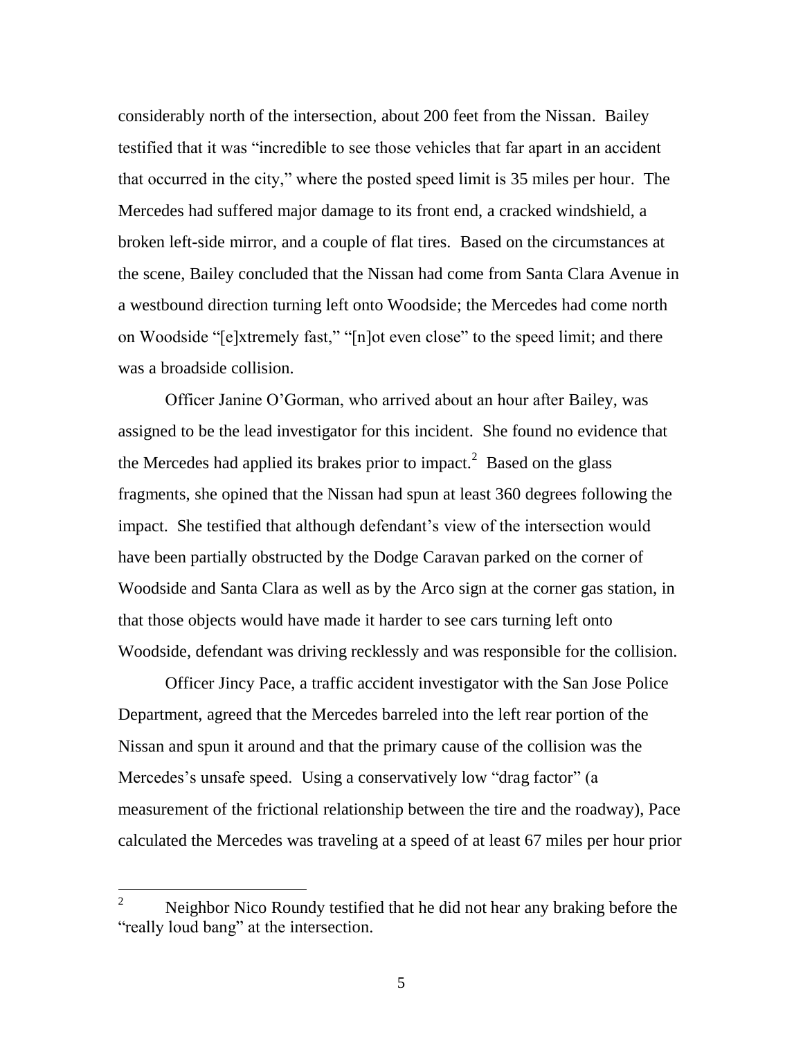considerably north of the intersection, about 200 feet from the Nissan. Bailey testified that it was "incredible to see those vehicles that far apart in an accident that occurred in the city," where the posted speed limit is 35 miles per hour. The Mercedes had suffered major damage to its front end, a cracked windshield, a broken left-side mirror, and a couple of flat tires. Based on the circumstances at the scene, Bailey concluded that the Nissan had come from Santa Clara Avenue in a westbound direction turning left onto Woodside; the Mercedes had come north on Woodside "[e]xtremely fast," "[n]ot even close" to the speed limit; and there was a broadside collision.

Officer Janine O'Gorman, who arrived about an hour after Bailey, was assigned to be the lead investigator for this incident. She found no evidence that the Mercedes had applied its brakes prior to impact.[2] Based on the glass fragments, she opined that the Nissan had spun at least 360 degrees following the impact. She testified that although defendant's view of the intersection would have been partially obstructed by the Dodge Caravan parked on the corner of Woodside and Santa Clara as well as by the Arco sign at the corner gas station, in that those objects would have made it harder to see cars turning left onto Woodside, defendant was driving recklessly and was responsible for the collision.

Officer Jincy Pace, a traffic accident investigator with the San Jose Police Department, agreed that the Mercedes barreled into the left rear portion of the Nissan and spun it around and that the primary cause of the collision was the Mercedes's unsafe speed. Using a conservatively low "drag factor" (a measurement of the frictional relationship between the tire and the roadway), Pace calculated the Mercedes was traveling at a speed of at least 67 miles per hour prior

---

[2] Neighbor Nico Roundy testified that he did not hear any braking before the "really loud bang" at the intersection.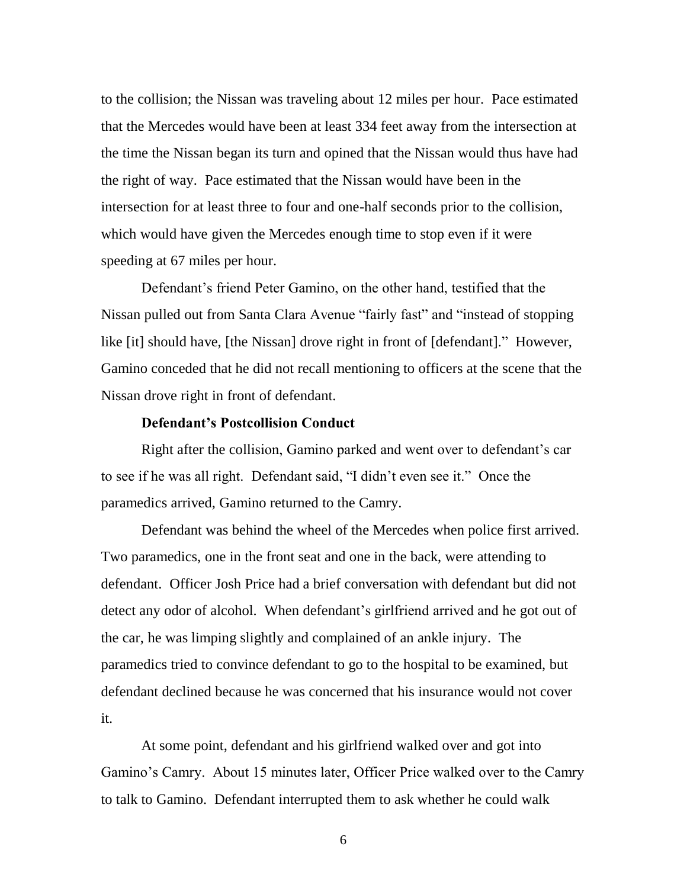to the collision; the Nissan was traveling about 12 miles per hour. Pace estimated that the Mercedes would have been at least 334 feet away from the intersection at the time the Nissan began its turn and opined that the Nissan would thus have had the right of way. Pace estimated that the Nissan would have been in the intersection for at least three to four and one-half seconds prior to the collision, which would have given the Mercedes enough time to stop even if it were speeding at 67 miles per hour.

Defendant's friend Peter Gamino, on the other hand, testified that the Nissan pulled out from Santa Clara Avenue "fairly fast" and "instead of stopping like [it] should have, [the Nissan] drove right in front of [defendant]." However, Gamino conceded that he did not recall mentioning to officers at the scene that the Nissan drove right in front of defendant.

**Defendant's Postcollision Conduct**

Right after the collision, Gamino parked and went over to defendant's car to see if he was all right. Defendant said, "I didn't even see it." Once the paramedics arrived, Gamino returned to the Camry.

Defendant was behind the wheel of the Mercedes when police first arrived. Two paramedics, one in the front seat and one in the back, were attending to defendant. Officer Josh Price had a brief conversation with defendant but did not detect any odor of alcohol. When defendant's girlfriend arrived and he got out of the car, he was limping slightly and complained of an ankle injury. The paramedics tried to convince defendant to go to the hospital to be examined, but defendant declined because he was concerned that his insurance would not cover it.

At some point, defendant and his girlfriend walked over and got into Gamino's Camry. About 15 minutes later, Officer Price walked over to the Camry to talk to Gamino. Defendant interrupted them to ask whether he could walk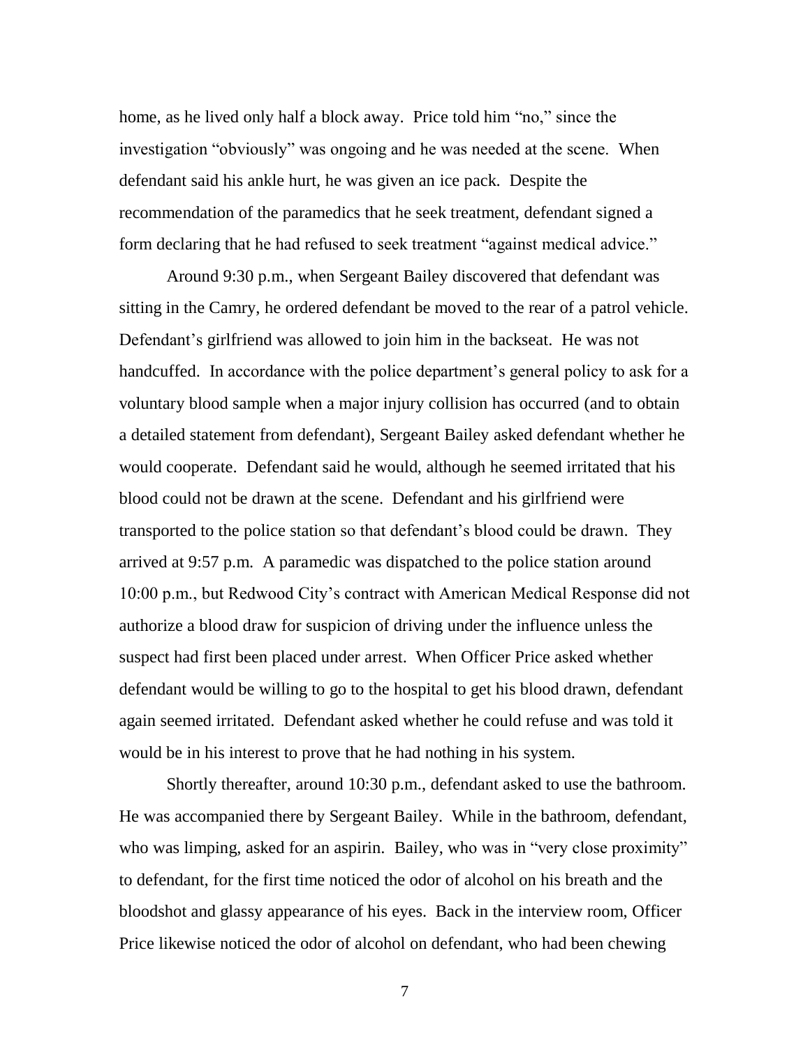home, as he lived only half a block away. Price told him "no," since the investigation "obviously" was ongoing and he was needed at the scene. When defendant said his ankle hurt, he was given an ice pack. Despite the recommendation of the paramedics that he seek treatment, defendant signed a form declaring that he had refused to seek treatment "against medical advice."

Around 9:30 p.m., when Sergeant Bailey discovered that defendant was sitting in the Camry, he ordered defendant be moved to the rear of a patrol vehicle. Defendant's girlfriend was allowed to join him in the backseat. He was not handcuffed. In accordance with the police department's general policy to ask for a voluntary blood sample when a major injury collision has occurred (and to obtain a detailed statement from defendant), Sergeant Bailey asked defendant whether he would cooperate. Defendant said he would, although he seemed irritated that his blood could not be drawn at the scene. Defendant and his girlfriend were transported to the police station so that defendant's blood could be drawn. They arrived at 9:57 p.m. A paramedic was dispatched to the police station around 10:00 p.m., but Redwood City's contract with American Medical Response did not authorize a blood draw for suspicion of driving under the influence unless the suspect had first been placed under arrest. When Officer Price asked whether defendant would be willing to go to the hospital to get his blood drawn, defendant again seemed irritated. Defendant asked whether he could refuse and was told it would be in his interest to prove that he had nothing in his system.

Shortly thereafter, around 10:30 p.m., defendant asked to use the bathroom. He was accompanied there by Sergeant Bailey. While in the bathroom, defendant, who was limping, asked for an aspirin. Bailey, who was in "very close proximity" to defendant, for the first time noticed the odor of alcohol on his breath and the bloodshot and glassy appearance of his eyes. Back in the interview room, Officer Price likewise noticed the odor of alcohol on defendant, who had been chewing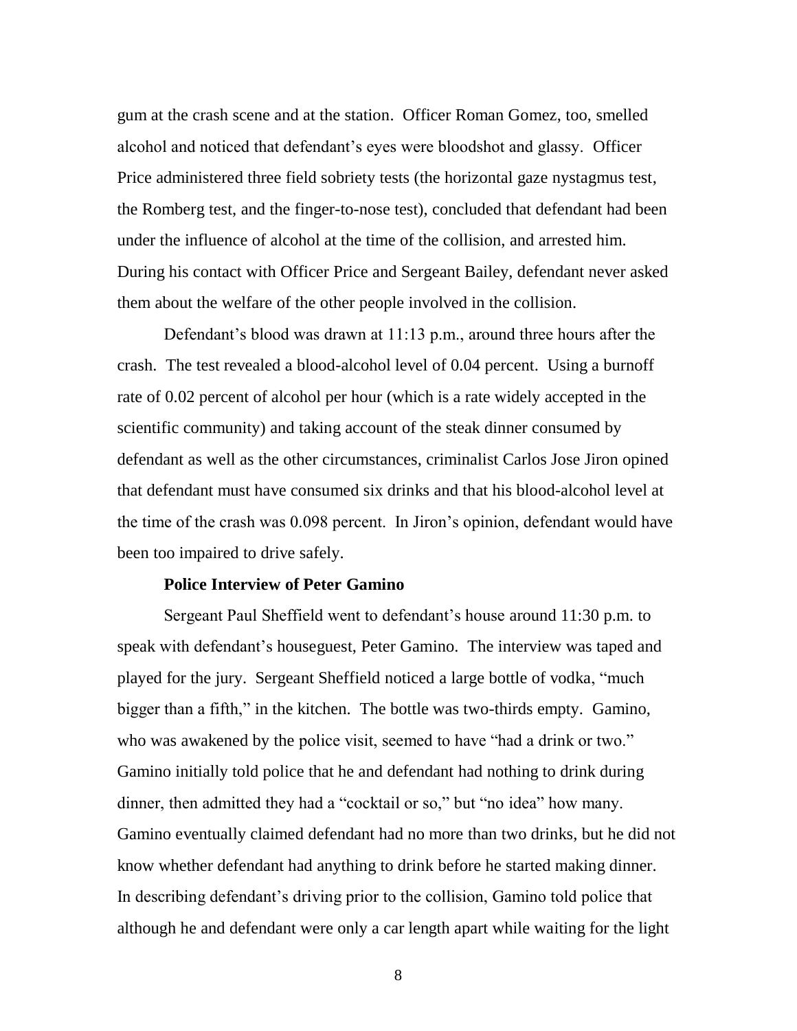gum at the crash scene and at the station. Officer Roman Gomez, too, smelled alcohol and noticed that defendant's eyes were bloodshot and glassy. Officer Price administered three field sobriety tests (the horizontal gaze nystagmus test, the Romberg test, and the finger-to-nose test), concluded that defendant had been under the influence of alcohol at the time of the collision, and arrested him. During his contact with Officer Price and Sergeant Bailey, defendant never asked them about the welfare of the other people involved in the collision.

Defendant's blood was drawn at 11:13 p.m., around three hours after the crash. The test revealed a blood-alcohol level of 0.04 percent. Using a burnoff rate of 0.02 percent of alcohol per hour (which is a rate widely accepted in the scientific community) and taking account of the steak dinner consumed by defendant as well as the other circumstances, criminalist Carlos Jose Jiron opined that defendant must have consumed six drinks and that his blood-alcohol level at the time of the crash was 0.098 percent. In Jiron's opinion, defendant would have been too impaired to drive safely.

**Police Interview of Peter Gamino**

Sergeant Paul Sheffield went to defendant's house around 11:30 p.m. to speak with defendant's houseguest, Peter Gamino. The interview was taped and played for the jury. Sergeant Sheffield noticed a large bottle of vodka, "much bigger than a fifth," in the kitchen. The bottle was two-thirds empty. Gamino, who was awakened by the police visit, seemed to have "had a drink or two." Gamino initially told police that he and defendant had nothing to drink during dinner, then admitted they had a "cocktail or so," but "no idea" how many. Gamino eventually claimed defendant had no more than two drinks, but he did not know whether defendant had anything to drink before he started making dinner. In describing defendant's driving prior to the collision, Gamino told police that although he and defendant were only a car length apart while waiting for the light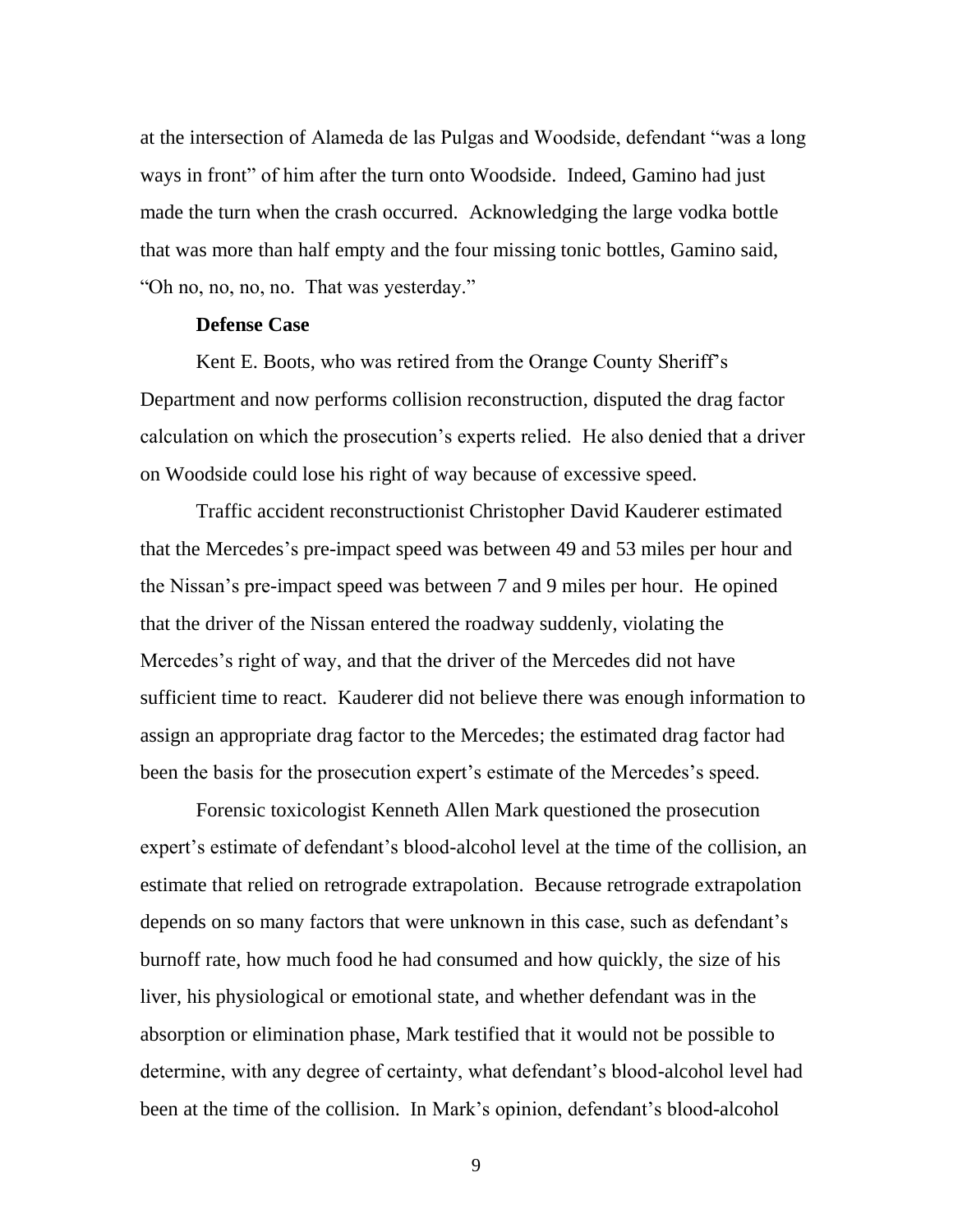at the intersection of Alameda de las Pulgas and Woodside, defendant "was a long ways in front" of him after the turn onto Woodside. Indeed, Gamino had just made the turn when the crash occurred. Acknowledging the large vodka bottle that was more than half empty and the four missing tonic bottles, Gamino said, "Oh no, no, no, no. That was yesterday."

**Defense Case**

Kent E. Boots, who was retired from the Orange County Sheriff's Department and now performs collision reconstruction, disputed the drag factor calculation on which the prosecution's experts relied. He also denied that a driver on Woodside could lose his right of way because of excessive speed.

Traffic accident reconstructionist Christopher David Kauderer estimated that the Mercedes's pre-impact speed was between 49 and 53 miles per hour and the Nissan's pre-impact speed was between 7 and 9 miles per hour. He opined that the driver of the Nissan entered the roadway suddenly, violating the Mercedes's right of way, and that the driver of the Mercedes did not have sufficient time to react. Kauderer did not believe there was enough information to assign an appropriate drag factor to the Mercedes; the estimated drag factor had been the basis for the prosecution expert's estimate of the Mercedes's speed.

Forensic toxicologist Kenneth Allen Mark questioned the prosecution expert's estimate of defendant's blood-alcohol level at the time of the collision, an estimate that relied on retrograde extrapolation. Because retrograde extrapolation depends on so many factors that were unknown in this case, such as defendant's burnoff rate, how much food he had consumed and how quickly, the size of his liver, his physiological or emotional state, and whether defendant was in the absorption or elimination phase, Mark testified that it would not be possible to determine, with any degree of certainty, what defendant's blood-alcohol level had been at the time of the collision. In Mark's opinion, defendant's blood-alcohol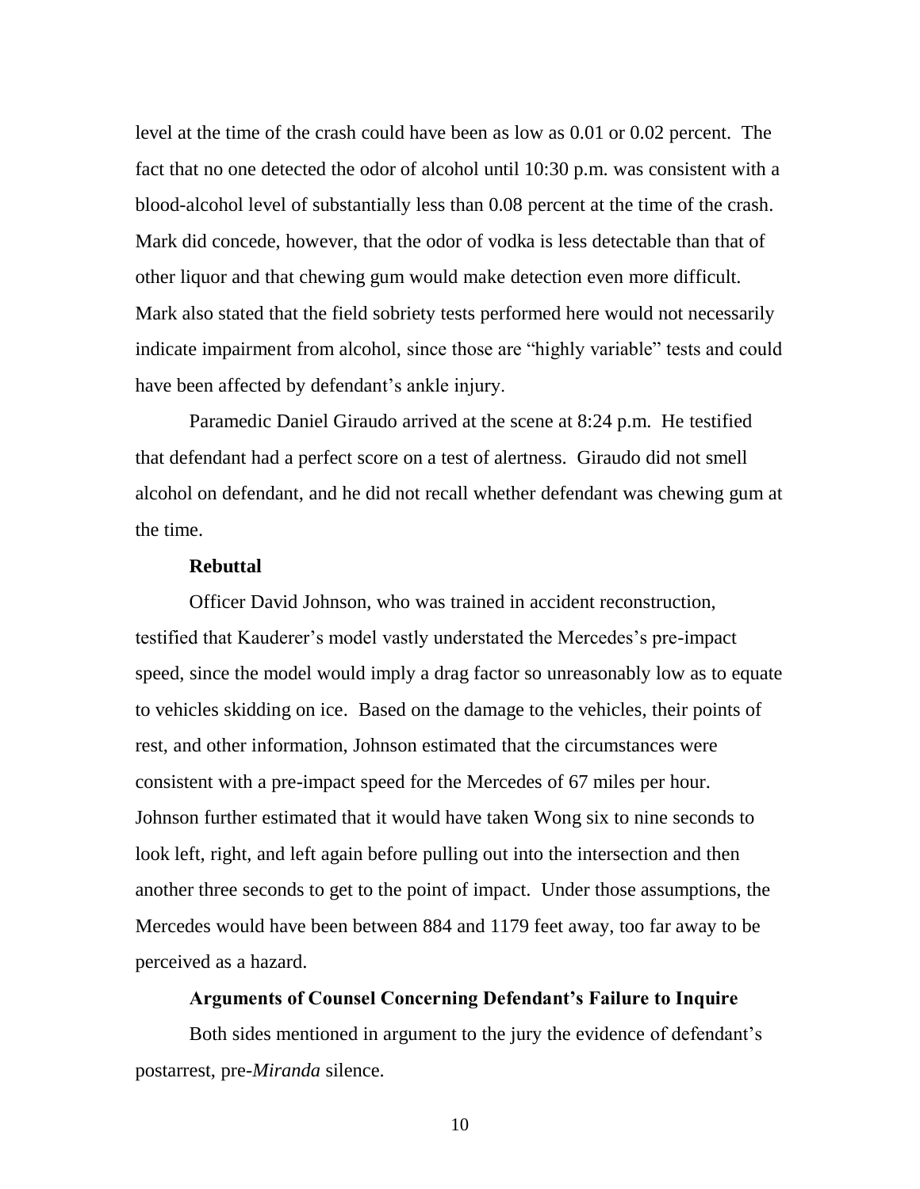level at the time of the crash could have been as low as 0.01 or 0.02 percent. The fact that no one detected the odor of alcohol until 10:30 p.m. was consistent with a blood-alcohol level of substantially less than 0.08 percent at the time of the crash. Mark did concede, however, that the odor of vodka is less detectable than that of other liquor and that chewing gum would make detection even more difficult. Mark also stated that the field sobriety tests performed here would not necessarily indicate impairment from alcohol, since those are "highly variable" tests and could have been affected by defendant's ankle injury.

Paramedic Daniel Giraudo arrived at the scene at 8:24 p.m. He testified that defendant had a perfect score on a test of alertness. Giraudo did not smell alcohol on defendant, and he did not recall whether defendant was chewing gum at the time.

**Rebuttal**

Officer David Johnson, who was trained in accident reconstruction, testified that Kauderer's model vastly understated the Mercedes's pre-impact speed, since the model would imply a drag factor so unreasonably low as to equate to vehicles skidding on ice. Based on the damage to the vehicles, their points of rest, and other information, Johnson estimated that the circumstances were consistent with a pre-impact speed for the Mercedes of 67 miles per hour. Johnson further estimated that it would have taken Wong six to nine seconds to look left, right, and left again before pulling out into the intersection and then another three seconds to get to the point of impact. Under those assumptions, the Mercedes would have been between 884 and 1179 feet away, too far away to be perceived as a hazard.

**Arguments of Counsel Concerning Defendant's Failure to Inquire**

Both sides mentioned in argument to the jury the evidence of defendant's postarrest, pre-*Miranda* silence.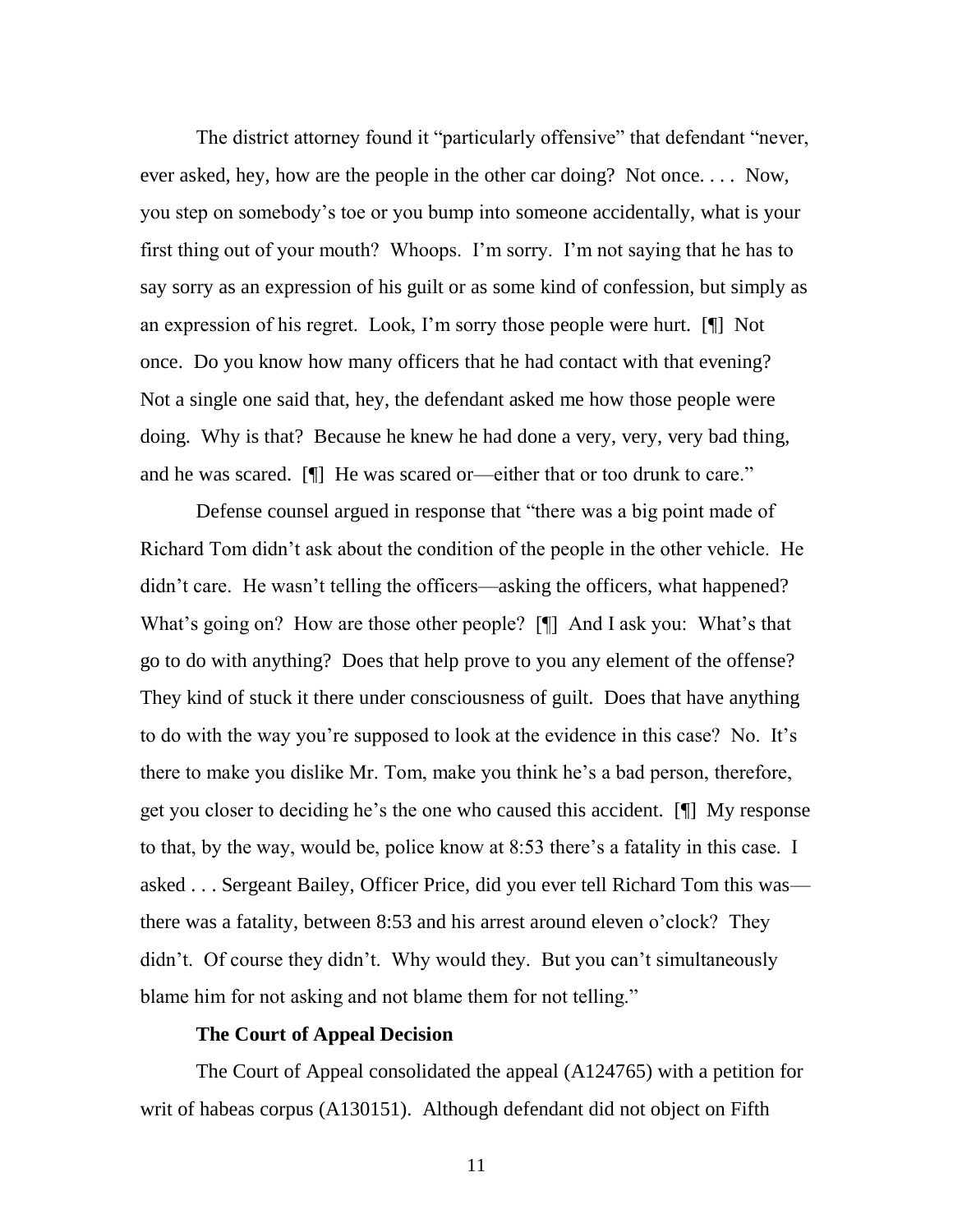The district attorney found it "particularly offensive" that defendant "never, ever asked, hey, how are the people in the other car doing? Not once. . . . Now, you step on somebody's toe or you bump into someone accidentally, what is your first thing out of your mouth? Whoops. I'm sorry. I'm not saying that he has to say sorry as an expression of his guilt or as some kind of confession, but simply as an expression of his regret. Look, I'm sorry those people were hurt. [¶] Not once. Do you know how many officers that he had contact with that evening? Not a single one said that, hey, the defendant asked me how those people were doing. Why is that? Because he knew he had done a very, very, very bad thing, and he was scared. [¶] He was scared or—either that or too drunk to care."

Defense counsel argued in response that "there was a big point made of Richard Tom didn't ask about the condition of the people in the other vehicle. He didn't care. He wasn't telling the officers—asking the officers, what happened? What's going on? How are those other people? [¶] And I ask you: What's that go to do with anything? Does that help prove to you any element of the offense? They kind of stuck it there under consciousness of guilt. Does that have anything to do with the way you're supposed to look at the evidence in this case? No. It's there to make you dislike Mr. Tom, make you think he's a bad person, therefore, get you closer to deciding he's the one who caused this accident. [¶] My response to that, by the way, would be, police know at 8:53 there's a fatality in this case. I asked . . . Sergeant Bailey, Officer Price, did you ever tell Richard Tom this was—there was a fatality, between 8:53 and his arrest around eleven o'clock? They didn't. Of course they didn't. Why would they. But you can't simultaneously blame him for not asking and not blame them for not telling."

**The Court of Appeal Decision**

The Court of Appeal consolidated the appeal (A124765) with a petition for writ of habeas corpus (A130151). Although defendant did not object on Fifth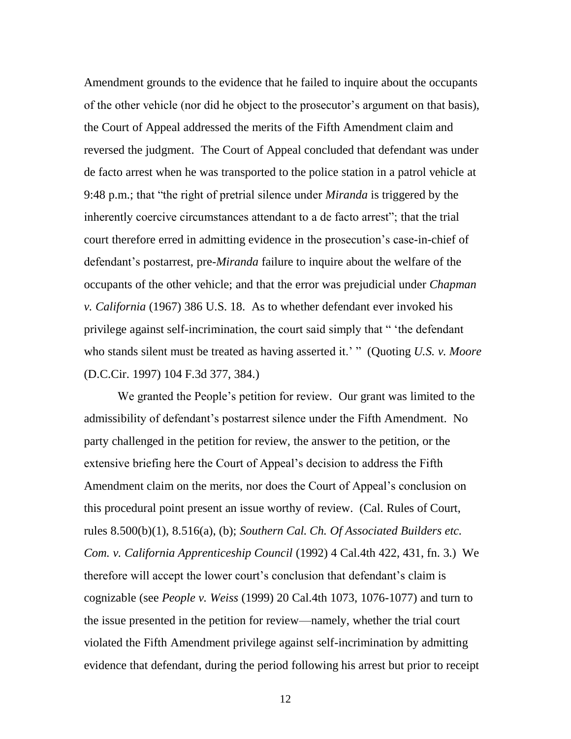Amendment grounds to the evidence that he failed to inquire about the occupants of the other vehicle (nor did he object to the prosecutor's argument on that basis), the Court of Appeal addressed the merits of the Fifth Amendment claim and reversed the judgment. The Court of Appeal concluded that defendant was under de facto arrest when he was transported to the police station in a patrol vehicle at 9:48 p.m.; that "the right of pretrial silence under *Miranda* is triggered by the inherently coercive circumstances attendant to a de facto arrest"; that the trial court therefore erred in admitting evidence in the prosecution's case-in-chief of defendant's postarrest, pre-*Miranda* failure to inquire about the welfare of the occupants of the other vehicle; and that the error was prejudicial under *Chapman v. California* (1967) 386 U.S. 18. As to whether defendant ever invoked his privilege against self-incrimination, the court said simply that " 'the defendant who stands silent must be treated as having asserted it.' " (Quoting *U.S. v. Moore* (D.C.Cir. 1997) 104 F.3d 377, 384.)

We granted the People's petition for review. Our grant was limited to the admissibility of defendant's postarrest silence under the Fifth Amendment. No party challenged in the petition for review, the answer to the petition, or the extensive briefing here the Court of Appeal's decision to address the Fifth Amendment claim on the merits, nor does the Court of Appeal's conclusion on this procedural point present an issue worthy of review. (Cal. Rules of Court, rules 8.500(b)(1), 8.516(a), (b); *Southern Cal. Ch. Of Associated Builders etc. Com. v. California Apprenticeship Council* (1992) 4 Cal.4th 422, 431, fn. 3.) We therefore will accept the lower court's conclusion that defendant's claim is cognizable (see *People v. Weiss* (1999) 20 Cal.4th 1073, 1076-1077) and turn to the issue presented in the petition for review—namely, whether the trial court violated the Fifth Amendment privilege against self-incrimination by admitting evidence that defendant, during the period following his arrest but prior to receipt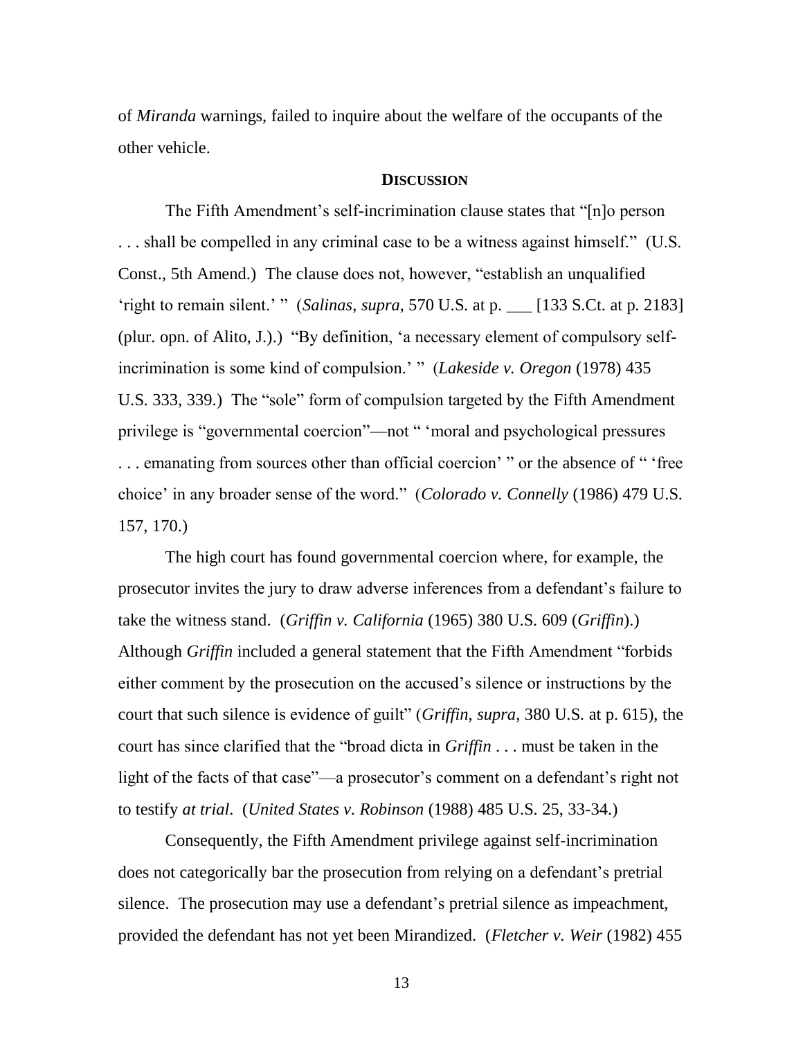of *Miranda* warnings, failed to inquire about the welfare of the occupants of the other vehicle.

## DISCUSSION

The Fifth Amendment's self-incrimination clause states that "[n]o person . . . shall be compelled in any criminal case to be a witness against himself." (U.S. Const., 5th Amend.) The clause does not, however, "establish an unqualified 'right to remain silent.' " (*Salinas, supra*, 570 U.S. at p. ___ [133 S.Ct. at p. 2183] (plur. opn. of Alito, J.).) "By definition, 'a necessary element of compulsory self-incrimination is some kind of compulsion.' " (*Lakeside v. Oregon* (1978) 435 U.S. 333, 339.) The "sole" form of compulsion targeted by the Fifth Amendment privilege is "governmental coercion"—not " 'moral and psychological pressures . . . emanating from sources other than official coercion' " or the absence of " 'free choice' in any broader sense of the word." (*Colorado v. Connelly* (1986) 479 U.S. 157, 170.)

The high court has found governmental coercion where, for example, the prosecutor invites the jury to draw adverse inferences from a defendant's failure to take the witness stand. (*Griffin v. California* (1965) 380 U.S. 609 (*Griffin*).) Although *Griffin* included a general statement that the Fifth Amendment "forbids either comment by the prosecution on the accused's silence or instructions by the court that such silence is evidence of guilt" (*Griffin*, *supra*, 380 U.S. at p. 615), the court has since clarified that the "broad dicta in *Griffin* . . . must be taken in the light of the facts of that case"—a prosecutor's comment on a defendant's right not to testify *at trial*. (*United States v. Robinson* (1988) 485 U.S. 25, 33-34.)

Consequently, the Fifth Amendment privilege against self-incrimination does not categorically bar the prosecution from relying on a defendant's pretrial silence. The prosecution may use a defendant's pretrial silence as impeachment, provided the defendant has not yet been Mirandized. (*Fletcher v. Weir* (1982) 455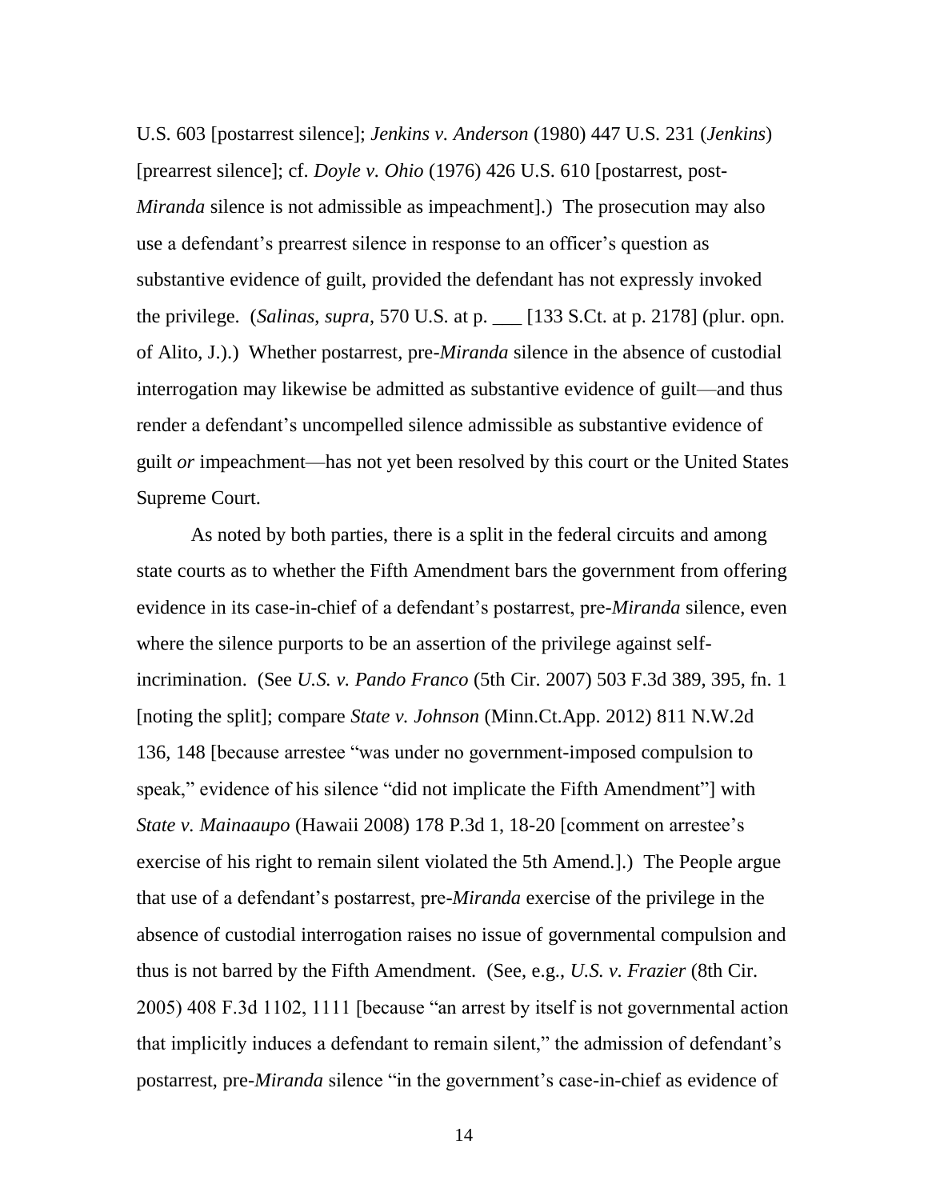U.S. 603 [postarrest silence]; *Jenkins v. Anderson* (1980) 447 U.S. 231 (*Jenkins*) [prearrest silence]; cf. *Doyle v. Ohio* (1976) 426 U.S. 610 [postarrest, post-*Miranda* silence is not admissible as impeachment].) The prosecution may also use a defendant's prearrest silence in response to an officer's question as substantive evidence of guilt, provided the defendant has not expressly invoked the privilege. (*Salinas*, *supra*, 570 U.S. at p. ___ [133 S.Ct. at p. 2178] (plur. opn. of Alito, J.).) Whether postarrest, pre-*Miranda* silence in the absence of custodial interrogation may likewise be admitted as substantive evidence of guilt—and thus render a defendant's uncompelled silence admissible as substantive evidence of guilt *or* impeachment—has not yet been resolved by this court or the United States Supreme Court.

As noted by both parties, there is a split in the federal circuits and among state courts as to whether the Fifth Amendment bars the government from offering evidence in its case-in-chief of a defendant's postarrest, pre-*Miranda* silence, even where the silence purports to be an assertion of the privilege against self-incrimination. (See *U.S. v. Pando Franco* (5th Cir. 2007) 503 F.3d 389, 395, fn. 1 [noting the split]; compare *State v. Johnson* (Minn.Ct.App. 2012) 811 N.W.2d 136, 148 [because arrestee "was under no government-imposed compulsion to speak," evidence of his silence "did not implicate the Fifth Amendment"] with *State v. Mainaaupo* (Hawaii 2008) 178 P.3d 1, 18-20 [comment on arrestee's exercise of his right to remain silent violated the 5th Amend.].) The People argue that use of a defendant's postarrest, pre-*Miranda* exercise of the privilege in the absence of custodial interrogation raises no issue of governmental compulsion and thus is not barred by the Fifth Amendment. (See, e.g., *U.S. v. Frazier* (8th Cir. 2005) 408 F.3d 1102, 1111 [because "an arrest by itself is not governmental action that implicitly induces a defendant to remain silent," the admission of defendant's postarrest, pre-*Miranda* silence "in the government's case-in-chief as evidence of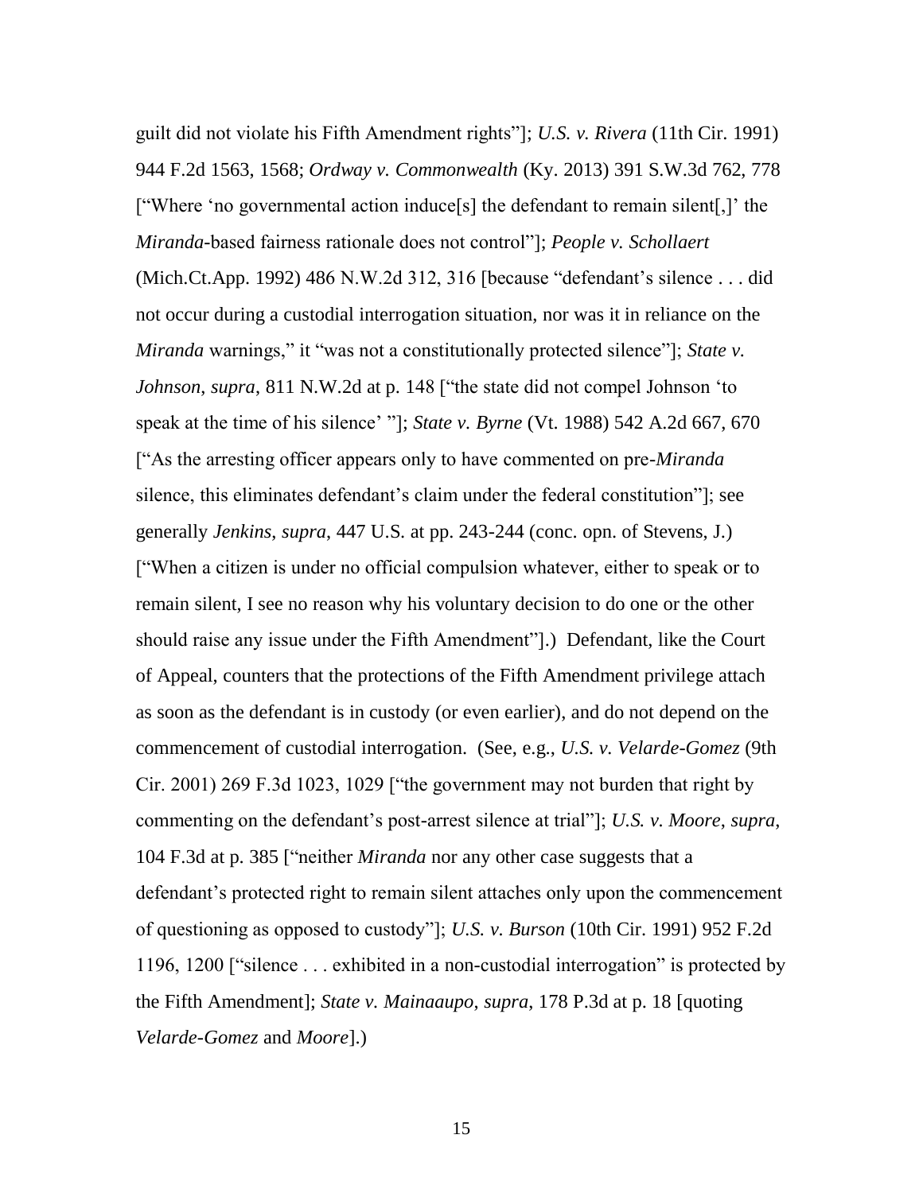guilt did not violate his Fifth Amendment rights"]; *U.S. v. Rivera* (11th Cir. 1991) 944 F.2d 1563, 1568; *Ordway v. Commonwealth* (Ky. 2013) 391 S.W.3d 762, 778 ["Where 'no governmental action induce[s] the defendant to remain silent[,]' the *Miranda*-based fairness rationale does not control"]; *People v. Schollaert* (Mich.Ct.App. 1992) 486 N.W.2d 312, 316 [because "defendant's silence . . . did not occur during a custodial interrogation situation, nor was it in reliance on the *Miranda* warnings," it "was not a constitutionally protected silence"]; *State v. Johnson*, *supra*, 811 N.W.2d at p. 148 ["the state did not compel Johnson 'to speak at the time of his silence' "]; *State v. Byrne* (Vt. 1988) 542 A.2d 667, 670 ["As the arresting officer appears only to have commented on pre-*Miranda* silence, this eliminates defendant's claim under the federal constitution"]; see generally *Jenkins*, *supra*, 447 U.S. at pp. 243-244 (conc. opn. of Stevens, J.) ["When a citizen is under no official compulsion whatever, either to speak or to remain silent, I see no reason why his voluntary decision to do one or the other should raise any issue under the Fifth Amendment"].) Defendant, like the Court of Appeal, counters that the protections of the Fifth Amendment privilege attach as soon as the defendant is in custody (or even earlier), and do not depend on the commencement of custodial interrogation. (See, e.g., *U.S. v. Velarde-Gomez* (9th Cir. 2001) 269 F.3d 1023, 1029 ["the government may not burden that right by commenting on the defendant's post-arrest silence at trial"]; *U.S. v. Moore*, *supra*, 104 F.3d at p. 385 ["neither *Miranda* nor any other case suggests that a defendant's protected right to remain silent attaches only upon the commencement of questioning as opposed to custody"]; *U.S. v. Burson* (10th Cir. 1991) 952 F.2d 1196, 1200 ["silence . . . exhibited in a non-custodial interrogation" is protected by the Fifth Amendment]; *State v. Mainaaupo*, *supra*, 178 P.3d at p. 18 [quoting *Velarde-Gomez* and *Moore*].)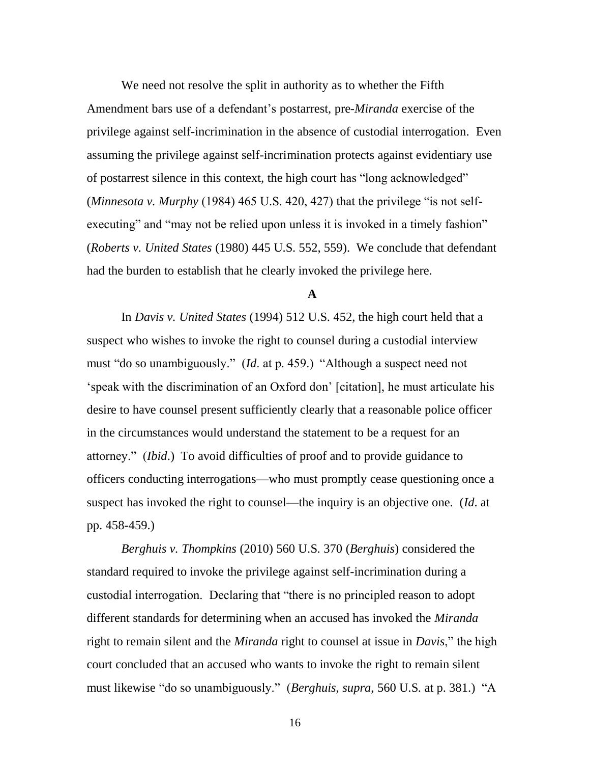We need not resolve the split in authority as to whether the Fifth Amendment bars use of a defendant's postarrest, pre-*Miranda* exercise of the privilege against self-incrimination in the absence of custodial interrogation. Even assuming the privilege against self-incrimination protects against evidentiary use of postarrest silence in this context, the high court has "long acknowledged" (*Minnesota v. Murphy* (1984) 465 U.S. 420, 427) that the privilege "is not self-executing" and "may not be relied upon unless it is invoked in a timely fashion" (*Roberts v. United States* (1980) 445 U.S. 552, 559). We conclude that defendant had the burden to establish that he clearly invoked the privilege here.

**A**

In *Davis v. United States* (1994) 512 U.S. 452, the high court held that a suspect who wishes to invoke the right to counsel during a custodial interview must "do so unambiguously." (*Id*. at p. 459.) "Although a suspect need not 'speak with the discrimination of an Oxford don' [citation], he must articulate his desire to have counsel present sufficiently clearly that a reasonable police officer in the circumstances would understand the statement to be a request for an attorney." (*Ibid*.) To avoid difficulties of proof and to provide guidance to officers conducting interrogations—who must promptly cease questioning once a suspect has invoked the right to counsel—the inquiry is an objective one. (*Id*. at pp. 458-459.)

*Berghuis v. Thompkins* (2010) 560 U.S. 370 (*Berghuis*) considered the standard required to invoke the privilege against self-incrimination during a custodial interrogation. Declaring that "there is no principled reason to adopt different standards for determining when an accused has invoked the *Miranda* right to remain silent and the *Miranda* right to counsel at issue in *Davis*," the high court concluded that an accused who wants to invoke the right to remain silent must likewise "do so unambiguously." (*Berghuis*, *supra*, 560 U.S. at p. 381.) "A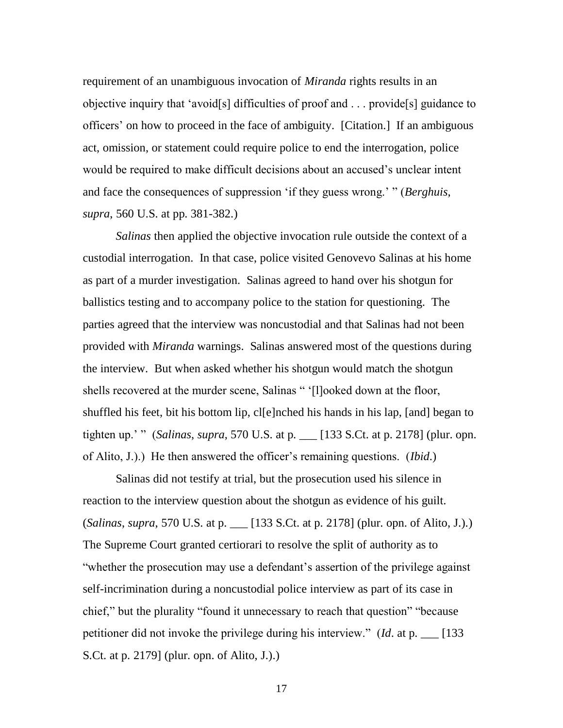requirement of an unambiguous invocation of *Miranda* rights results in an objective inquiry that 'avoid[s] difficulties of proof and . . . provide[s] guidance to officers' on how to proceed in the face of ambiguity. [Citation.] If an ambiguous act, omission, or statement could require police to end the interrogation, police would be required to make difficult decisions about an accused's unclear intent and face the consequences of suppression 'if they guess wrong.' " (*Berghuis*, *supra*, 560 U.S. at pp. 381-382.)

*Salinas* then applied the objective invocation rule outside the context of a custodial interrogation. In that case, police visited Genovevo Salinas at his home as part of a murder investigation. Salinas agreed to hand over his shotgun for ballistics testing and to accompany police to the station for questioning. The parties agreed that the interview was noncustodial and that Salinas had not been provided with *Miranda* warnings. Salinas answered most of the questions during the interview. But when asked whether his shotgun would match the shotgun shells recovered at the murder scene, Salinas " '[l]ooked down at the floor, shuffled his feet, bit his bottom lip, cl[e]nched his hands in his lap, [and] began to tighten up.' " (*Salinas*, *supra*, 570 U.S. at p. ___ [133 S.Ct. at p. 2178] (plur. opn. of Alito, J.).) He then answered the officer's remaining questions. (*Ibid*.)

Salinas did not testify at trial, but the prosecution used his silence in reaction to the interview question about the shotgun as evidence of his guilt. (*Salinas*, *supra*, 570 U.S. at p. ___ [133 S.Ct. at p. 2178] (plur. opn. of Alito, J.).) The Supreme Court granted certiorari to resolve the split of authority as to "whether the prosecution may use a defendant's assertion of the privilege against self-incrimination during a noncustodial police interview as part of its case in chief," but the plurality "found it unnecessary to reach that question" "because petitioner did not invoke the privilege during his interview." (*Id*. at p. ___ [133 S.Ct. at p. 2179] (plur. opn. of Alito, J.).)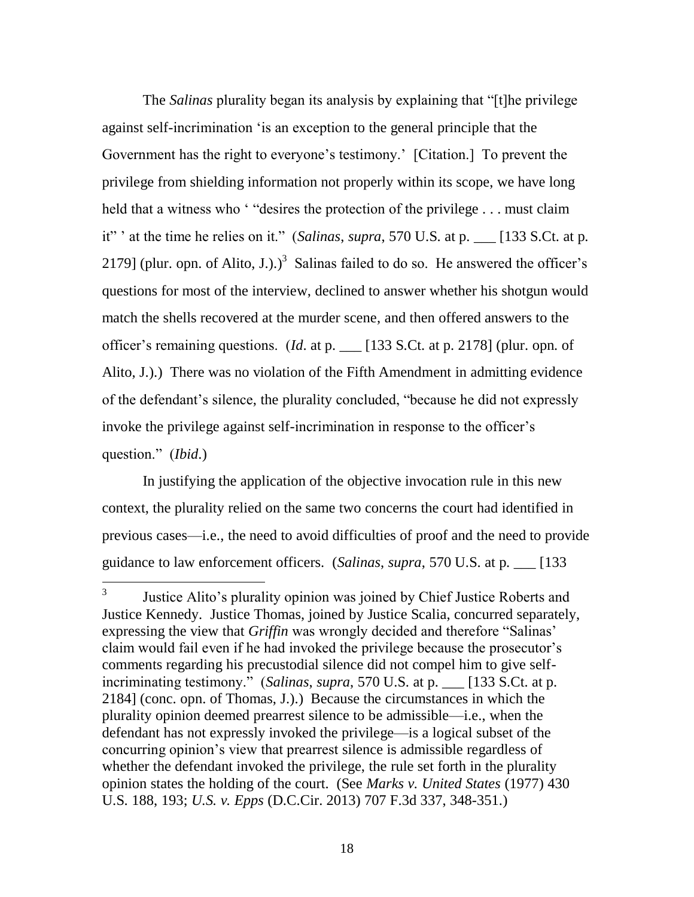The *Salinas* plurality began its analysis by explaining that "[t]he privilege against self-incrimination 'is an exception to the general principle that the Government has the right to everyone's testimony.' [Citation.] To prevent the privilege from shielding information not properly within its scope, we have long held that a witness who ' "desires the protection of the privilege . . . must claim it" ' at the time he relies on it." (*Salinas*, *supra*, 570 U.S. at p. ___ [133 S.Ct. at p. 2179] (plur. opn. of Alito, J.).)[3] Salinas failed to do so. He answered the officer's questions for most of the interview, declined to answer whether his shotgun would match the shells recovered at the murder scene, and then offered answers to the officer's remaining questions. (*Id*. at p. ___ [133 S.Ct. at p. 2178] (plur. opn. of Alito, J.).) There was no violation of the Fifth Amendment in admitting evidence of the defendant's silence, the plurality concluded, "because he did not expressly invoke the privilege against self-incrimination in response to the officer's question." (*Ibid*.)

In justifying the application of the objective invocation rule in this new context, the plurality relied on the same two concerns the court had identified in previous cases—i.e., the need to avoid difficulties of proof and the need to provide guidance to law enforcement officers. (*Salinas*, *supra*, 570 U.S. at p. ___ [133

---

[3] Justice Alito's plurality opinion was joined by Chief Justice Roberts and Justice Kennedy. Justice Thomas, joined by Justice Scalia, concurred separately, expressing the view that *Griffin* was wrongly decided and therefore "Salinas' claim would fail even if he had invoked the privilege because the prosecutor's comments regarding his precustodial silence did not compel him to give self-incriminating testimony." (*Salinas*, *supra*, 570 U.S. at p. ___ [133 S.Ct. at p. 2184] (conc. opn. of Thomas, J.).) Because the circumstances in which the plurality opinion deemed prearrest silence to be admissible—i.e., when the defendant has not expressly invoked the privilege—is a logical subset of the concurring opinion's view that prearrest silence is admissible regardless of whether the defendant invoked the privilege, the rule set forth in the plurality opinion states the holding of the court. (See *Marks v. United States* (1977) 430 U.S. 188, 193; *U.S. v. Epps* (D.C.Cir. 2013) 707 F.3d 337, 348-351.)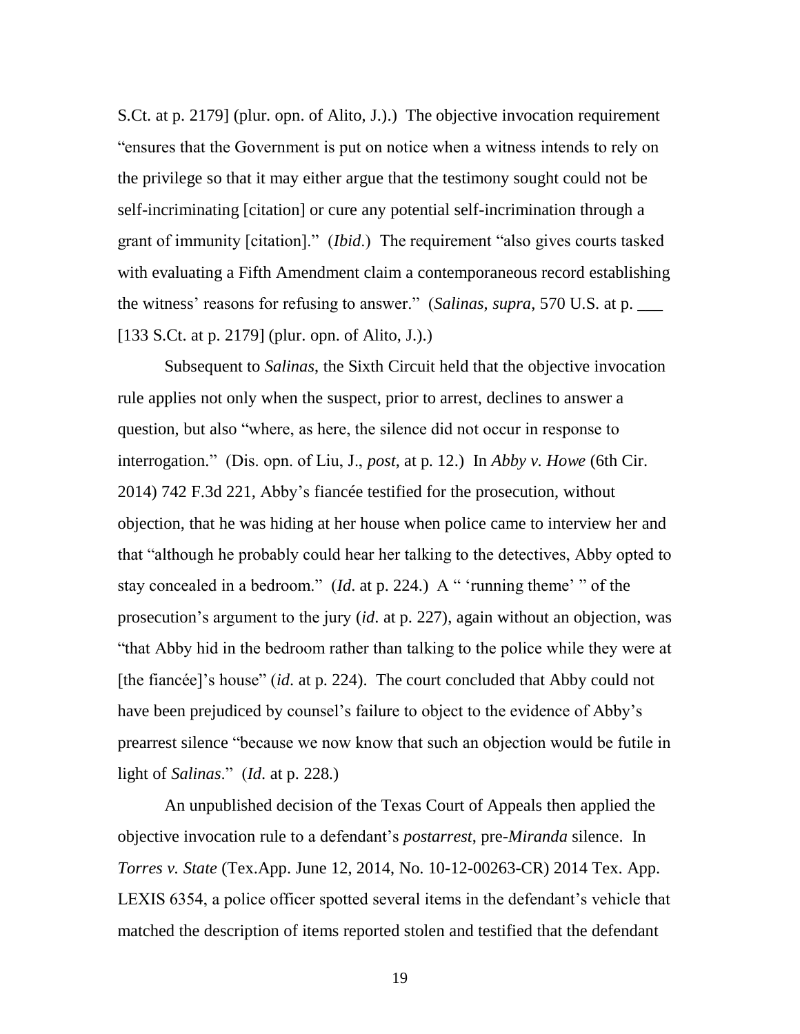S.Ct. at p. 2179] (plur. opn. of Alito, J.).) The objective invocation requirement "ensures that the Government is put on notice when a witness intends to rely on the privilege so that it may either argue that the testimony sought could not be self-incriminating [citation] or cure any potential self-incrimination through a grant of immunity [citation]." (*Ibid*.) The requirement "also gives courts tasked with evaluating a Fifth Amendment claim a contemporaneous record establishing the witness' reasons for refusing to answer." (*Salinas*, *supra*, 570 U.S. at p. ___ [133 S.Ct. at p. 2179] (plur. opn. of Alito, J.).)

Subsequent to *Salinas*, the Sixth Circuit held that the objective invocation rule applies not only when the suspect, prior to arrest, declines to answer a question, but also "where, as here, the silence did not occur in response to interrogation." (Dis. opn. of Liu, J., *post*, at p. 12.) In *Abby v. Howe* (6th Cir. 2014) 742 F.3d 221, Abby's fiancée testified for the prosecution, without objection, that he was hiding at her house when police came to interview her and that "although he probably could hear her talking to the detectives, Abby opted to stay concealed in a bedroom." (*Id*. at p. 224.) A " 'running theme' " of the prosecution's argument to the jury (*id*. at p. 227), again without an objection, was "that Abby hid in the bedroom rather than talking to the police while they were at [the fiancée]'s house" (*id*. at p. 224). The court concluded that Abby could not have been prejudiced by counsel's failure to object to the evidence of Abby's prearrest silence "because we now know that such an objection would be futile in light of *Salinas*." (*Id*. at p. 228.)

An unpublished decision of the Texas Court of Appeals then applied the objective invocation rule to a defendant's *postarrest*, pre-*Miranda* silence. In *Torres v. State* (Tex.App. June 12, 2014, No. 10-12-00263-CR) 2014 Tex. App. LEXIS 6354, a police officer spotted several items in the defendant's vehicle that matched the description of items reported stolen and testified that the defendant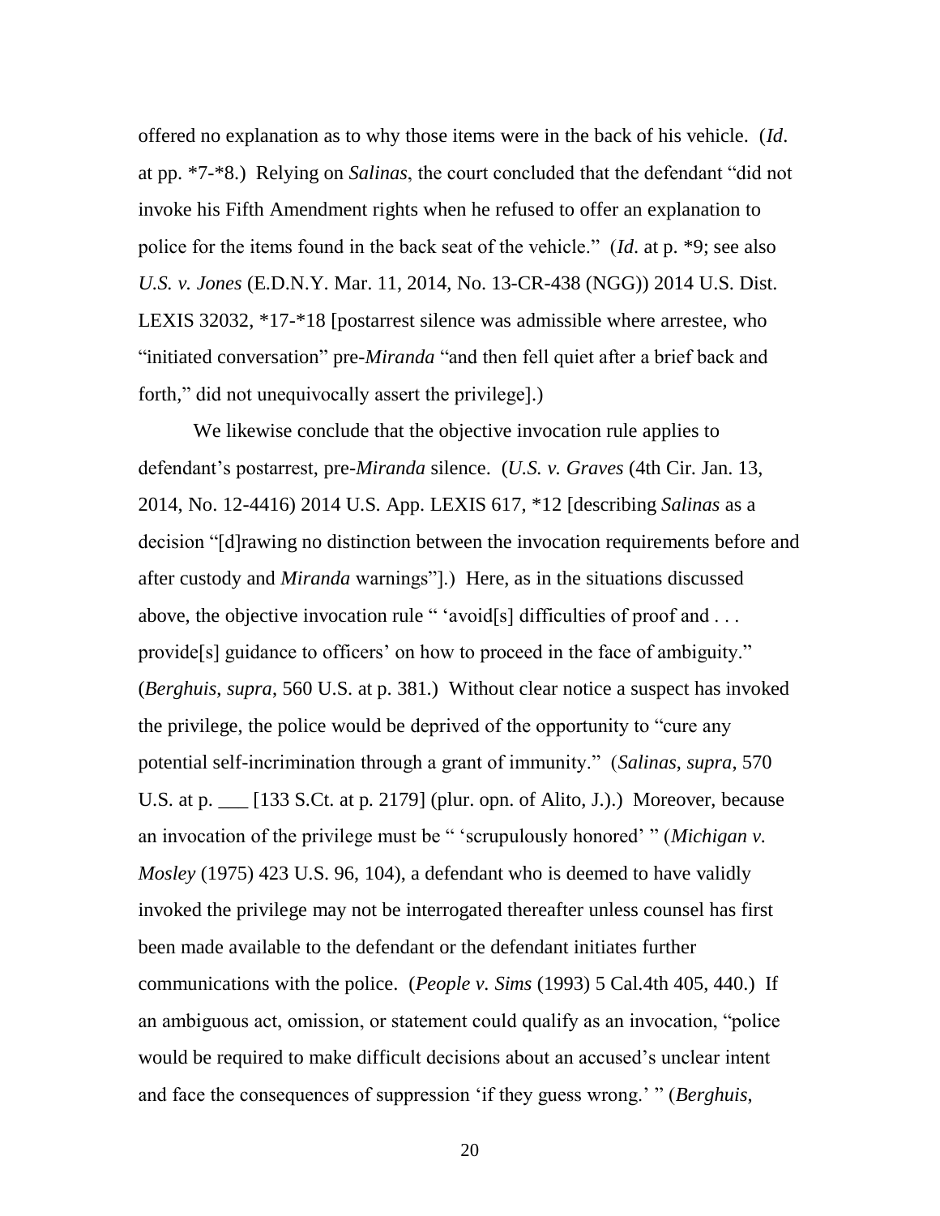offered no explanation as to why those items were in the back of his vehicle. (*Id*. at pp. *7-*8.) Relying on *Salinas*, the court concluded that the defendant "did not invoke his Fifth Amendment rights when he refused to offer an explanation to police for the items found in the back seat of the vehicle." (*Id*. at p. *9; see also *U.S. v. Jones* (E.D.N.Y. Mar. 11, 2014, No. 13-CR-438 (NGG)) 2014 U.S. Dist. LEXIS 32032, *17-*18 [postarrest silence was admissible where arrestee, who "initiated conversation" pre-*Miranda* "and then fell quiet after a brief back and forth," did not unequivocally assert the privilege].)

We likewise conclude that the objective invocation rule applies to defendant's postarrest, pre-*Miranda* silence. (*U.S. v. Graves* (4th Cir. Jan. 13, 2014, No. 12-4416) 2014 U.S. App. LEXIS 617, *12 [describing *Salinas* as a decision "[d]rawing no distinction between the invocation requirements before and after custody and *Miranda* warnings"].) Here, as in the situations discussed above, the objective invocation rule " 'avoid[s] difficulties of proof and . . . provide[s] guidance to officers' on how to proceed in the face of ambiguity." (*Berghuis*, *supra*, 560 U.S. at p. 381.) Without clear notice a suspect has invoked the privilege, the police would be deprived of the opportunity to "cure any potential self-incrimination through a grant of immunity." (*Salinas*, *supra*, 570 U.S. at p. ___ [133 S.Ct. at p. 2179] (plur. opn. of Alito, J.).) Moreover, because an invocation of the privilege must be " 'scrupulously honored' " (*Michigan v. Mosley* (1975) 423 U.S. 96, 104), a defendant who is deemed to have validly invoked the privilege may not be interrogated thereafter unless counsel has first been made available to the defendant or the defendant initiates further communications with the police. (*People v. Sims* (1993) 5 Cal.4th 405, 440.) If an ambiguous act, omission, or statement could qualify as an invocation, "police would be required to make difficult decisions about an accused's unclear intent and face the consequences of suppression 'if they guess wrong.' " (*Berghuis*,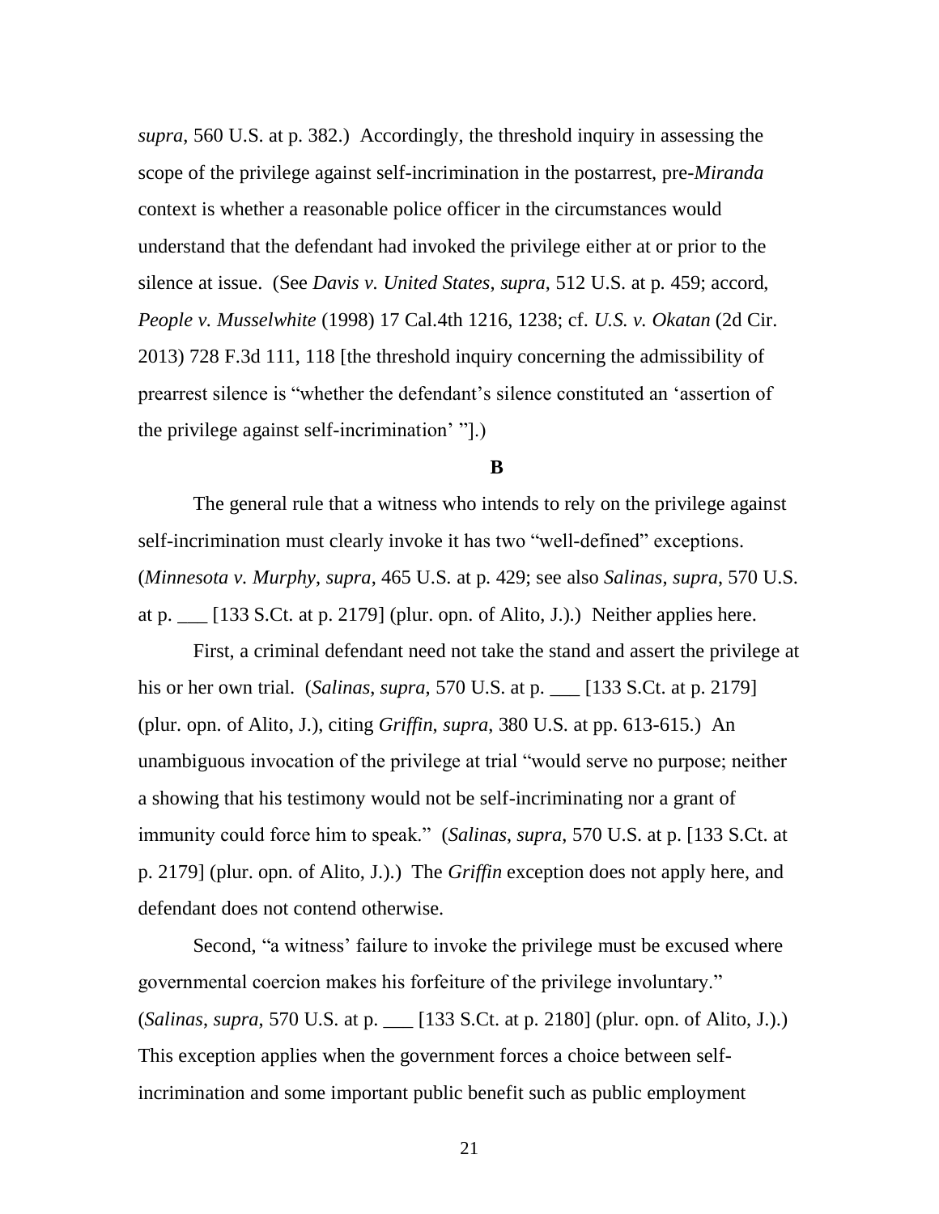*supra*, 560 U.S. at p. 382.) Accordingly, the threshold inquiry in assessing the scope of the privilege against self-incrimination in the postarrest, pre-*Miranda* context is whether a reasonable police officer in the circumstances would understand that the defendant had invoked the privilege either at or prior to the silence at issue. (See *Davis v. United States*, *supra*, 512 U.S. at p. 459; accord, *People v. Musselwhite* (1998) 17 Cal.4th 1216, 1238; cf. *U.S. v. Okatan* (2d Cir. 2013) 728 F.3d 111, 118 [the threshold inquiry concerning the admissibility of prearrest silence is "whether the defendant's silence constituted an 'assertion of the privilege against self-incrimination' "].)

**B**

The general rule that a witness who intends to rely on the privilege against self-incrimination must clearly invoke it has two "well-defined" exceptions. (*Minnesota v. Murphy*, *supra*, 465 U.S. at p. 429; see also *Salinas*, *supra*, 570 U.S. at p. ___ [133 S.Ct. at p. 2179] (plur. opn. of Alito, J.).) Neither applies here.

First, a criminal defendant need not take the stand and assert the privilege at his or her own trial. (*Salinas*, *supra*, 570 U.S. at p. ___ [133 S.Ct. at p. 2179] (plur. opn. of Alito, J.), citing *Griffin*, *supra*, 380 U.S. at pp. 613-615.) An unambiguous invocation of the privilege at trial "would serve no purpose; neither a showing that his testimony would not be self-incriminating nor a grant of immunity could force him to speak." (*Salinas*, *supra*, 570 U.S. at p. [133 S.Ct. at p. 2179] (plur. opn. of Alito, J.).) The *Griffin* exception does not apply here, and defendant does not contend otherwise.

Second, "a witness' failure to invoke the privilege must be excused where governmental coercion makes his forfeiture of the privilege involuntary." (*Salinas*, *supra*, 570 U.S. at p. ___ [133 S.Ct. at p. 2180] (plur. opn. of Alito, J.).) This exception applies when the government forces a choice between self-incrimination and some important public benefit such as public employment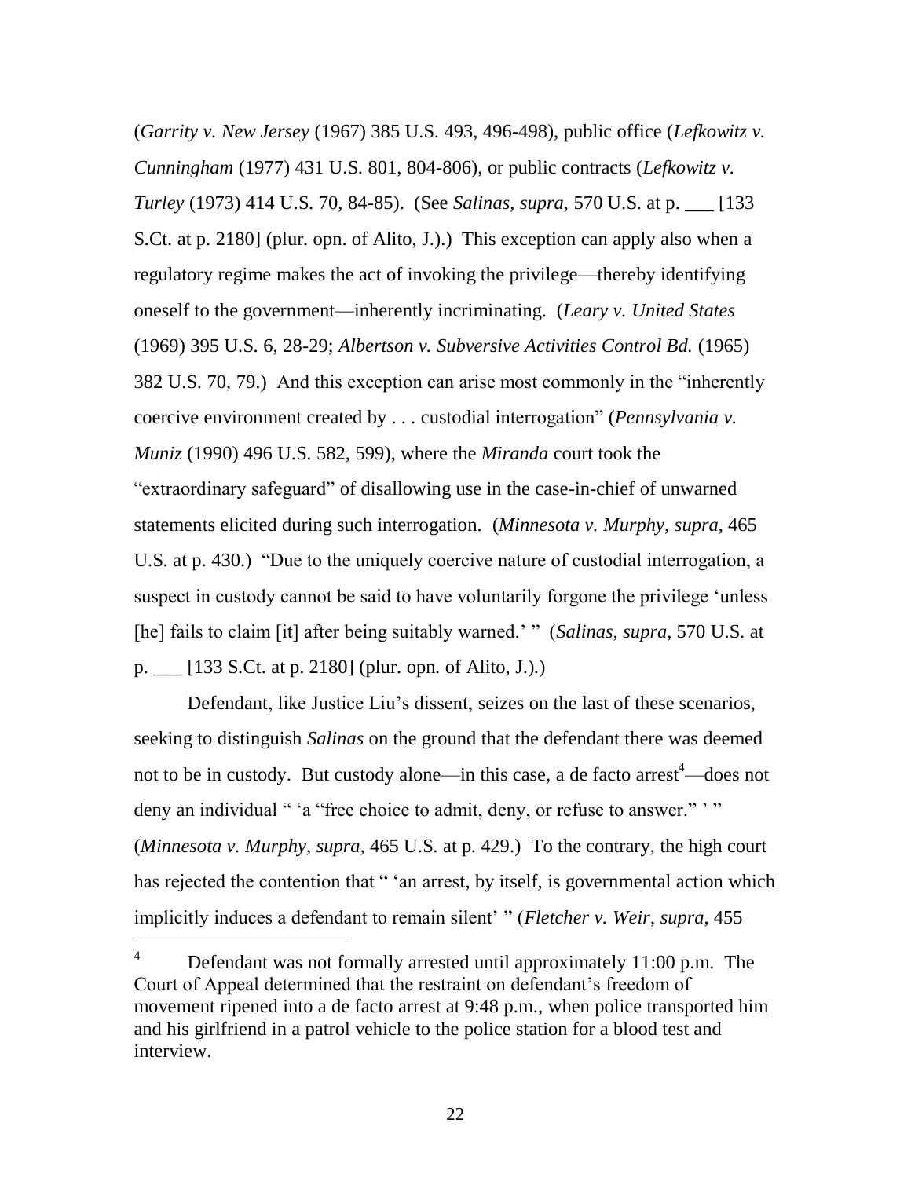(*Garrity v. New Jersey* (1967) 385 U.S. 493, 496-498), public office (*Lefkowitz v. Cunningham* (1977) 431 U.S. 801, 804-806), or public contracts (*Lefkowitz v. Turley* (1973) 414 U.S. 70, 84-85). (See *Salinas*, *supra*, 570 U.S. at p. ___ [133 S.Ct. at p. 2180] (plur. opn. of Alito, J.).) This exception can apply also when a regulatory regime makes the act of invoking the privilege—thereby identifying oneself to the government—inherently incriminating. (*Leary v. United States* (1969) 395 U.S. 6, 28-29; *Albertson v. Subversive Activities Control Bd.* (1965) 382 U.S. 70, 79.) And this exception can arise most commonly in the "inherently coercive environment created by . . . custodial interrogation" (*Pennsylvania v. Muniz* (1990) 496 U.S. 582, 599), where the *Miranda* court took the "extraordinary safeguard" of disallowing use in the case-in-chief of unwarned statements elicited during such interrogation. (*Minnesota v. Murphy*, *supra*, 465 U.S. at p. 430.) "Due to the uniquely coercive nature of custodial interrogation, a suspect in custody cannot be said to have voluntarily forgone the privilege 'unless [he] fails to claim [it] after being suitably warned.' " (*Salinas*, *supra*, 570 U.S. at p. ___ [133 S.Ct. at p. 2180] (plur. opn. of Alito, J.).)

Defendant, like Justice Liu's dissent, seizes on the last of these scenarios, seeking to distinguish *Salinas* on the ground that the defendant there was deemed not to be in custody. But custody alone—in this case, a de facto arrest[4]—does not deny an individual " 'a "free choice to admit, deny, or refuse to answer." ' " (*Minnesota v. Murphy*, *supra*, 465 U.S. at p. 429.) To the contrary, the high court has rejected the contention that " 'an arrest, by itself, is governmental action which implicitly induces a defendant to remain silent' " (*Fletcher v. Weir*, *supra*, 455

---

[4] Defendant was not formally arrested until approximately 11:00 p.m. The Court of Appeal determined that the restraint on defendant's freedom of movement ripened into a de facto arrest at 9:48 p.m., when police transported him and his girlfriend in a patrol vehicle to the police station for a blood test and interview.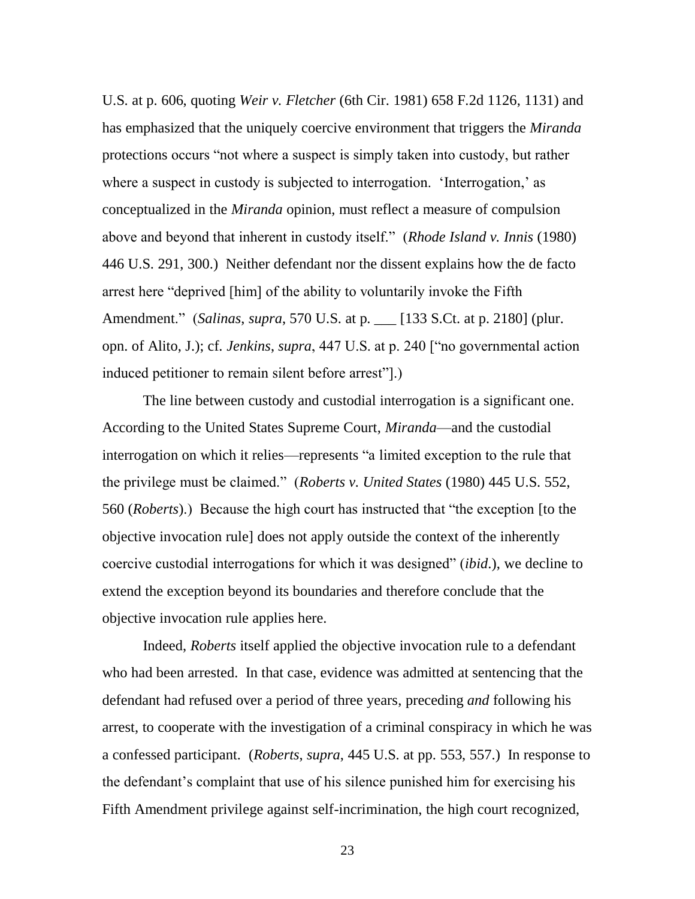U.S. at p. 606, quoting *Weir v. Fletcher* (6th Cir. 1981) 658 F.2d 1126, 1131) and has emphasized that the uniquely coercive environment that triggers the *Miranda* protections occurs "not where a suspect is simply taken into custody, but rather where a suspect in custody is subjected to interrogation. 'Interrogation,' as conceptualized in the *Miranda* opinion, must reflect a measure of compulsion above and beyond that inherent in custody itself." (*Rhode Island v. Innis* (1980) 446 U.S. 291, 300.) Neither defendant nor the dissent explains how the de facto arrest here "deprived [him] of the ability to voluntarily invoke the Fifth Amendment." (*Salinas*, *supra*, 570 U.S. at p. ___ [133 S.Ct. at p. 2180] (plur. opn. of Alito, J.); cf. *Jenkins*, *supra*, 447 U.S. at p. 240 ["no governmental action induced petitioner to remain silent before arrest"].)

The line between custody and custodial interrogation is a significant one. According to the United States Supreme Court, *Miranda*—and the custodial interrogation on which it relies—represents "a limited exception to the rule that the privilege must be claimed." (*Roberts v. United States* (1980) 445 U.S. 552, 560 (*Roberts*).) Because the high court has instructed that "the exception [to the objective invocation rule] does not apply outside the context of the inherently coercive custodial interrogations for which it was designed" (*ibid.*), we decline to extend the exception beyond its boundaries and therefore conclude that the objective invocation rule applies here.

Indeed, *Roberts* itself applied the objective invocation rule to a defendant who had been arrested. In that case, evidence was admitted at sentencing that the defendant had refused over a period of three years, preceding *and* following his arrest, to cooperate with the investigation of a criminal conspiracy in which he was a confessed participant. (*Roberts*, *supra*, 445 U.S. at pp. 553, 557.) In response to the defendant's complaint that use of his silence punished him for exercising his Fifth Amendment privilege against self-incrimination, the high court recognized,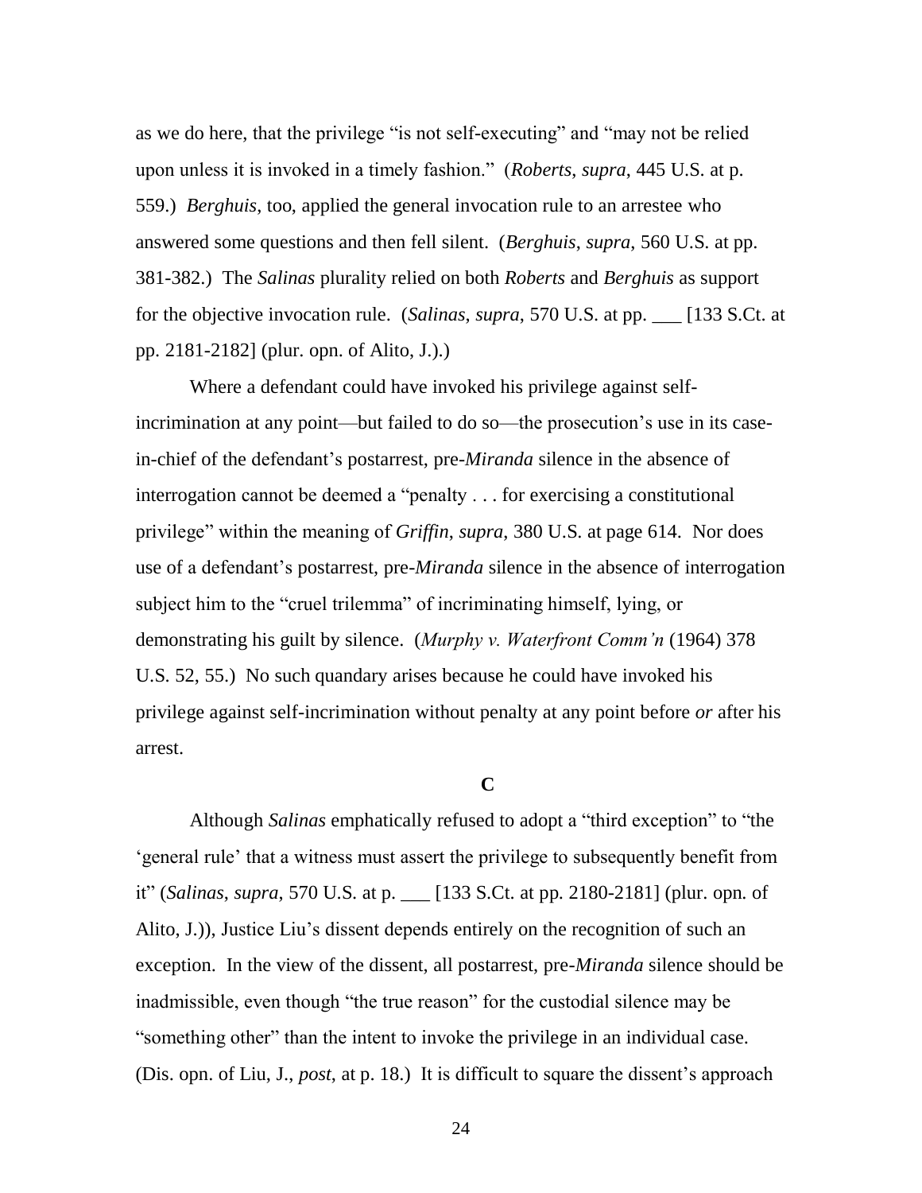as we do here, that the privilege "is not self-executing" and "may not be relied upon unless it is invoked in a timely fashion." (*Roberts*, *supra*, 445 U.S. at p. 559.) *Berghuis*, too, applied the general invocation rule to an arrestee who answered some questions and then fell silent. (*Berghuis*, *supra*, 560 U.S. at pp. 381-382.) The *Salinas* plurality relied on both *Roberts* and *Berghuis* as support for the objective invocation rule. (*Salinas*, *supra*, 570 U.S. at pp. ___ [133 S.Ct. at pp. 2181-2182] (plur. opn. of Alito, J.).)

Where a defendant could have invoked his privilege against self-incrimination at any point—but failed to do so—the prosecution's use in its case-in-chief of the defendant's postarrest, pre-*Miranda* silence in the absence of interrogation cannot be deemed a "penalty . . . for exercising a constitutional privilege" within the meaning of *Griffin*, *supra*, 380 U.S. at page 614. Nor does use of a defendant's postarrest, pre-*Miranda* silence in the absence of interrogation subject him to the "cruel trilemma" of incriminating himself, lying, or demonstrating his guilt by silence. (*Murphy v. Waterfront Comm'n* (1964) 378 U.S. 52, 55.) No such quandary arises because he could have invoked his privilege against self-incrimination without penalty at any point before *or* after his arrest.

### C

Although *Salinas* emphatically refused to adopt a "third exception" to "the 'general rule' that a witness must assert the privilege to subsequently benefit from it" (*Salinas*, *supra*, 570 U.S. at p. ___ [133 S.Ct. at pp. 2180-2181] (plur. opn. of Alito, J.)), Justice Liu's dissent depends entirely on the recognition of such an exception. In the view of the dissent, all postarrest, pre-*Miranda* silence should be inadmissible, even though "the true reason" for the custodial silence may be "something other" than the intent to invoke the privilege in an individual case. (Dis. opn. of Liu, J., *post*, at p. 18.) It is difficult to square the dissent's approach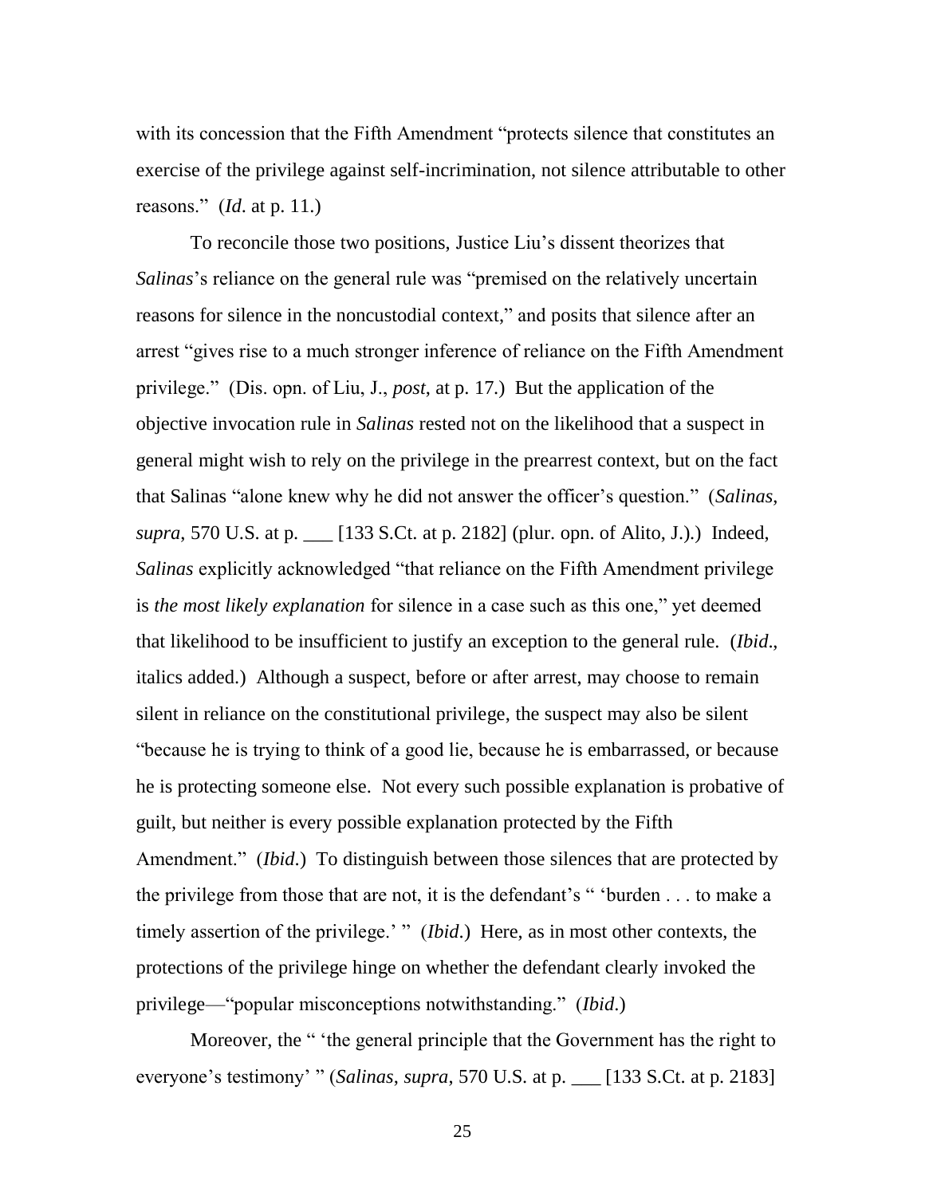with its concession that the Fifth Amendment "protects silence that constitutes an exercise of the privilege against self-incrimination, not silence attributable to other reasons." (*Id*. at p. 11.)

To reconcile those two positions, Justice Liu's dissent theorizes that *Salinas*'s reliance on the general rule was "premised on the relatively uncertain reasons for silence in the noncustodial context," and posits that silence after an arrest "gives rise to a much stronger inference of reliance on the Fifth Amendment privilege." (Dis. opn. of Liu, J., *post*, at p. 17.) But the application of the objective invocation rule in *Salinas* rested not on the likelihood that a suspect in general might wish to rely on the privilege in the prearrest context, but on the fact that Salinas "alone knew why he did not answer the officer's question." (*Salinas*, *supra*, 570 U.S. at p. ___ [133 S.Ct. at p. 2182] (plur. opn. of Alito, J.).) Indeed, *Salinas* explicitly acknowledged "that reliance on the Fifth Amendment privilege is *the most likely explanation* for silence in a case such as this one," yet deemed that likelihood to be insufficient to justify an exception to the general rule. (*Ibid*., italics added.) Although a suspect, before or after arrest, may choose to remain silent in reliance on the constitutional privilege, the suspect may also be silent "because he is trying to think of a good lie, because he is embarrassed, or because he is protecting someone else. Not every such possible explanation is probative of guilt, but neither is every possible explanation protected by the Fifth Amendment." (*Ibid*.) To distinguish between those silences that are protected by the privilege from those that are not, it is the defendant's " 'burden . . . to make a timely assertion of the privilege.' " (*Ibid*.) Here, as in most other contexts, the protections of the privilege hinge on whether the defendant clearly invoked the privilege—"popular misconceptions notwithstanding." (*Ibid*.)

Moreover, the " 'the general principle that the Government has the right to everyone's testimony' " (*Salinas*, *supra*, 570 U.S. at p. ___ [133 S.Ct. at p. 2183]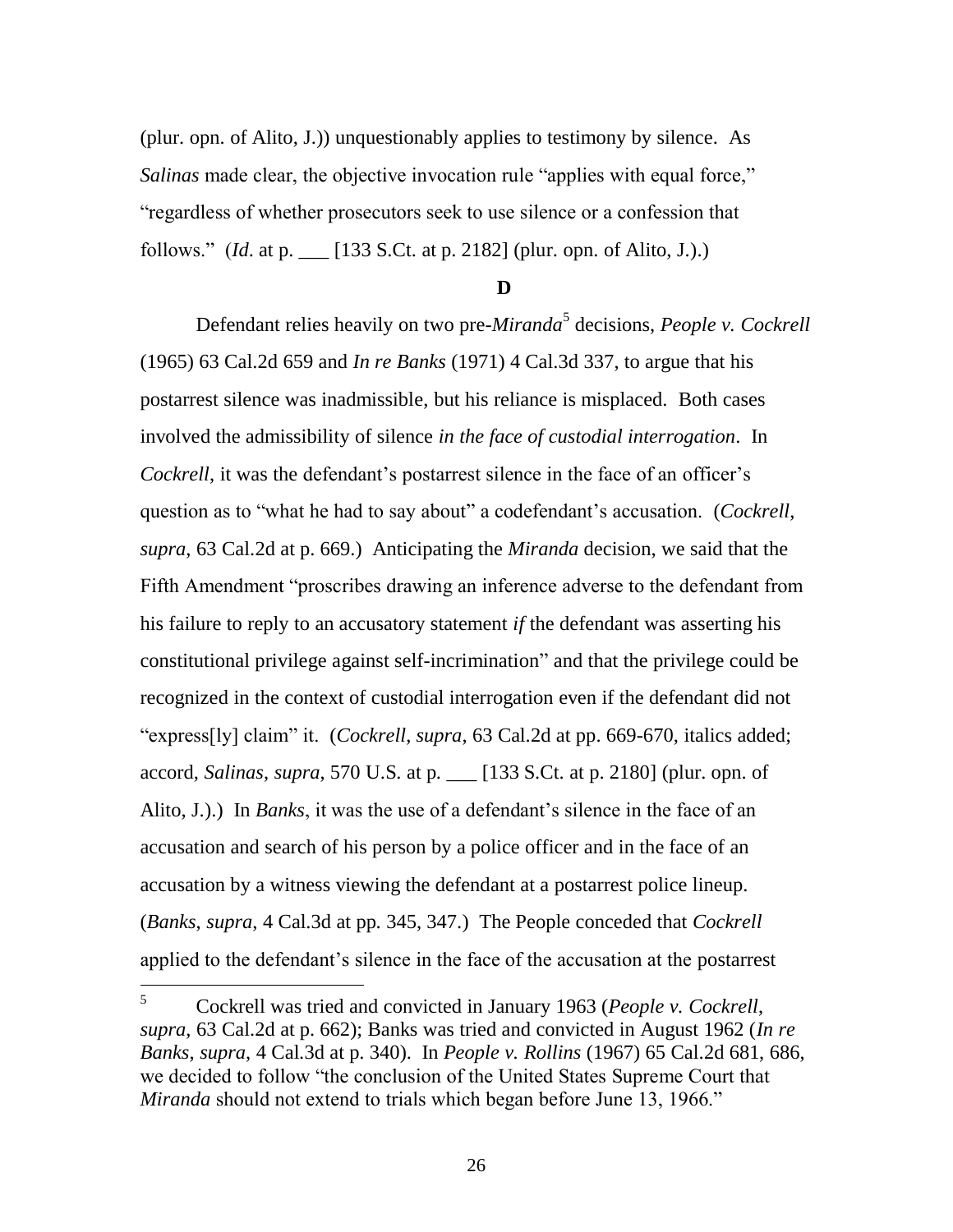(plur. opn. of Alito, J.)) unquestionably applies to testimony by silence. As *Salinas* made clear, the objective invocation rule "applies with equal force," "regardless of whether prosecutors seek to use silence or a confession that follows." (*Id*. at p. ___ [133 S.Ct. at p. 2182] (plur. opn. of Alito, J.).)

**D**

Defendant relies heavily on two pre-*Miranda*[5] decisions, *People v. Cockrell* (1965) 63 Cal.2d 659 and *In re Banks* (1971) 4 Cal.3d 337, to argue that his postarrest silence was inadmissible, but his reliance is misplaced. Both cases involved the admissibility of silence *in the face of custodial interrogation*. In *Cockrell*, it was the defendant's postarrest silence in the face of an officer's question as to "what he had to say about" a codefendant's accusation. (*Cockrell*, *supra*, 63 Cal.2d at p. 669.) Anticipating the *Miranda* decision, we said that the Fifth Amendment "proscribes drawing an inference adverse to the defendant from his failure to reply to an accusatory statement *if* the defendant was asserting his constitutional privilege against self-incrimination" and that the privilege could be recognized in the context of custodial interrogation even if the defendant did not "express[ly] claim" it. (*Cockrell*, *supra*, 63 Cal.2d at pp. 669-670, italics added; accord, *Salinas*, *supra*, 570 U.S. at p. ___ [133 S.Ct. at p. 2180] (plur. opn. of Alito, J.).) In *Banks*, it was the use of a defendant's silence in the face of an accusation and search of his person by a police officer and in the face of an accusation by a witness viewing the defendant at a postarrest police lineup. (*Banks*, *supra*, 4 Cal.3d at pp. 345, 347.) The People conceded that *Cockrell* applied to the defendant's silence in the face of the accusation at the postarrest

---

[5] Cockrell was tried and convicted in January 1963 (*People v. Cockrell*, *supra*, 63 Cal.2d at p. 662); Banks was tried and convicted in August 1962 (*In re Banks*, *supra*, 4 Cal.3d at p. 340). In *People v. Rollins* (1967) 65 Cal.2d 681, 686, we decided to follow "the conclusion of the United States Supreme Court that *Miranda* should not extend to trials which began before June 13, 1966."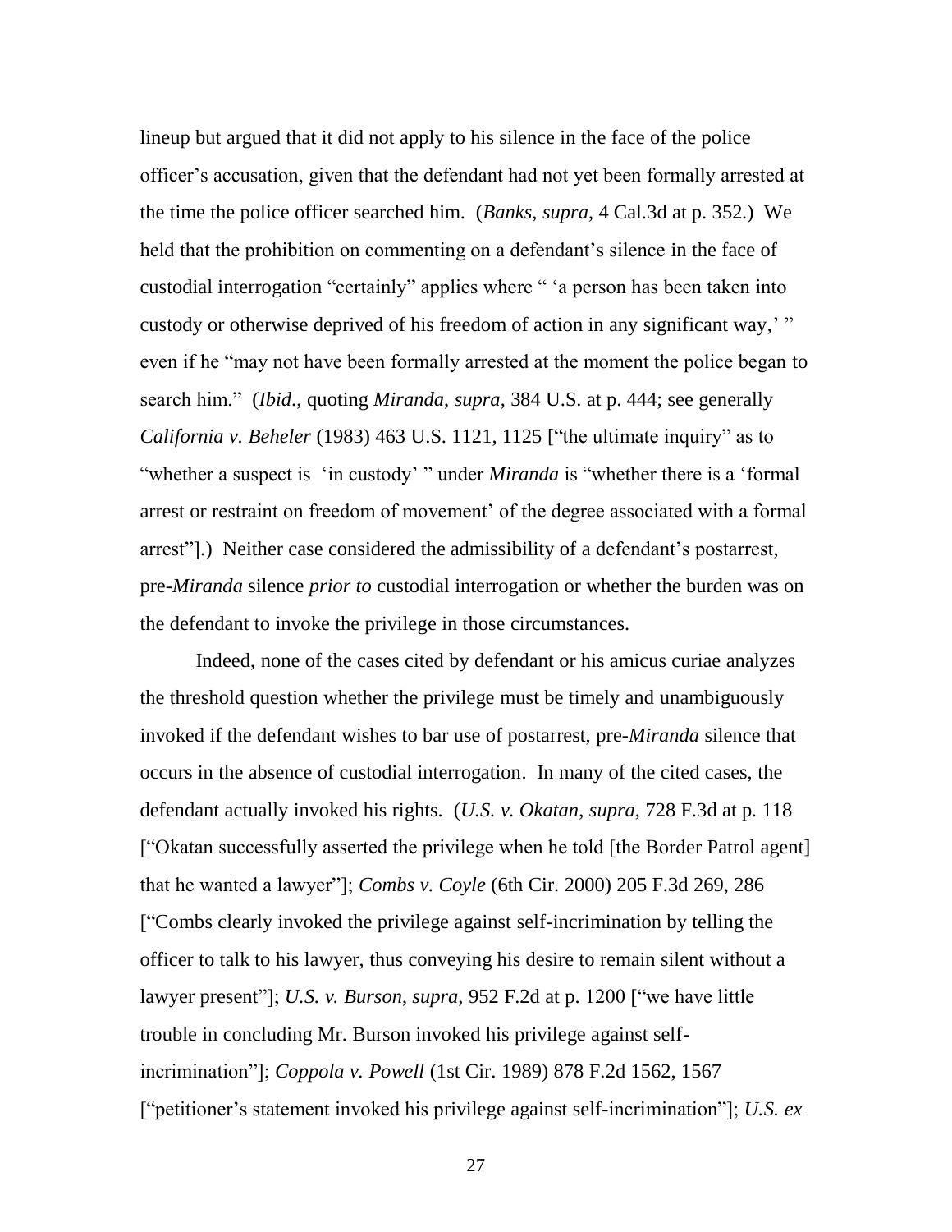lineup but argued that it did not apply to his silence in the face of the police officer's accusation, given that the defendant had not yet been formally arrested at the time the police officer searched him. (*Banks*, *supra*, 4 Cal.3d at p. 352.) We held that the prohibition on commenting on a defendant's silence in the face of custodial interrogation "certainly" applies where " 'a person has been taken into custody or otherwise deprived of his freedom of action in any significant way,' " even if he "may not have been formally arrested at the moment the police began to search him." (*Ibid*., quoting *Miranda*, *supra*, 384 U.S. at p. 444; see generally *California v. Beheler* (1983) 463 U.S. 1121, 1125 ["the ultimate inquiry" as to "whether a suspect is 'in custody' " under *Miranda* is "whether there is a 'formal arrest or restraint on freedom of movement' of the degree associated with a formal arrest"].) Neither case considered the admissibility of a defendant's postarrest, pre-*Miranda* silence *prior to* custodial interrogation or whether the burden was on the defendant to invoke the privilege in those circumstances.

Indeed, none of the cases cited by defendant or his amicus curiae analyzes the threshold question whether the privilege must be timely and unambiguously invoked if the defendant wishes to bar use of postarrest, pre-*Miranda* silence that occurs in the absence of custodial interrogation. In many of the cited cases, the defendant actually invoked his rights. (*U.S. v. Okatan*, *supra*, 728 F.3d at p. 118 ["Okatan successfully asserted the privilege when he told [the Border Patrol agent] that he wanted a lawyer"]; *Combs v. Coyle* (6th Cir. 2000) 205 F.3d 269, 286 ["Combs clearly invoked the privilege against self-incrimination by telling the officer to talk to his lawyer, thus conveying his desire to remain silent without a lawyer present"]; *U.S. v. Burson*, *supra*, 952 F.2d at p. 1200 ["we have little trouble in concluding Mr. Burson invoked his privilege against self-incrimination"]; *Coppola v. Powell* (1st Cir. 1989) 878 F.2d 1562, 1567 ["petitioner's statement invoked his privilege against self-incrimination"]; *U.S. ex*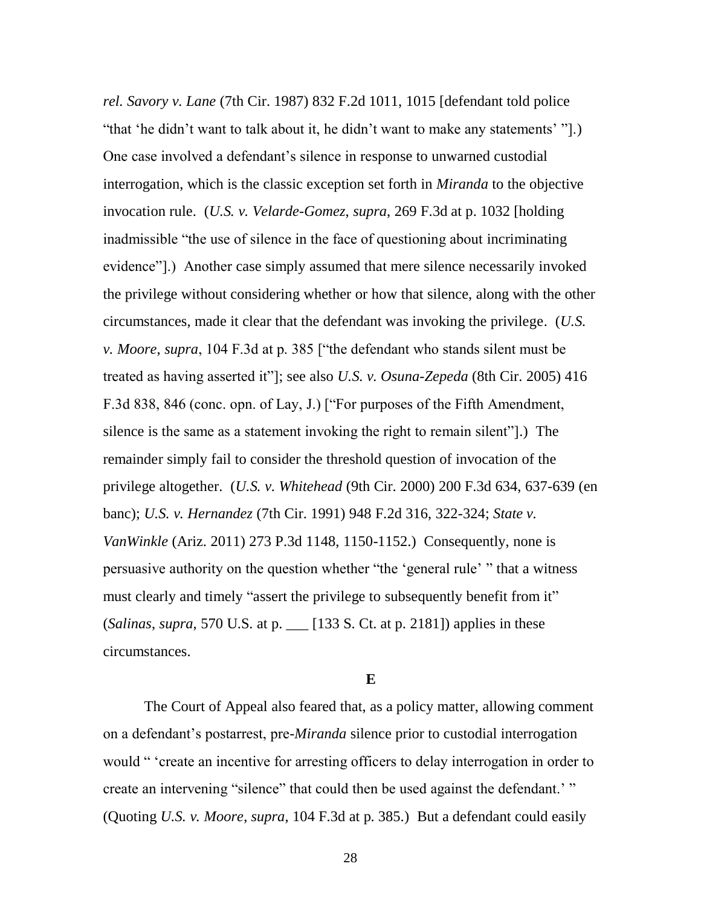*rel. Savory v. Lane* (7th Cir. 1987) 832 F.2d 1011, 1015 [defendant told police "that 'he didn't want to talk about it, he didn't want to make any statements' "].) One case involved a defendant's silence in response to unwarned custodial interrogation, which is the classic exception set forth in *Miranda* to the objective invocation rule. (*U.S. v. Velarde-Gomez, supra*, 269 F.3d at p. 1032 [holding inadmissible "the use of silence in the face of questioning about incriminating evidence"].) Another case simply assumed that mere silence necessarily invoked the privilege without considering whether or how that silence, along with the other circumstances, made it clear that the defendant was invoking the privilege. (*U.S. v. Moore, supra*, 104 F.3d at p. 385 ["the defendant who stands silent must be treated as having asserted it"]; see also *U.S. v. Osuna-Zepeda* (8th Cir. 2005) 416 F.3d 838, 846 (conc. opn. of Lay, J.) ["For purposes of the Fifth Amendment, silence is the same as a statement invoking the right to remain silent"].) The remainder simply fail to consider the threshold question of invocation of the privilege altogether. (*U.S. v. Whitehead* (9th Cir. 2000) 200 F.3d 634, 637-639 (en banc); *U.S. v. Hernandez* (7th Cir. 1991) 948 F.2d 316, 322-324; *State v. VanWinkle* (Ariz. 2011) 273 P.3d 1148, 1150-1152.) Consequently, none is persuasive authority on the question whether "the 'general rule' " that a witness must clearly and timely "assert the privilege to subsequently benefit from it" (*Salinas*, *supra*, 570 U.S. at p. ___ [133 S. Ct. at p. 2181]) applies in these circumstances.

**E**

The Court of Appeal also feared that, as a policy matter, allowing comment on a defendant's postarrest, pre-*Miranda* silence prior to custodial interrogation would " 'create an incentive for arresting officers to delay interrogation in order to create an intervening "silence" that could then be used against the defendant.' " (Quoting *U.S. v. Moore, supra*, 104 F.3d at p. 385.) But a defendant could easily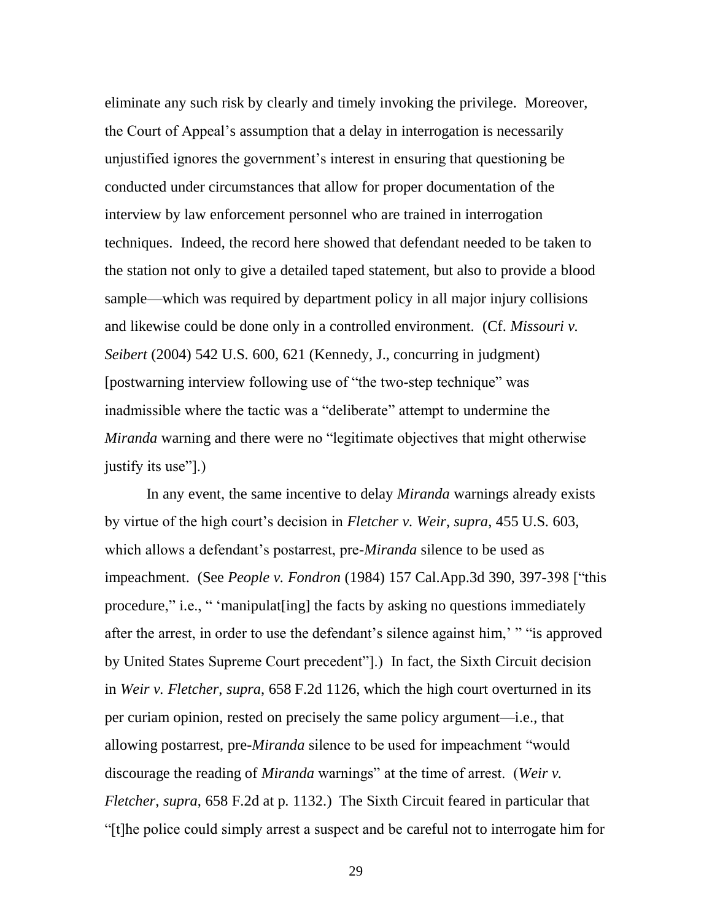eliminate any such risk by clearly and timely invoking the privilege. Moreover, the Court of Appeal's assumption that a delay in interrogation is necessarily unjustified ignores the government's interest in ensuring that questioning be conducted under circumstances that allow for proper documentation of the interview by law enforcement personnel who are trained in interrogation techniques. Indeed, the record here showed that defendant needed to be taken to the station not only to give a detailed taped statement, but also to provide a blood sample—which was required by department policy in all major injury collisions and likewise could be done only in a controlled environment. (Cf. *Missouri v. Seibert* (2004) 542 U.S. 600, 621 (Kennedy, J., concurring in judgment) [postwarning interview following use of "the two-step technique" was inadmissible where the tactic was a "deliberate" attempt to undermine the *Miranda* warning and there were no "legitimate objectives that might otherwise justify its use"].)

In any event, the same incentive to delay *Miranda* warnings already exists by virtue of the high court's decision in *Fletcher v. Weir*, *supra*, 455 U.S. 603, which allows a defendant's postarrest, pre-*Miranda* silence to be used as impeachment. (See *People v. Fondron* (1984) 157 Cal.App.3d 390, 397-398 ["this procedure," i.e., " 'manipulat[ing] the facts by asking no questions immediately after the arrest, in order to use the defendant's silence against him,' " "is approved by United States Supreme Court precedent"].) In fact, the Sixth Circuit decision in *Weir v. Fletcher*, *supra*, 658 F.2d 1126, which the high court overturned in its per curiam opinion, rested on precisely the same policy argument—i.e., that allowing postarrest, pre-*Miranda* silence to be used for impeachment "would discourage the reading of *Miranda* warnings" at the time of arrest. (*Weir v. Fletcher*, *supra*, 658 F.2d at p. 1132.) The Sixth Circuit feared in particular that "[t]he police could simply arrest a suspect and be careful not to interrogate him for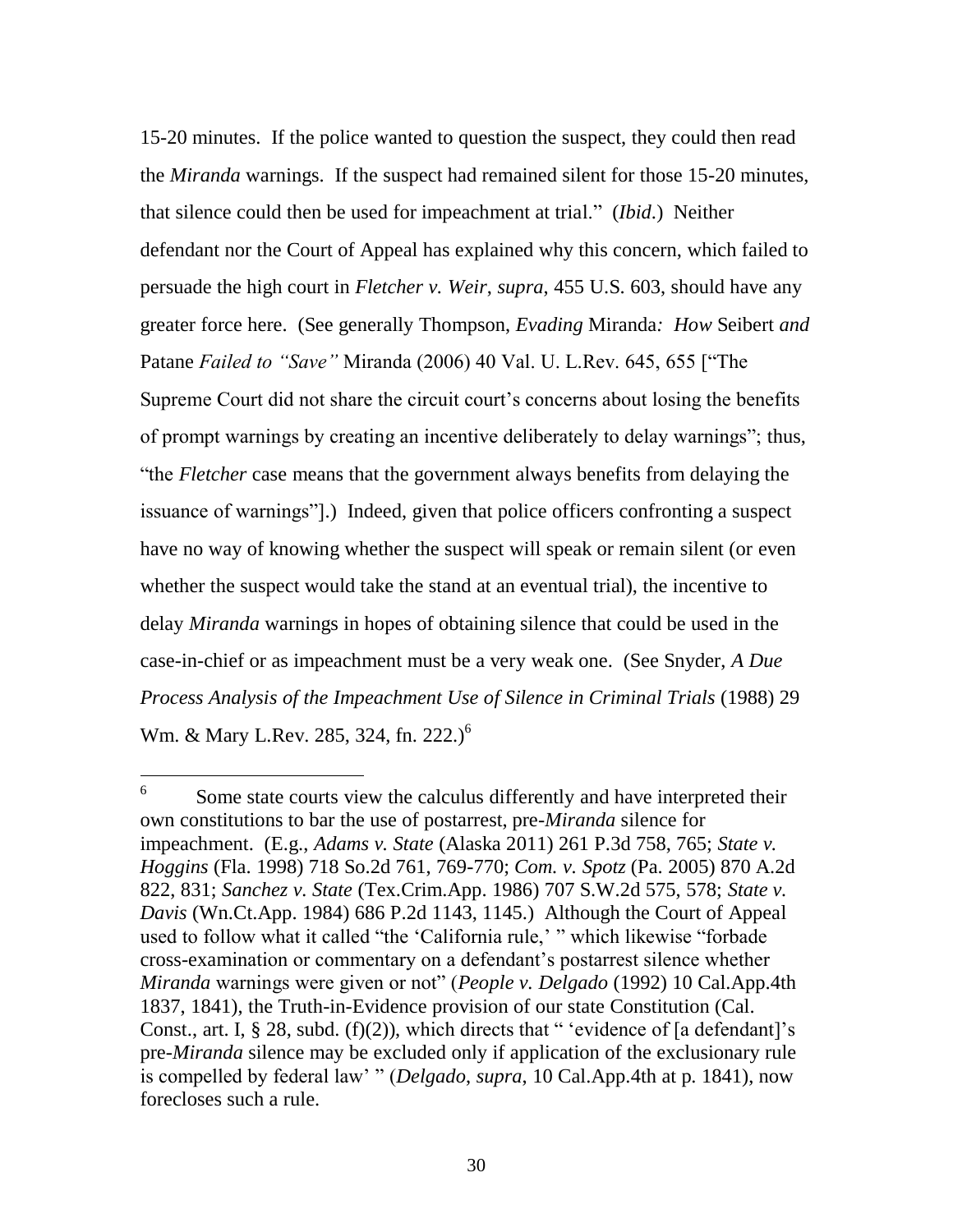15-20 minutes. If the police wanted to question the suspect, they could then read the *Miranda* warnings. If the suspect had remained silent for those 15-20 minutes, that silence could then be used for impeachment at trial." (*Ibid.*) Neither defendant nor the Court of Appeal has explained why this concern, which failed to persuade the high court in *Fletcher v. Weir*, *supra*, 455 U.S. 603, should have any greater force here. (See generally Thompson, *Evading* Miranda*: How* Seibert *and* Patane *Failed to "Save"* Miranda (2006) 40 Val. U. L.Rev. 645, 655 ["The Supreme Court did not share the circuit court's concerns about losing the benefits of prompt warnings by creating an incentive deliberately to delay warnings"; thus, "the *Fletcher* case means that the government always benefits from delaying the issuance of warnings"].) Indeed, given that police officers confronting a suspect have no way of knowing whether the suspect will speak or remain silent (or even whether the suspect would take the stand at an eventual trial), the incentive to delay *Miranda* warnings in hopes of obtaining silence that could be used in the case-in-chief or as impeachment must be a very weak one. (See Snyder, *A Due Process Analysis of the Impeachment Use of Silence in Criminal Trials* (1988) 29 Wm. & Mary L.Rev. 285, 324, fn. 222.)[6]

---

[6] Some state courts view the calculus differently and have interpreted their own constitutions to bar the use of postarrest, pre-*Miranda* silence for impeachment. (E.g., *Adams v. State* (Alaska 2011) 261 P.3d 758, 765; *State v. Hoggins* (Fla. 1998) 718 So.2d 761, 769-770; *Com. v. Spotz* (Pa. 2005) 870 A.2d 822, 831; *Sanchez v. State* (Tex.Crim.App. 1986) 707 S.W.2d 575, 578; *State v. Davis* (Wn.Ct.App. 1984) 686 P.2d 1143, 1145.) Although the Court of Appeal used to follow what it called "the 'California rule,' " which likewise "forbade cross-examination or commentary on a defendant's postarrest silence whether *Miranda* warnings were given or not" (*People v. Delgado* (1992) 10 Cal.App.4th 1837, 1841), the Truth-in-Evidence provision of our state Constitution (Cal. Const., art. I, § 28, subd. (f)(2)), which directs that " 'evidence of [a defendant]'s pre-*Miranda* silence may be excluded only if application of the exclusionary rule is compelled by federal law' " (*Delgado*, *supra*, 10 Cal.App.4th at p. 1841), now forecloses such a rule.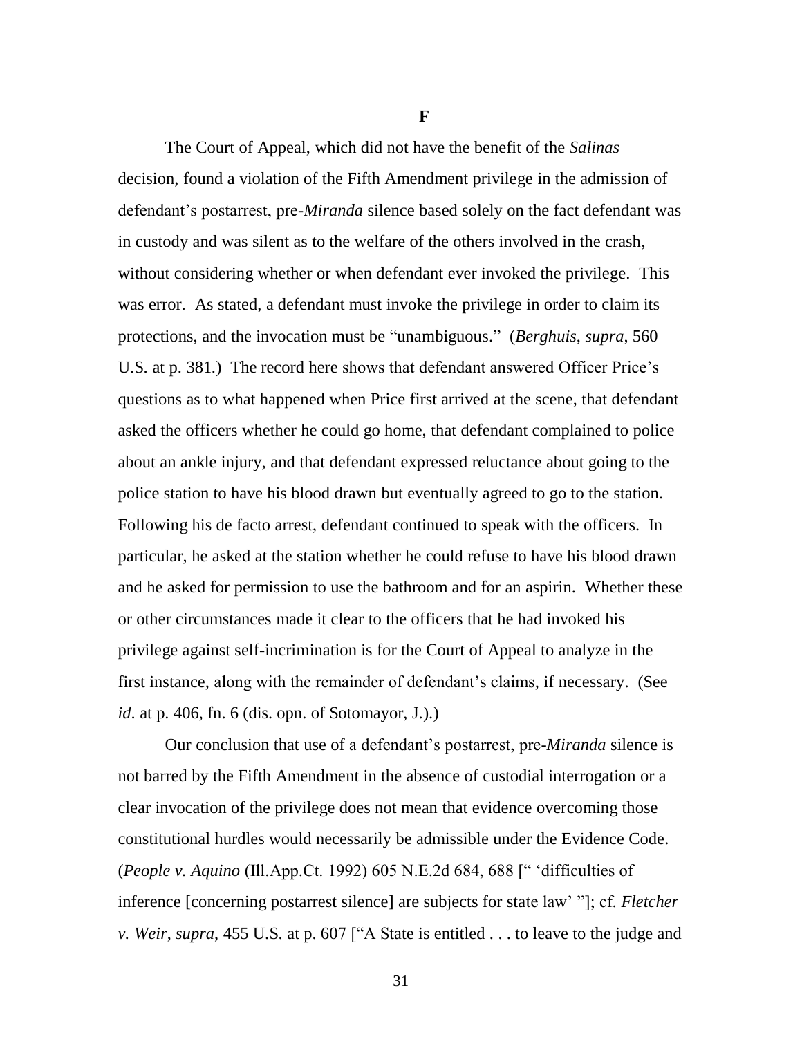**F**

The Court of Appeal, which did not have the benefit of the *Salinas* decision, found a violation of the Fifth Amendment privilege in the admission of defendant's postarrest, pre-*Miranda* silence based solely on the fact defendant was in custody and was silent as to the welfare of the others involved in the crash, without considering whether or when defendant ever invoked the privilege. This was error. As stated, a defendant must invoke the privilege in order to claim its protections, and the invocation must be "unambiguous." (*Berghuis*, *supra*, 560 U.S. at p. 381.) The record here shows that defendant answered Officer Price's questions as to what happened when Price first arrived at the scene, that defendant asked the officers whether he could go home, that defendant complained to police about an ankle injury, and that defendant expressed reluctance about going to the police station to have his blood drawn but eventually agreed to go to the station. Following his de facto arrest, defendant continued to speak with the officers. In particular, he asked at the station whether he could refuse to have his blood drawn and he asked for permission to use the bathroom and for an aspirin. Whether these or other circumstances made it clear to the officers that he had invoked his privilege against self-incrimination is for the Court of Appeal to analyze in the first instance, along with the remainder of defendant's claims, if necessary. (See *id*. at p. 406, fn. 6 (dis. opn. of Sotomayor, J.).)

Our conclusion that use of a defendant's postarrest, pre-*Miranda* silence is not barred by the Fifth Amendment in the absence of custodial interrogation or a clear invocation of the privilege does not mean that evidence overcoming those constitutional hurdles would necessarily be admissible under the Evidence Code. (*People v. Aquino* (Ill.App.Ct. 1992) 605 N.E.2d 684, 688 [" 'difficulties of inference [concerning postarrest silence] are subjects for state law' "]; cf. *Fletcher v. Weir*, *supra*, 455 U.S. at p. 607 ["A State is entitled . . . to leave to the judge and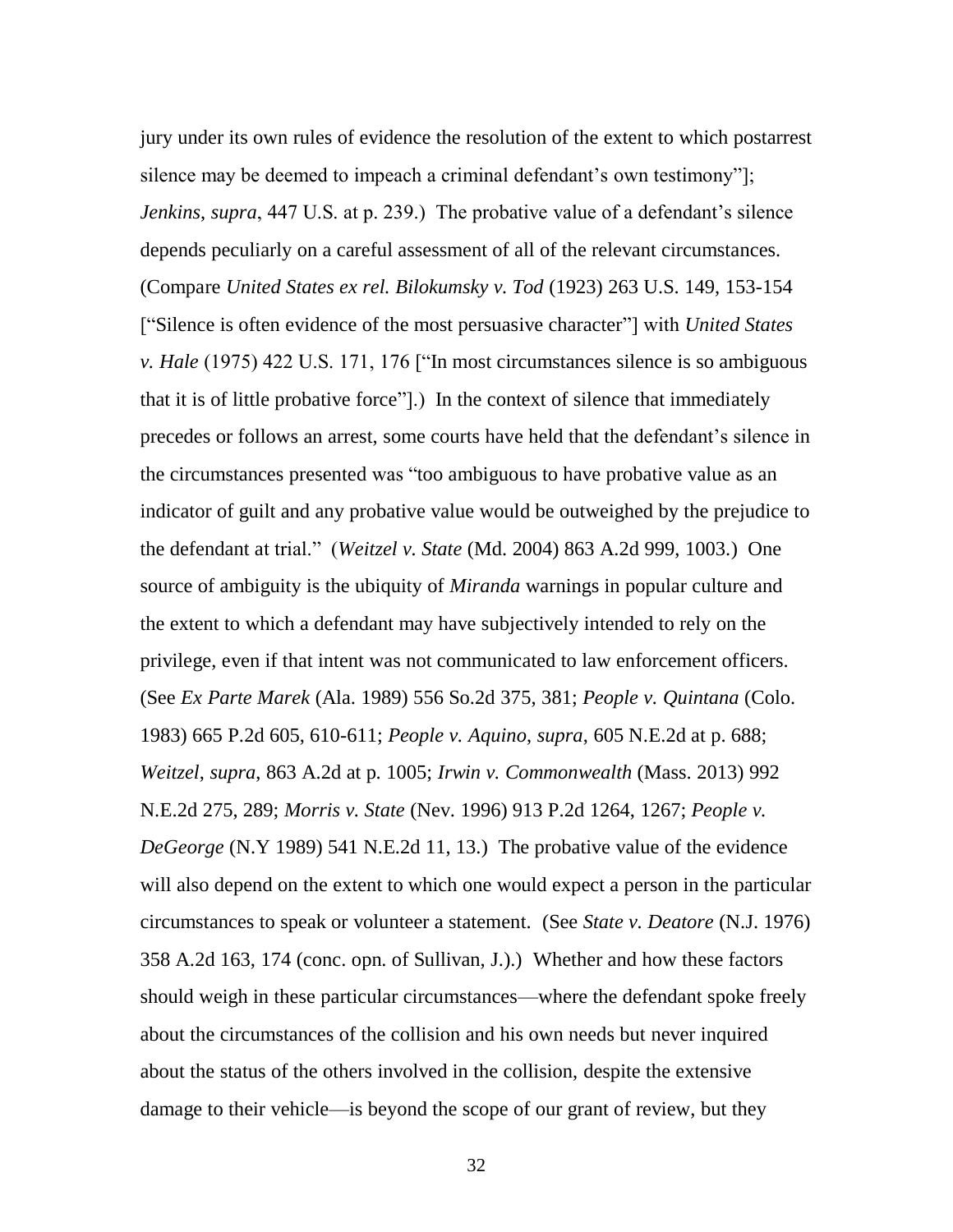jury under its own rules of evidence the resolution of the extent to which postarrest silence may be deemed to impeach a criminal defendant's own testimony"]; *Jenkins*, *supra*, 447 U.S. at p. 239.) The probative value of a defendant's silence depends peculiarly on a careful assessment of all of the relevant circumstances. (Compare *United States ex rel. Bilokumsky v. Tod* (1923) 263 U.S. 149, 153-154 ["Silence is often evidence of the most persuasive character"] with *United States v. Hale* (1975) 422 U.S. 171, 176 ["In most circumstances silence is so ambiguous that it is of little probative force"].) In the context of silence that immediately precedes or follows an arrest, some courts have held that the defendant's silence in the circumstances presented was "too ambiguous to have probative value as an indicator of guilt and any probative value would be outweighed by the prejudice to the defendant at trial." (*Weitzel v. State* (Md. 2004) 863 A.2d 999, 1003.) One source of ambiguity is the ubiquity of *Miranda* warnings in popular culture and the extent to which a defendant may have subjectively intended to rely on the privilege, even if that intent was not communicated to law enforcement officers. (See *Ex Parte Marek* (Ala. 1989) 556 So.2d 375, 381; *People v. Quintana* (Colo. 1983) 665 P.2d 605, 610-611; *People v. Aquino*, *supra*, 605 N.E.2d at p. 688; *Weitzel*, *supra*, 863 A.2d at p. 1005; *Irwin v. Commonwealth* (Mass. 2013) 992 N.E.2d 275, 289; *Morris v. State* (Nev. 1996) 913 P.2d 1264, 1267; *People v. DeGeorge* (N.Y 1989) 541 N.E.2d 11, 13.) The probative value of the evidence will also depend on the extent to which one would expect a person in the particular circumstances to speak or volunteer a statement. (See *State v. Deatore* (N.J. 1976) 358 A.2d 163, 174 (conc. opn. of Sullivan, J.).) Whether and how these factors should weigh in these particular circumstances—where the defendant spoke freely about the circumstances of the collision and his own needs but never inquired about the status of the others involved in the collision, despite the extensive damage to their vehicle—is beyond the scope of our grant of review, but they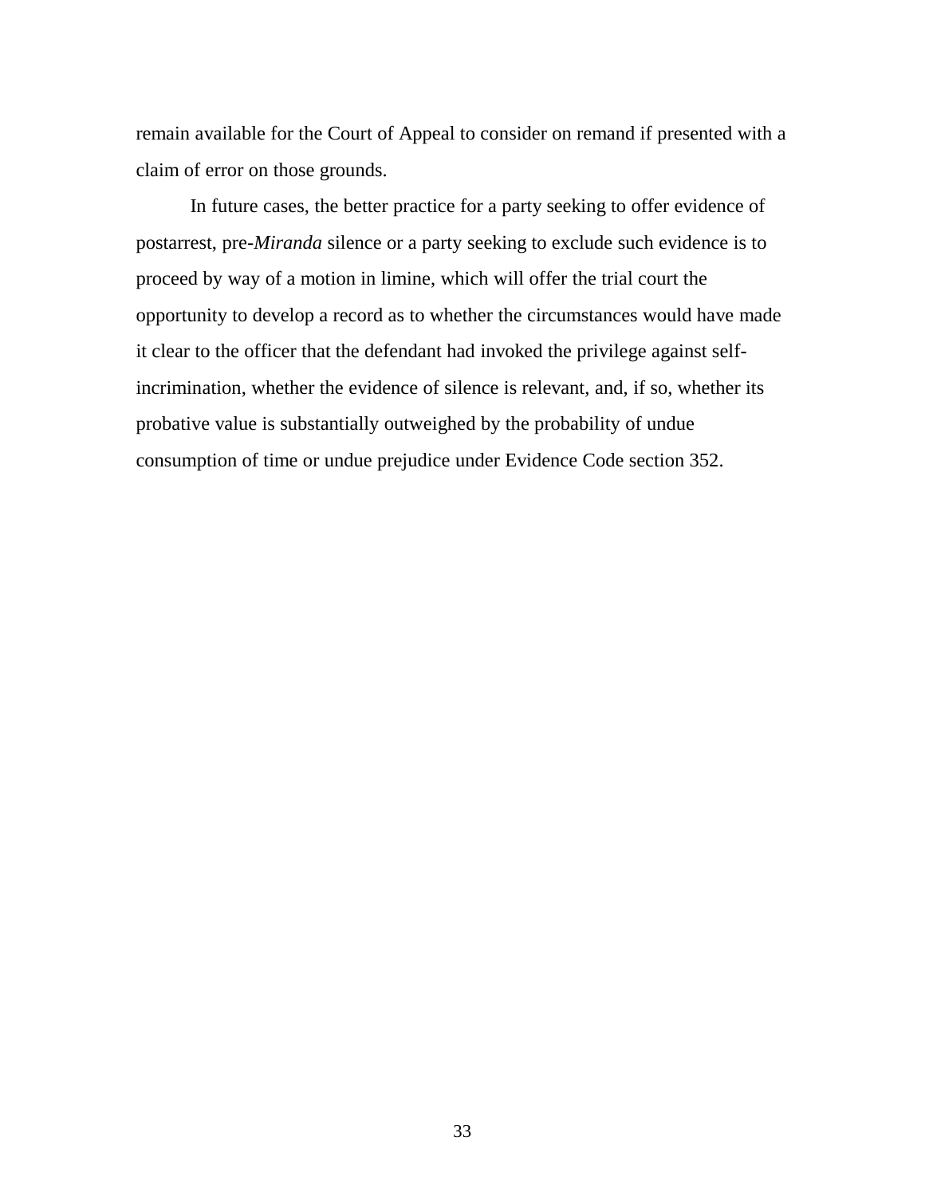remain available for the Court of Appeal to consider on remand if presented with a claim of error on those grounds.

In future cases, the better practice for a party seeking to offer evidence of postarrest, pre-*Miranda* silence or a party seeking to exclude such evidence is to proceed by way of a motion in limine, which will offer the trial court the opportunity to develop a record as to whether the circumstances would have made it clear to the officer that the defendant had invoked the privilege against self-incrimination, whether the evidence of silence is relevant, and, if so, whether its probative value is substantially outweighed by the probability of undue consumption of time or undue prejudice under Evidence Code section 352.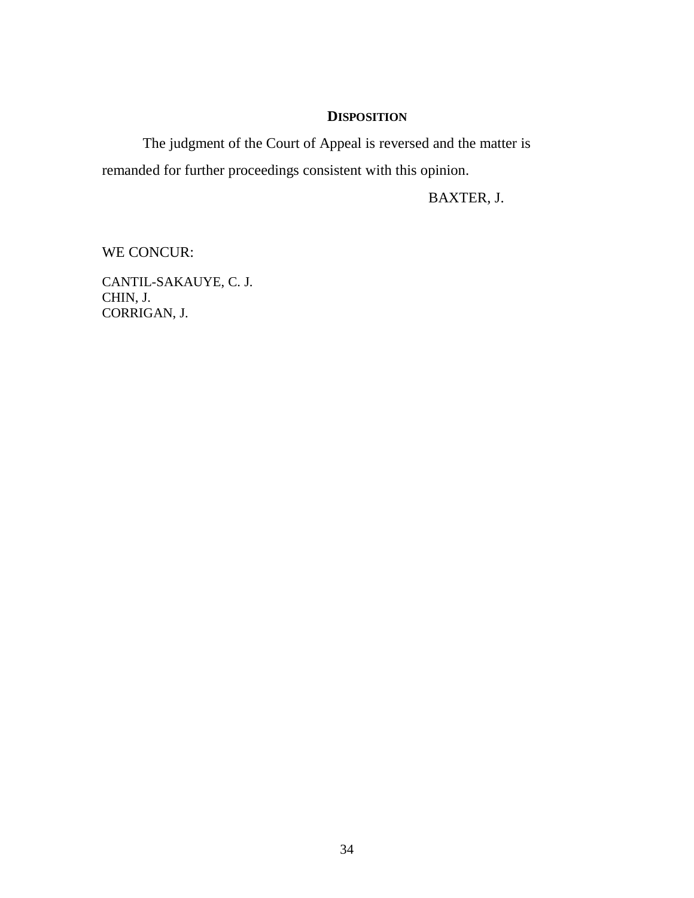## DISPOSITION

The judgment of the Court of Appeal is reversed and the matter is remanded for further proceedings consistent with this opinion.

BAXTER, J.

WE CONCUR:

CANTIL-SAKAUYE, C. J.
CHIN, J.
CORRIGAN, J.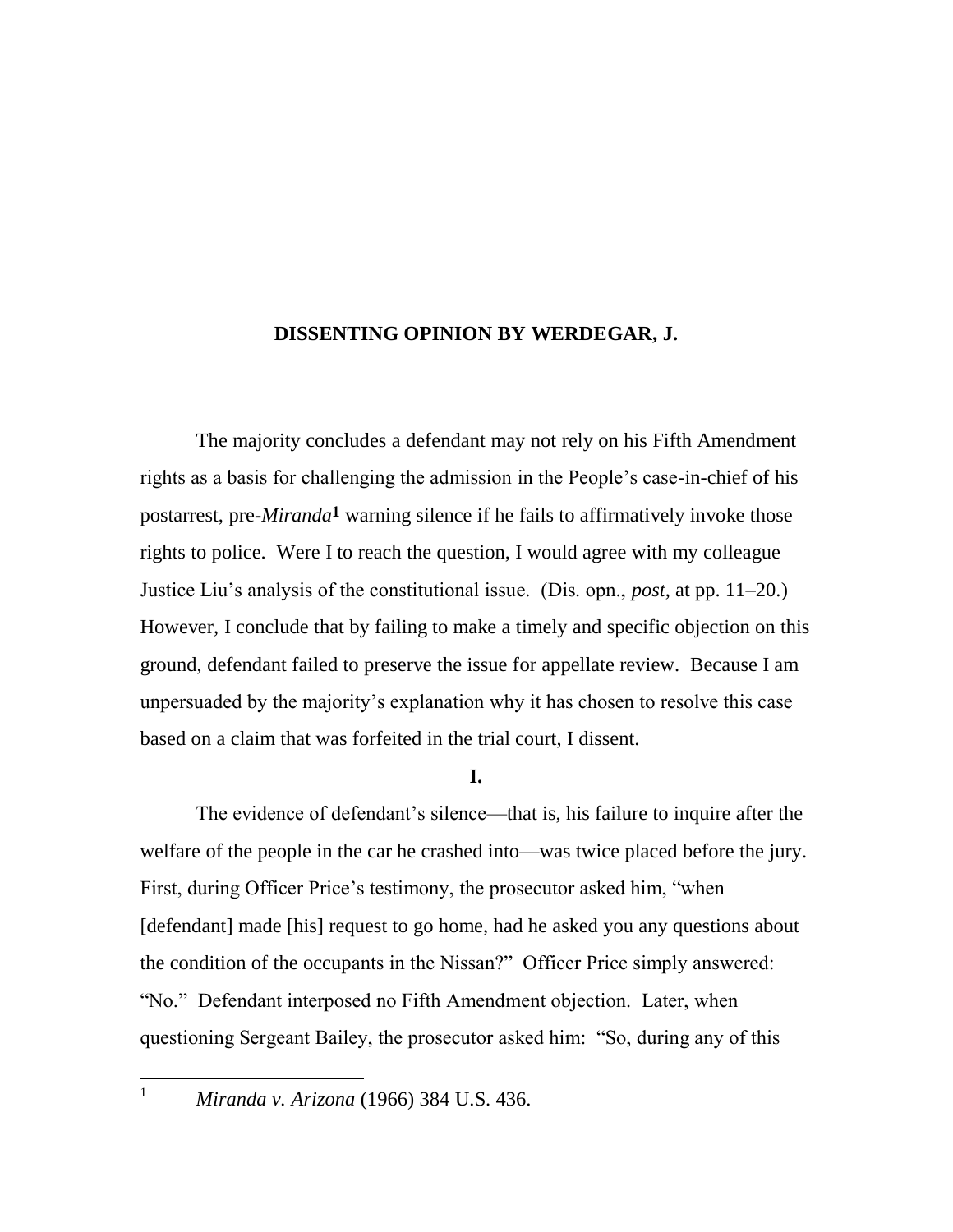**DISSENTING OPINION BY WERDEGAR, J.**

The majority concludes a defendant may not rely on his Fifth Amendment rights as a basis for challenging the admission in the People's case-in-chief of his postarrest, pre-*Miranda*[1] warning silence if he fails to affirmatively invoke those rights to police. Were I to reach the question, I would agree with my colleague Justice Liu's analysis of the constitutional issue. (Dis. opn., *post*, at pp. 11–20.) However, I conclude that by failing to make a timely and specific objection on this ground, defendant failed to preserve the issue for appellate review. Because I am unpersuaded by the majority's explanation why it has chosen to resolve this case based on a claim that was forfeited in the trial court, I dissent.

**I.**

The evidence of defendant's silence—that is, his failure to inquire after the welfare of the people in the car he crashed into—was twice placed before the jury. First, during Officer Price's testimony, the prosecutor asked him, "when [defendant] made [his] request to go home, had he asked you any questions about the condition of the occupants in the Nissan?" Officer Price simply answered: "No." Defendant interposed no Fifth Amendment objection. Later, when questioning Sergeant Bailey, the prosecutor asked him: "So, during any of this

[1] *Miranda v. Arizona* (1966) 384 U.S. 436.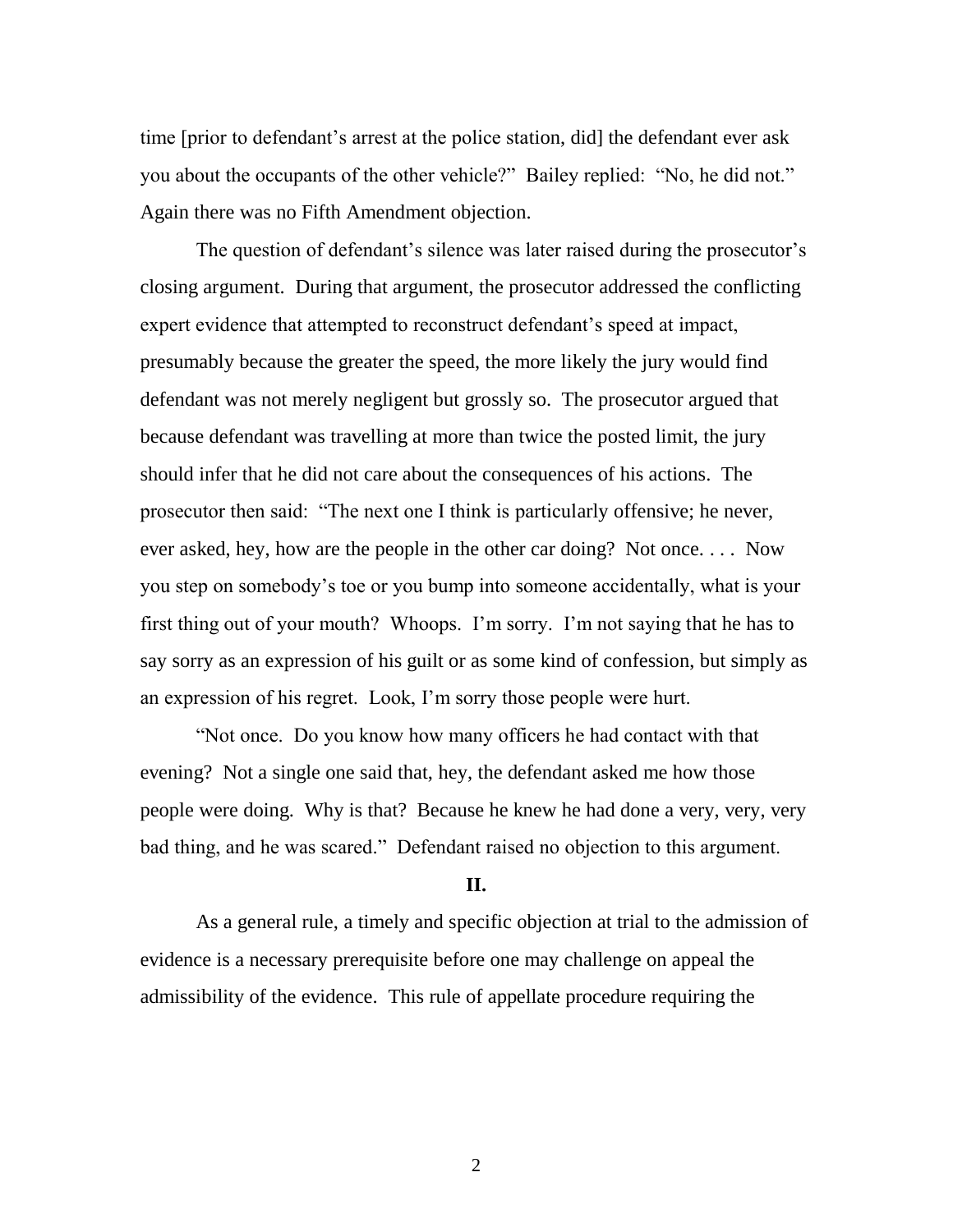time [prior to defendant's arrest at the police station, did] the defendant ever ask you about the occupants of the other vehicle?" Bailey replied: "No, he did not." Again there was no Fifth Amendment objection.

The question of defendant's silence was later raised during the prosecutor's closing argument. During that argument, the prosecutor addressed the conflicting expert evidence that attempted to reconstruct defendant's speed at impact, presumably because the greater the speed, the more likely the jury would find defendant was not merely negligent but grossly so. The prosecutor argued that because defendant was travelling at more than twice the posted limit, the jury should infer that he did not care about the consequences of his actions. The prosecutor then said: "The next one I think is particularly offensive; he never, ever asked, hey, how are the people in the other car doing? Not once. . . . Now you step on somebody's toe or you bump into someone accidentally, what is your first thing out of your mouth? Whoops. I'm sorry. I'm not saying that he has to say sorry as an expression of his guilt or as some kind of confession, but simply as an expression of his regret. Look, I'm sorry those people were hurt.

"Not once. Do you know how many officers he had contact with that evening? Not a single one said that, hey, the defendant asked me how those people were doing. Why is that? Because he knew he had done a very, very, very bad thing, and he was scared." Defendant raised no objection to this argument.

## II.

As a general rule, a timely and specific objection at trial to the admission of evidence is a necessary prerequisite before one may challenge on appeal the admissibility of the evidence. This rule of appellate procedure requiring the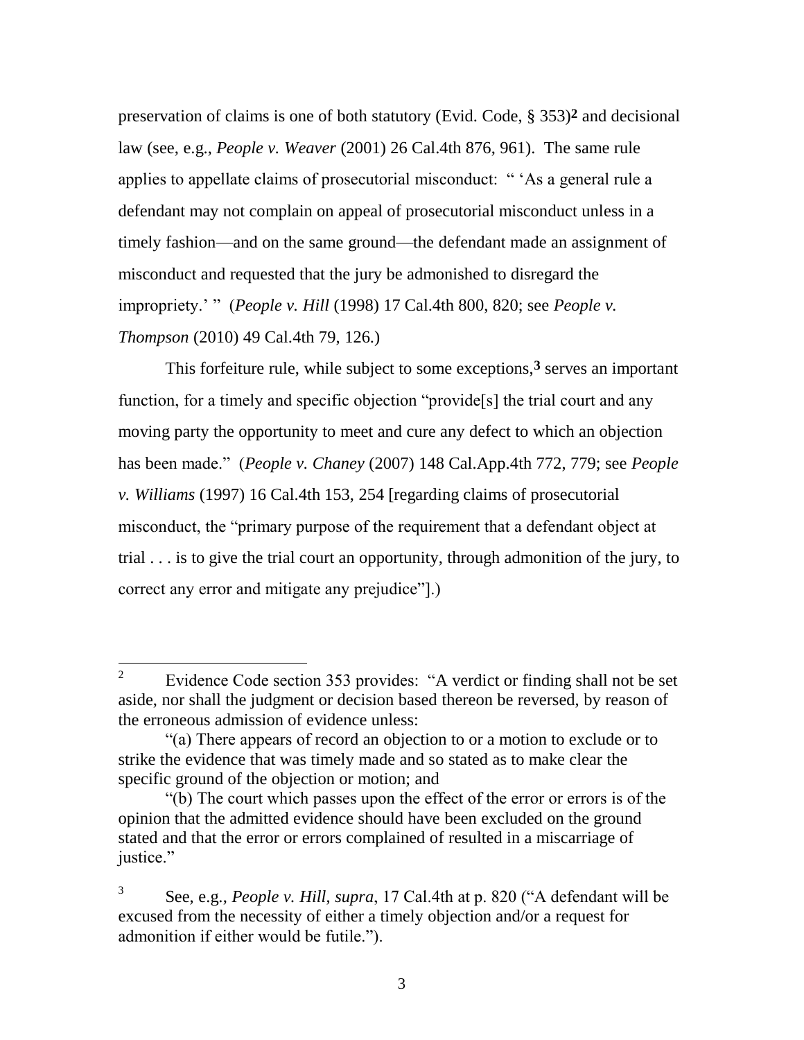preservation of claims is one of both statutory (Evid. Code, § 353)[2] and decisional law (see, e.g., *People v. Weaver* (2001) 26 Cal.4th 876, 961). The same rule applies to appellate claims of prosecutorial misconduct: " 'As a general rule a defendant may not complain on appeal of prosecutorial misconduct unless in a timely fashion—and on the same ground—the defendant made an assignment of misconduct and requested that the jury be admonished to disregard the impropriety.' " (*People v. Hill* (1998) 17 Cal.4th 800, 820; see *People v. Thompson* (2010) 49 Cal.4th 79, 126.)

This forfeiture rule, while subject to some exceptions,[3] serves an important function, for a timely and specific objection "provide[s] the trial court and any moving party the opportunity to meet and cure any defect to which an objection has been made." (*People v. Chaney* (2007) 148 Cal.App.4th 772, 779; see *People v. Williams* (1997) 16 Cal.4th 153, 254 [regarding claims of prosecutorial misconduct, the "primary purpose of the requirement that a defendant object at trial . . . is to give the trial court an opportunity, through admonition of the jury, to correct any error and mitigate any prejudice"].)

---

[2] Evidence Code section 353 provides: "A verdict or finding shall not be set aside, nor shall the judgment or decision based thereon be reversed, by reason of the erroneous admission of evidence unless:

"(a) There appears of record an objection to or a motion to exclude or to strike the evidence that was timely made and so stated as to make clear the specific ground of the objection or motion; and

"(b) The court which passes upon the effect of the error or errors is of the opinion that the admitted evidence should have been excluded on the ground stated and that the error or errors complained of resulted in a miscarriage of justice."

[3] See, e.g., *People v. Hill*, *supra*, 17 Cal.4th at p. 820 ("A defendant will be excused from the necessity of either a timely objection and/or a request for admonition if either would be futile.").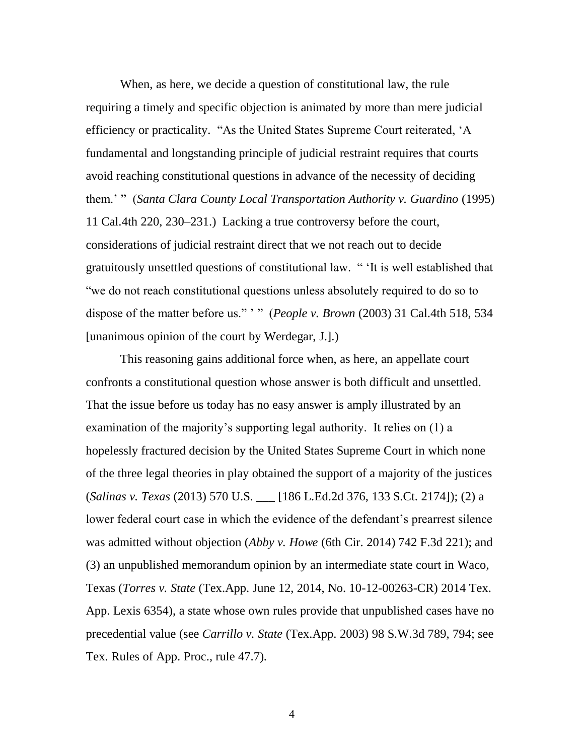When, as here, we decide a question of constitutional law, the rule requiring a timely and specific objection is animated by more than mere judicial efficiency or practicality. "As the United States Supreme Court reiterated, 'A fundamental and longstanding principle of judicial restraint requires that courts avoid reaching constitutional questions in advance of the necessity of deciding them.' " (*Santa Clara County Local Transportation Authority v. Guardino* (1995) 11 Cal.4th 220, 230–231.) Lacking a true controversy before the court, considerations of judicial restraint direct that we not reach out to decide gratuitously unsettled questions of constitutional law. " 'It is well established that "we do not reach constitutional questions unless absolutely required to do so to dispose of the matter before us." ' " (*People v. Brown* (2003) 31 Cal.4th 518, 534 [unanimous opinion of the court by Werdegar, J.].)

This reasoning gains additional force when, as here, an appellate court confronts a constitutional question whose answer is both difficult and unsettled. That the issue before us today has no easy answer is amply illustrated by an examination of the majority's supporting legal authority. It relies on (1) a hopelessly fractured decision by the United States Supreme Court in which none of the three legal theories in play obtained the support of a majority of the justices (*Salinas v. Texas* (2013) 570 U.S. ___ [186 L.Ed.2d 376, 133 S.Ct. 2174]); (2) a lower federal court case in which the evidence of the defendant's prearrest silence was admitted without objection (*Abby v. Howe* (6th Cir. 2014) 742 F.3d 221); and (3) an unpublished memorandum opinion by an intermediate state court in Waco, Texas (*Torres v. State* (Tex.App. June 12, 2014, No. 10-12-00263-CR) 2014 Tex. App. Lexis 6354), a state whose own rules provide that unpublished cases have no precedential value (see *Carrillo v. State* (Tex.App. 2003) 98 S.W.3d 789, 794; see Tex. Rules of App. Proc., rule 47.7).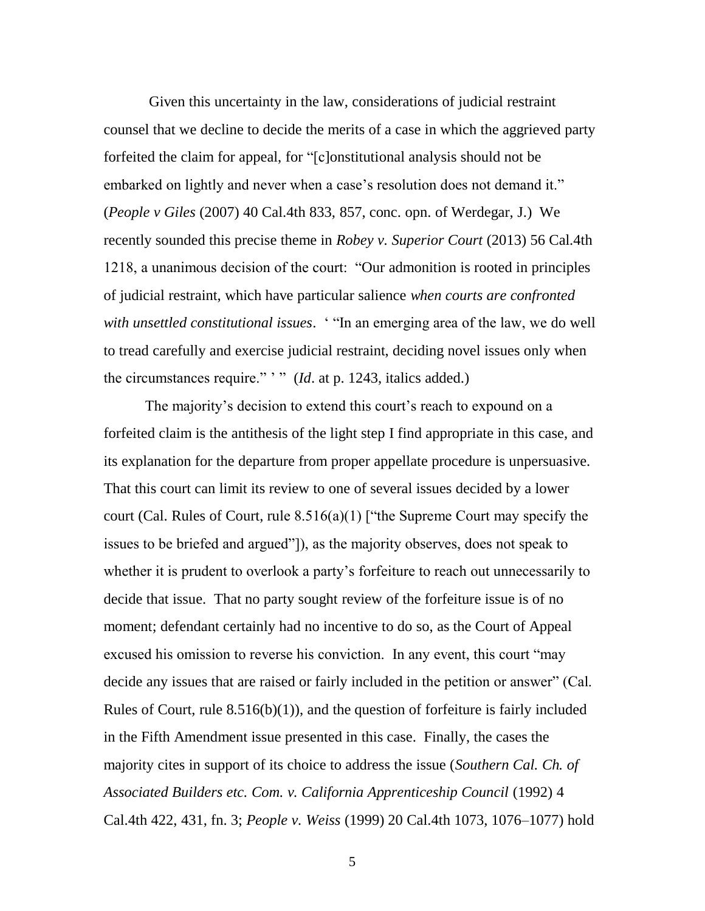Given this uncertainty in the law, considerations of judicial restraint counsel that we decline to decide the merits of a case in which the aggrieved party forfeited the claim for appeal, for "[c]onstitutional analysis should not be embarked on lightly and never when a case's resolution does not demand it." (*People v Giles* (2007) 40 Cal.4th 833, 857, conc. opn. of Werdegar, J.) We recently sounded this precise theme in *Robey v. Superior Court* (2013) 56 Cal.4th 1218, a unanimous decision of the court: "Our admonition is rooted in principles of judicial restraint, which have particular salience *when courts are confronted with unsettled constitutional issues*. ' "In an emerging area of the law, we do well to tread carefully and exercise judicial restraint, deciding novel issues only when the circumstances require." ' " (*Id*. at p. 1243, italics added.)

The majority's decision to extend this court's reach to expound on a forfeited claim is the antithesis of the light step I find appropriate in this case, and its explanation for the departure from proper appellate procedure is unpersuasive. That this court can limit its review to one of several issues decided by a lower court (Cal. Rules of Court, rule 8.516(a)(1) ["the Supreme Court may specify the issues to be briefed and argued"]), as the majority observes, does not speak to whether it is prudent to overlook a party's forfeiture to reach out unnecessarily to decide that issue. That no party sought review of the forfeiture issue is of no moment; defendant certainly had no incentive to do so, as the Court of Appeal excused his omission to reverse his conviction. In any event, this court "may decide any issues that are raised or fairly included in the petition or answer" (Cal. Rules of Court, rule 8.516(b)(1)), and the question of forfeiture is fairly included in the Fifth Amendment issue presented in this case. Finally, the cases the majority cites in support of its choice to address the issue (*Southern Cal. Ch. of Associated Builders etc. Com. v. California Apprenticeship Council* (1992) 4 Cal.4th 422, 431, fn. 3; *People v. Weiss* (1999) 20 Cal.4th 1073, 1076–1077) hold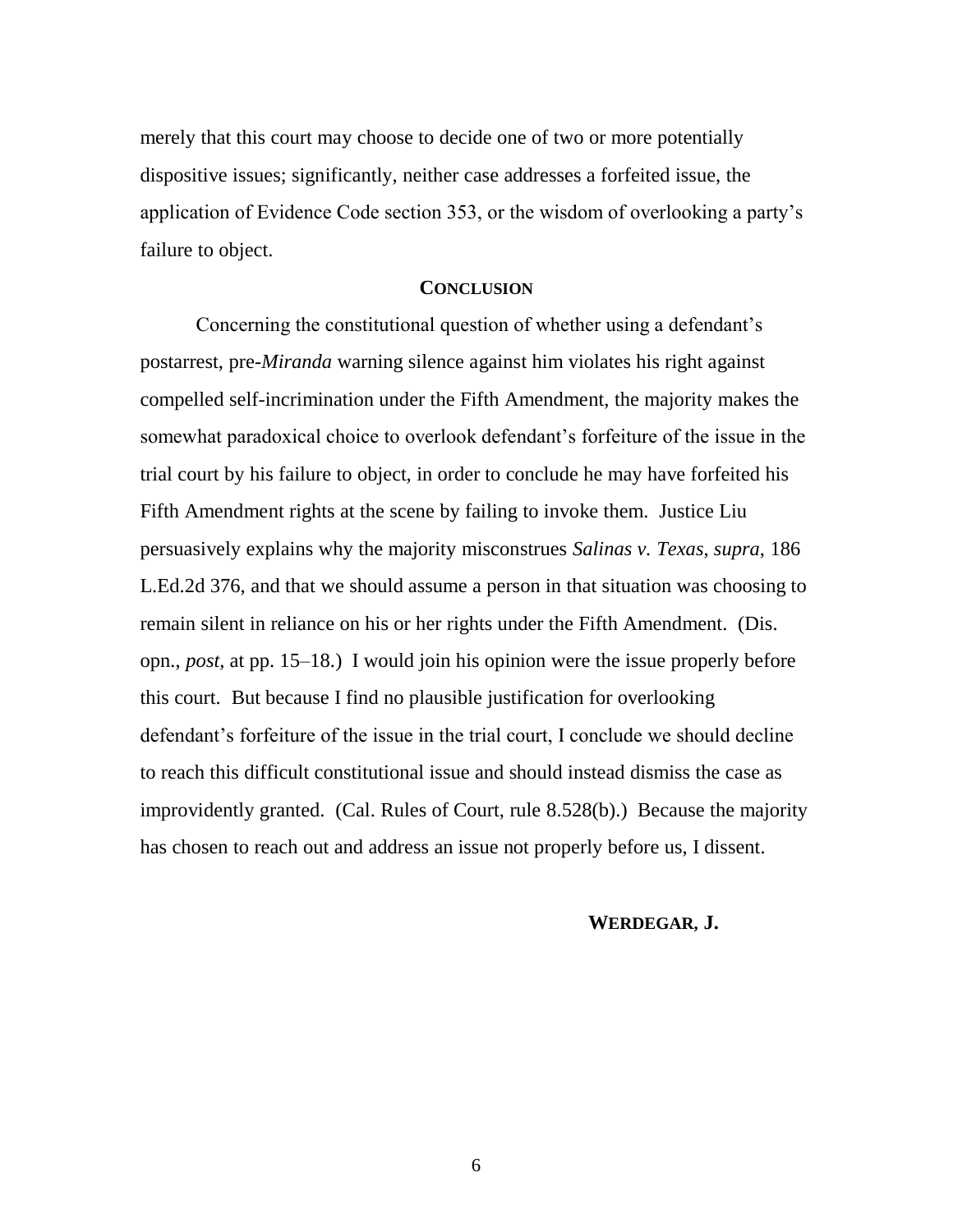merely that this court may choose to decide one of two or more potentially dispositive issues; significantly, neither case addresses a forfeited issue, the application of Evidence Code section 353, or the wisdom of overlooking a party's failure to object.

## CONCLUSION

Concerning the constitutional question of whether using a defendant's postarrest, pre-*Miranda* warning silence against him violates his right against compelled self-incrimination under the Fifth Amendment, the majority makes the somewhat paradoxical choice to overlook defendant's forfeiture of the issue in the trial court by his failure to object, in order to conclude he may have forfeited his Fifth Amendment rights at the scene by failing to invoke them. Justice Liu persuasively explains why the majority misconstrues *Salinas v. Texas*, *supra*, 186 L.Ed.2d 376, and that we should assume a person in that situation was choosing to remain silent in reliance on his or her rights under the Fifth Amendment. (Dis. opn., *post*, at pp. 15–18.) I would join his opinion were the issue properly before this court. But because I find no plausible justification for overlooking defendant's forfeiture of the issue in the trial court, I conclude we should decline to reach this difficult constitutional issue and should instead dismiss the case as improvidently granted. (Cal. Rules of Court, rule 8.528(b).) Because the majority has chosen to reach out and address an issue not properly before us, I dissent.

**WERDEGAR, J.**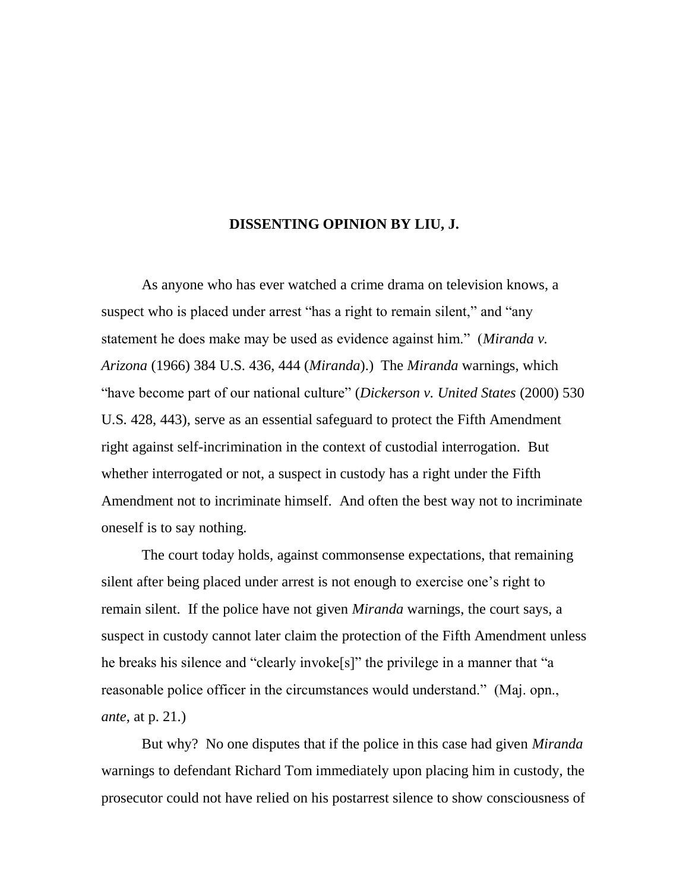## DISSENTING OPINION BY LIU, J.

As anyone who has ever watched a crime drama on television knows, a suspect who is placed under arrest "has a right to remain silent," and "any statement he does make may be used as evidence against him." (*Miranda v. Arizona* (1966) 384 U.S. 436, 444 (*Miranda*).) The *Miranda* warnings, which "have become part of our national culture" (*Dickerson v. United States* (2000) 530 U.S. 428, 443), serve as an essential safeguard to protect the Fifth Amendment right against self-incrimination in the context of custodial interrogation. But whether interrogated or not, a suspect in custody has a right under the Fifth Amendment not to incriminate himself. And often the best way not to incriminate oneself is to say nothing.

The court today holds, against commonsense expectations, that remaining silent after being placed under arrest is not enough to exercise one's right to remain silent. If the police have not given *Miranda* warnings, the court says, a suspect in custody cannot later claim the protection of the Fifth Amendment unless he breaks his silence and "clearly invoke[s]" the privilege in a manner that "a reasonable police officer in the circumstances would understand." (Maj. opn., *ante*, at p. 21.)

But why? No one disputes that if the police in this case had given *Miranda* warnings to defendant Richard Tom immediately upon placing him in custody, the prosecutor could not have relied on his postarrest silence to show consciousness of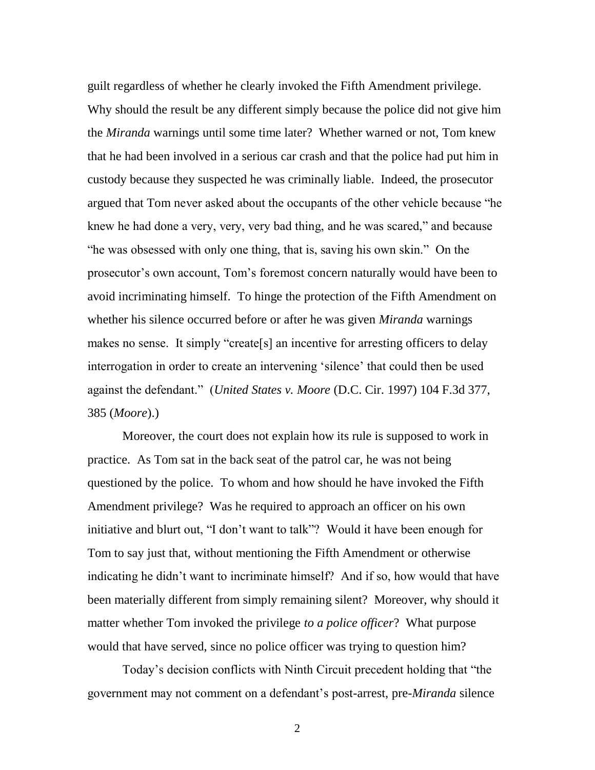guilt regardless of whether he clearly invoked the Fifth Amendment privilege. Why should the result be any different simply because the police did not give him the *Miranda* warnings until some time later? Whether warned or not, Tom knew that he had been involved in a serious car crash and that the police had put him in custody because they suspected he was criminally liable. Indeed, the prosecutor argued that Tom never asked about the occupants of the other vehicle because "he knew he had done a very, very, very bad thing, and he was scared," and because "he was obsessed with only one thing, that is, saving his own skin." On the prosecutor's own account, Tom's foremost concern naturally would have been to avoid incriminating himself. To hinge the protection of the Fifth Amendment on whether his silence occurred before or after he was given *Miranda* warnings makes no sense. It simply "create[s] an incentive for arresting officers to delay interrogation in order to create an intervening 'silence' that could then be used against the defendant." (*United States v. Moore* (D.C. Cir. 1997) 104 F.3d 377, 385 (*Moore*).)

Moreover, the court does not explain how its rule is supposed to work in practice. As Tom sat in the back seat of the patrol car, he was not being questioned by the police. To whom and how should he have invoked the Fifth Amendment privilege? Was he required to approach an officer on his own initiative and blurt out, "I don't want to talk"? Would it have been enough for Tom to say just that, without mentioning the Fifth Amendment or otherwise indicating he didn't want to incriminate himself? And if so, how would that have been materially different from simply remaining silent? Moreover, why should it matter whether Tom invoked the privilege *to a police officer*? What purpose would that have served, since no police officer was trying to question him?

Today's decision conflicts with Ninth Circuit precedent holding that "the government may not comment on a defendant's post-arrest, pre-*Miranda* silence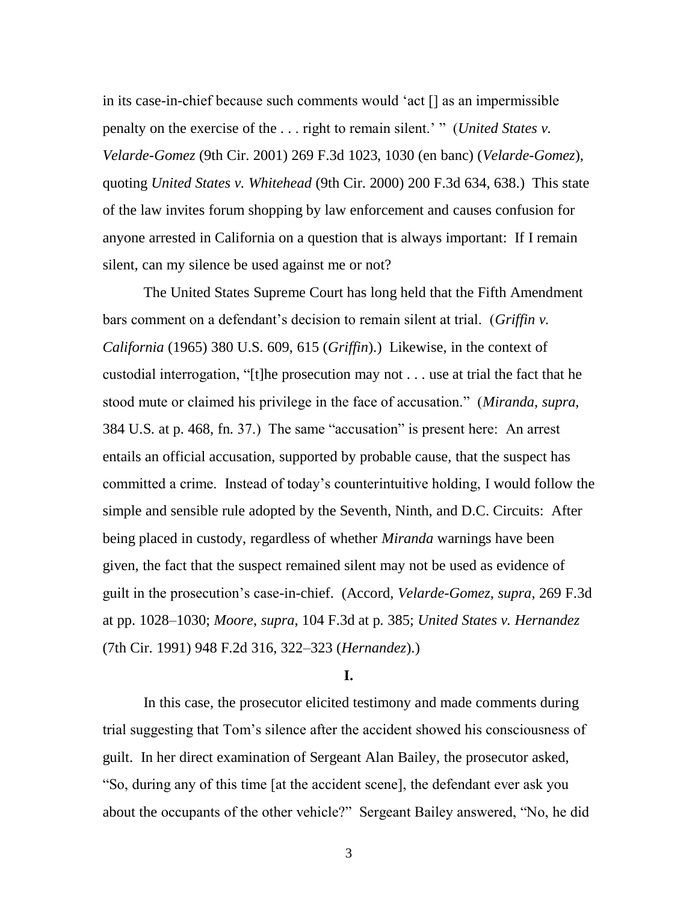in its case-in-chief because such comments would 'act [] as an impermissible penalty on the exercise of the . . . right to remain silent.' " (*United States v. Velarde-Gomez* (9th Cir. 2001) 269 F.3d 1023, 1030 (en banc) (*Velarde-Gomez*), quoting *United States v. Whitehead* (9th Cir. 2000) 200 F.3d 634, 638.) This state of the law invites forum shopping by law enforcement and causes confusion for anyone arrested in California on a question that is always important: If I remain silent, can my silence be used against me or not?

The United States Supreme Court has long held that the Fifth Amendment bars comment on a defendant's decision to remain silent at trial. (*Griffin v. California* (1965) 380 U.S. 609, 615 (*Griffin*).) Likewise, in the context of custodial interrogation, "[t]he prosecution may not . . . use at trial the fact that he stood mute or claimed his privilege in the face of accusation." (*Miranda*, *supra*, 384 U.S. at p. 468, fn. 37.) The same "accusation" is present here: An arrest entails an official accusation, supported by probable cause, that the suspect has committed a crime. Instead of today's counterintuitive holding, I would follow the simple and sensible rule adopted by the Seventh, Ninth, and D.C. Circuits: After being placed in custody, regardless of whether *Miranda* warnings have been given, the fact that the suspect remained silent may not be used as evidence of guilt in the prosecution's case-in-chief. (Accord, *Velarde-Gomez*, *supra*, 269 F.3d at pp. 1028–1030; *Moore*, *supra*, 104 F.3d at p. 385; *United States v. Hernandez* (7th Cir. 1991) 948 F.2d 316, 322–323 (*Hernandez*).)

**I.**

In this case, the prosecutor elicited testimony and made comments during trial suggesting that Tom's silence after the accident showed his consciousness of guilt. In her direct examination of Sergeant Alan Bailey, the prosecutor asked, "So, during any of this time [at the accident scene], the defendant ever ask you about the occupants of the other vehicle?" Sergeant Bailey answered, "No, he did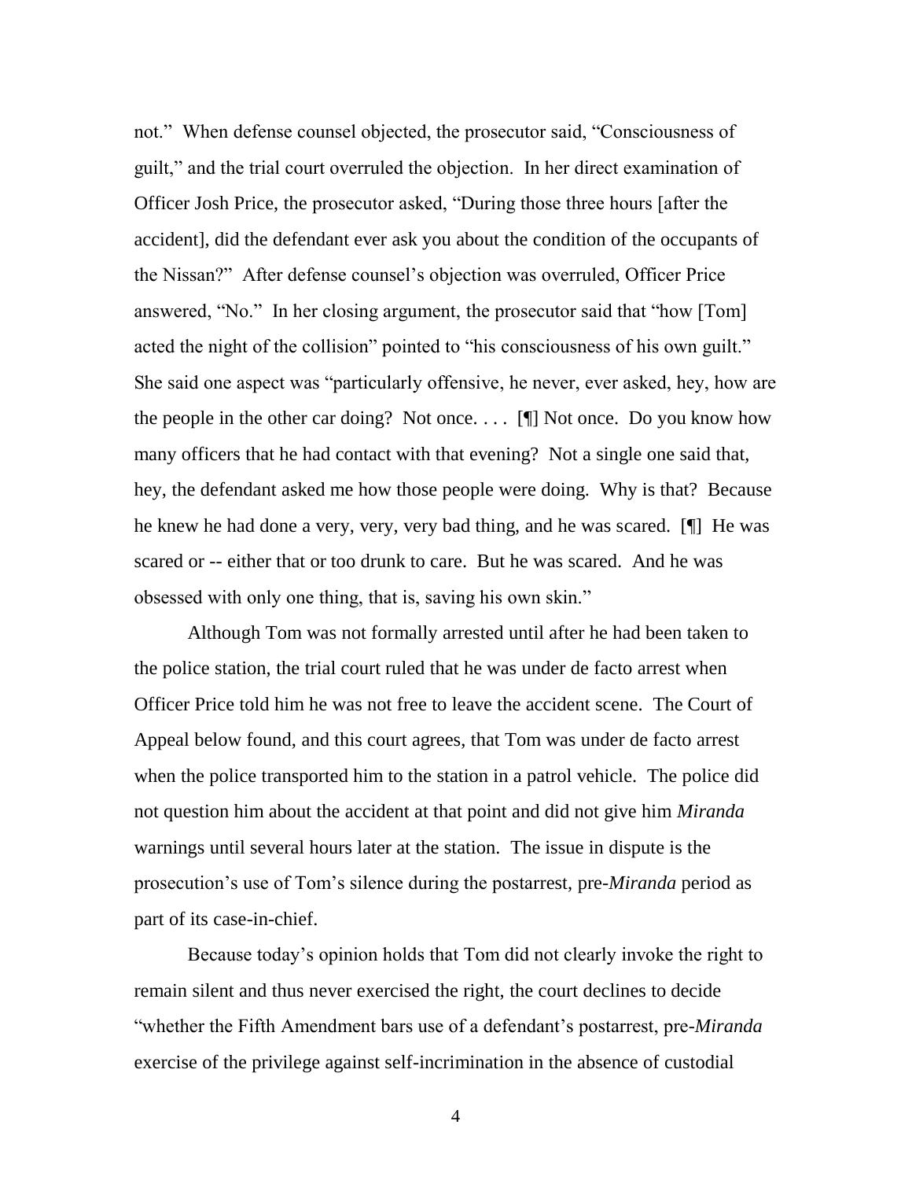not." When defense counsel objected, the prosecutor said, "Consciousness of guilt," and the trial court overruled the objection. In her direct examination of Officer Josh Price, the prosecutor asked, "During those three hours [after the accident], did the defendant ever ask you about the condition of the occupants of the Nissan?" After defense counsel's objection was overruled, Officer Price answered, "No." In her closing argument, the prosecutor said that "how [Tom] acted the night of the collision" pointed to "his consciousness of his own guilt." She said one aspect was "particularly offensive, he never, ever asked, hey, how are the people in the other car doing? Not once. . . . [¶] Not once. Do you know how many officers that he had contact with that evening? Not a single one said that, hey, the defendant asked me how those people were doing. Why is that? Because he knew he had done a very, very, very bad thing, and he was scared. [¶] He was scared or -- either that or too drunk to care. But he was scared. And he was obsessed with only one thing, that is, saving his own skin."

Although Tom was not formally arrested until after he had been taken to the police station, the trial court ruled that he was under de facto arrest when Officer Price told him he was not free to leave the accident scene. The Court of Appeal below found, and this court agrees, that Tom was under de facto arrest when the police transported him to the station in a patrol vehicle. The police did not question him about the accident at that point and did not give him *Miranda* warnings until several hours later at the station. The issue in dispute is the prosecution's use of Tom's silence during the postarrest, pre-*Miranda* period as part of its case-in-chief.

Because today's opinion holds that Tom did not clearly invoke the right to remain silent and thus never exercised the right, the court declines to decide "whether the Fifth Amendment bars use of a defendant's postarrest, pre-*Miranda* exercise of the privilege against self-incrimination in the absence of custodial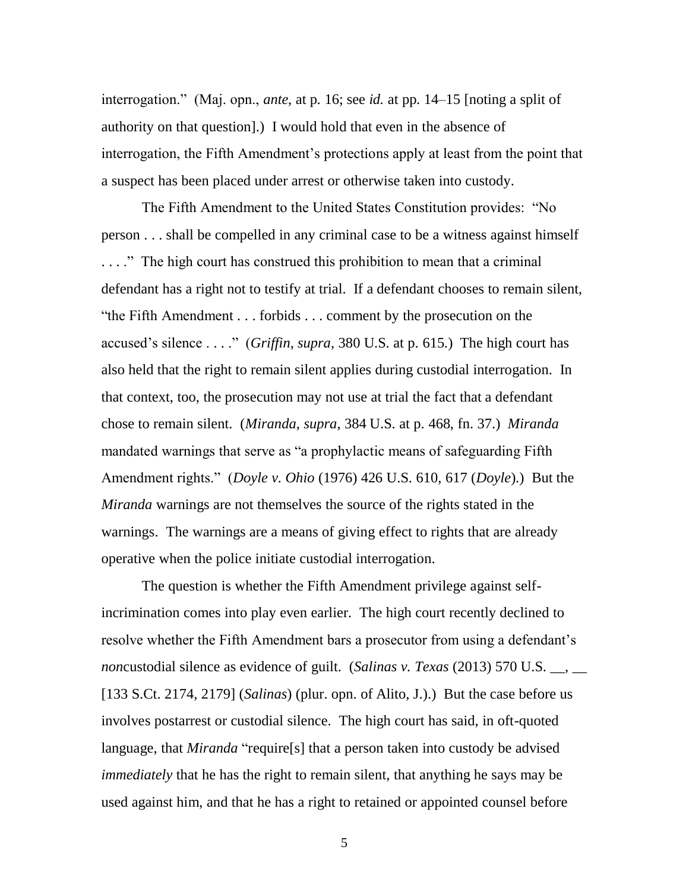interrogation." (Maj. opn., *ante*, at p. 16; see *id.* at pp. 14–15 [noting a split of authority on that question].) I would hold that even in the absence of interrogation, the Fifth Amendment's protections apply at least from the point that a suspect has been placed under arrest or otherwise taken into custody.

The Fifth Amendment to the United States Constitution provides: "No person . . . shall be compelled in any criminal case to be a witness against himself . . . ." The high court has construed this prohibition to mean that a criminal defendant has a right not to testify at trial. If a defendant chooses to remain silent, "the Fifth Amendment . . . forbids . . . comment by the prosecution on the accused's silence . . . ." (*Griffin*, *supra*, 380 U.S. at p. 615.) The high court has also held that the right to remain silent applies during custodial interrogation. In that context, too, the prosecution may not use at trial the fact that a defendant chose to remain silent. (*Miranda*, *supra*, 384 U.S. at p. 468, fn. 37.) *Miranda* mandated warnings that serve as "a prophylactic means of safeguarding Fifth Amendment rights." (*Doyle v. Ohio* (1976) 426 U.S. 610, 617 (*Doyle*).) But the *Miranda* warnings are not themselves the source of the rights stated in the warnings. The warnings are a means of giving effect to rights that are already operative when the police initiate custodial interrogation.

The question is whether the Fifth Amendment privilege against self-incrimination comes into play even earlier. The high court recently declined to resolve whether the Fifth Amendment bars a prosecutor from using a defendant's *non*custodial silence as evidence of guilt. (*Salinas v. Texas* (2013) 570 U.S. __, __ [133 S.Ct. 2174, 2179] (*Salinas*) (plur. opn. of Alito, J.).) But the case before us involves postarrest or custodial silence. The high court has said, in oft-quoted language, that *Miranda* "require[s] that a person taken into custody be advised *immediately* that he has the right to remain silent, that anything he says may be used against him, and that he has a right to retained or appointed counsel before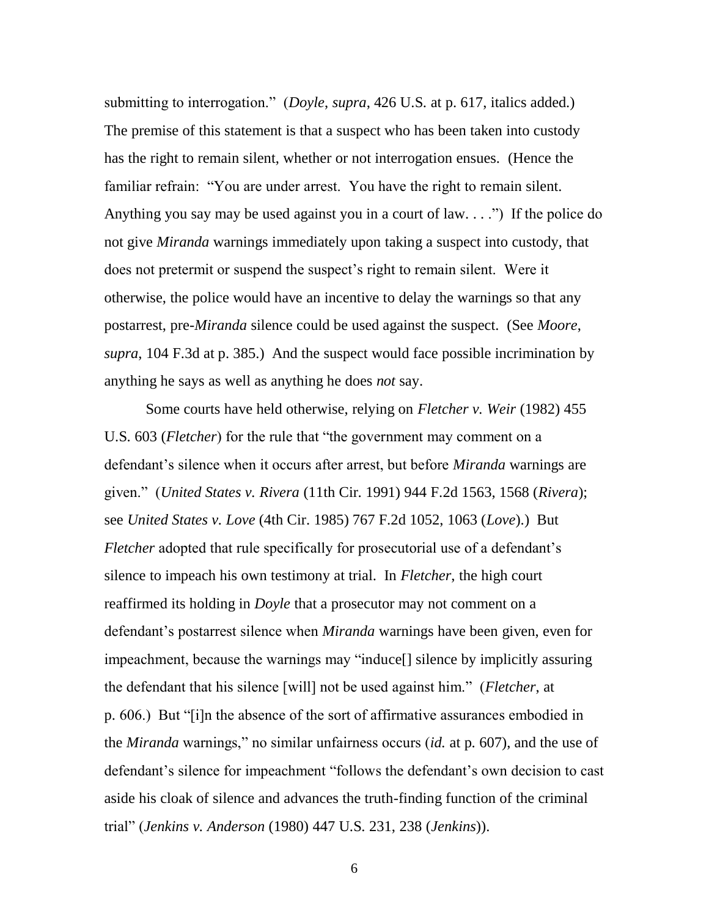submitting to interrogation." (*Doyle*, *supra*, 426 U.S. at p. 617, italics added.) The premise of this statement is that a suspect who has been taken into custody has the right to remain silent, whether or not interrogation ensues. (Hence the familiar refrain: "You are under arrest. You have the right to remain silent. Anything you say may be used against you in a court of law. . . .") If the police do not give *Miranda* warnings immediately upon taking a suspect into custody, that does not pretermit or suspend the suspect's right to remain silent. Were it otherwise, the police would have an incentive to delay the warnings so that any postarrest, pre-*Miranda* silence could be used against the suspect. (See *Moore*, *supra*, 104 F.3d at p. 385.) And the suspect would face possible incrimination by anything he says as well as anything he does *not* say.

Some courts have held otherwise, relying on *Fletcher v. Weir* (1982) 455 U.S. 603 (*Fletcher*) for the rule that "the government may comment on a defendant's silence when it occurs after arrest, but before *Miranda* warnings are given." (*United States v. Rivera* (11th Cir. 1991) 944 F.2d 1563, 1568 (*Rivera*); see *United States v. Love* (4th Cir. 1985) 767 F.2d 1052, 1063 (*Love*).) But *Fletcher* adopted that rule specifically for prosecutorial use of a defendant's silence to impeach his own testimony at trial. In *Fletcher*, the high court reaffirmed its holding in *Doyle* that a prosecutor may not comment on a defendant's postarrest silence when *Miranda* warnings have been given, even for impeachment, because the warnings may "induce[] silence by implicitly assuring the defendant that his silence [will] not be used against him." (*Fletcher*, at p. 606.) But "[i]n the absence of the sort of affirmative assurances embodied in the *Miranda* warnings," no similar unfairness occurs (*id.* at p. 607), and the use of defendant's silence for impeachment "follows the defendant's own decision to cast aside his cloak of silence and advances the truth-finding function of the criminal trial" (*Jenkins v. Anderson* (1980) 447 U.S. 231, 238 (*Jenkins*)).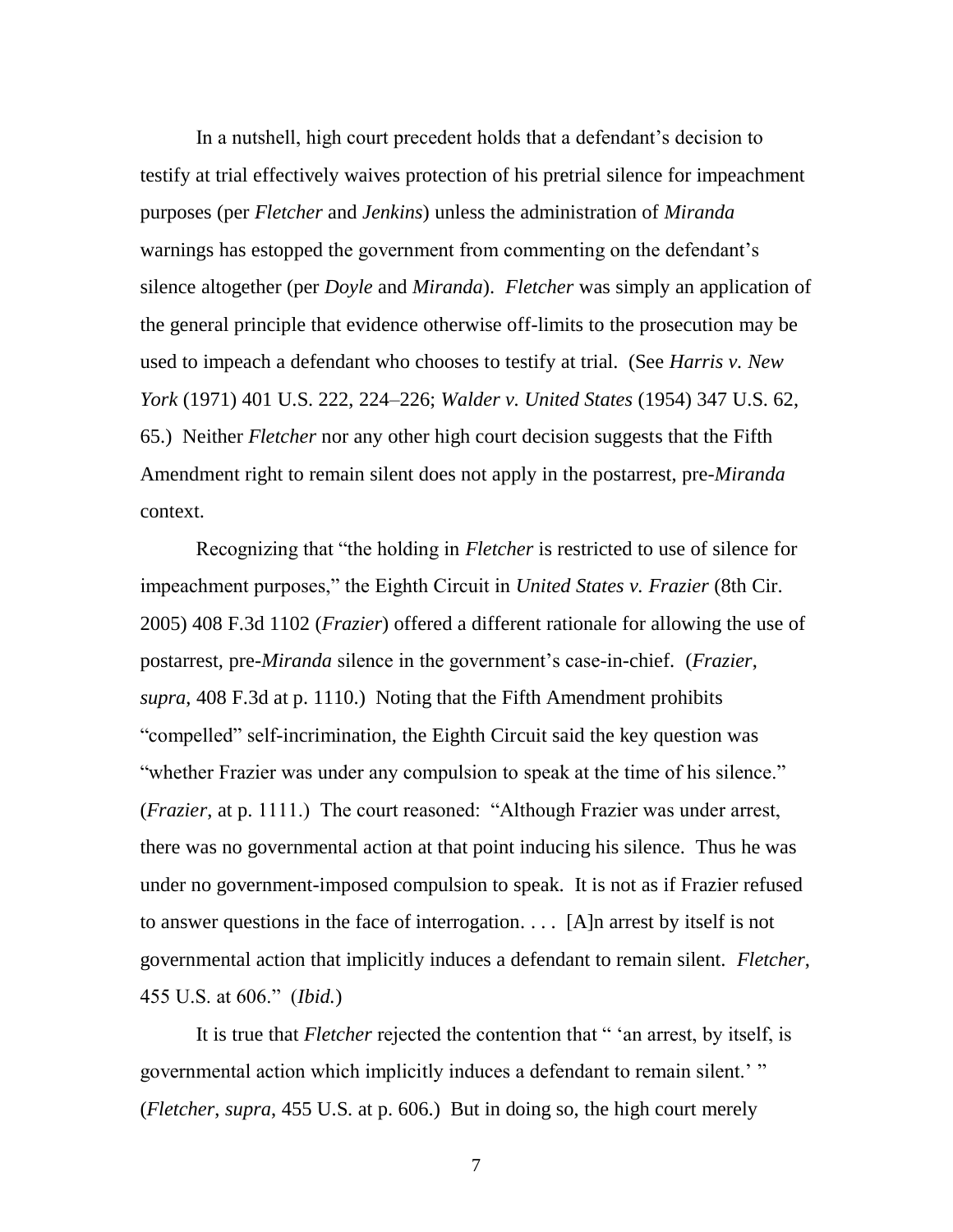In a nutshell, high court precedent holds that a defendant's decision to testify at trial effectively waives protection of his pretrial silence for impeachment purposes (per *Fletcher* and *Jenkins*) unless the administration of *Miranda* warnings has estopped the government from commenting on the defendant's silence altogether (per *Doyle* and *Miranda*). *Fletcher* was simply an application of the general principle that evidence otherwise off-limits to the prosecution may be used to impeach a defendant who chooses to testify at trial. (See *Harris v. New York* (1971) 401 U.S. 222, 224–226; *Walder v. United States* (1954) 347 U.S. 62, 65.) Neither *Fletcher* nor any other high court decision suggests that the Fifth Amendment right to remain silent does not apply in the postarrest, pre-*Miranda* context.

Recognizing that "the holding in *Fletcher* is restricted to use of silence for impeachment purposes," the Eighth Circuit in *United States v. Frazier* (8th Cir. 2005) 408 F.3d 1102 (*Frazier*) offered a different rationale for allowing the use of postarrest, pre-*Miranda* silence in the government's case-in-chief. (*Frazier*, *supra*, 408 F.3d at p. 1110.) Noting that the Fifth Amendment prohibits "compelled" self-incrimination, the Eighth Circuit said the key question was "whether Frazier was under any compulsion to speak at the time of his silence." (*Frazier*, at p. 1111.) The court reasoned: "Although Frazier was under arrest, there was no governmental action at that point inducing his silence. Thus he was under no government-imposed compulsion to speak. It is not as if Frazier refused to answer questions in the face of interrogation. . . . [A]n arrest by itself is not governmental action that implicitly induces a defendant to remain silent. *Fletcher*, 455 U.S. at 606." (*Ibid.*)

It is true that *Fletcher* rejected the contention that " 'an arrest, by itself, is governmental action which implicitly induces a defendant to remain silent.' " (*Fletcher*, *supra*, 455 U.S. at p. 606.) But in doing so, the high court merely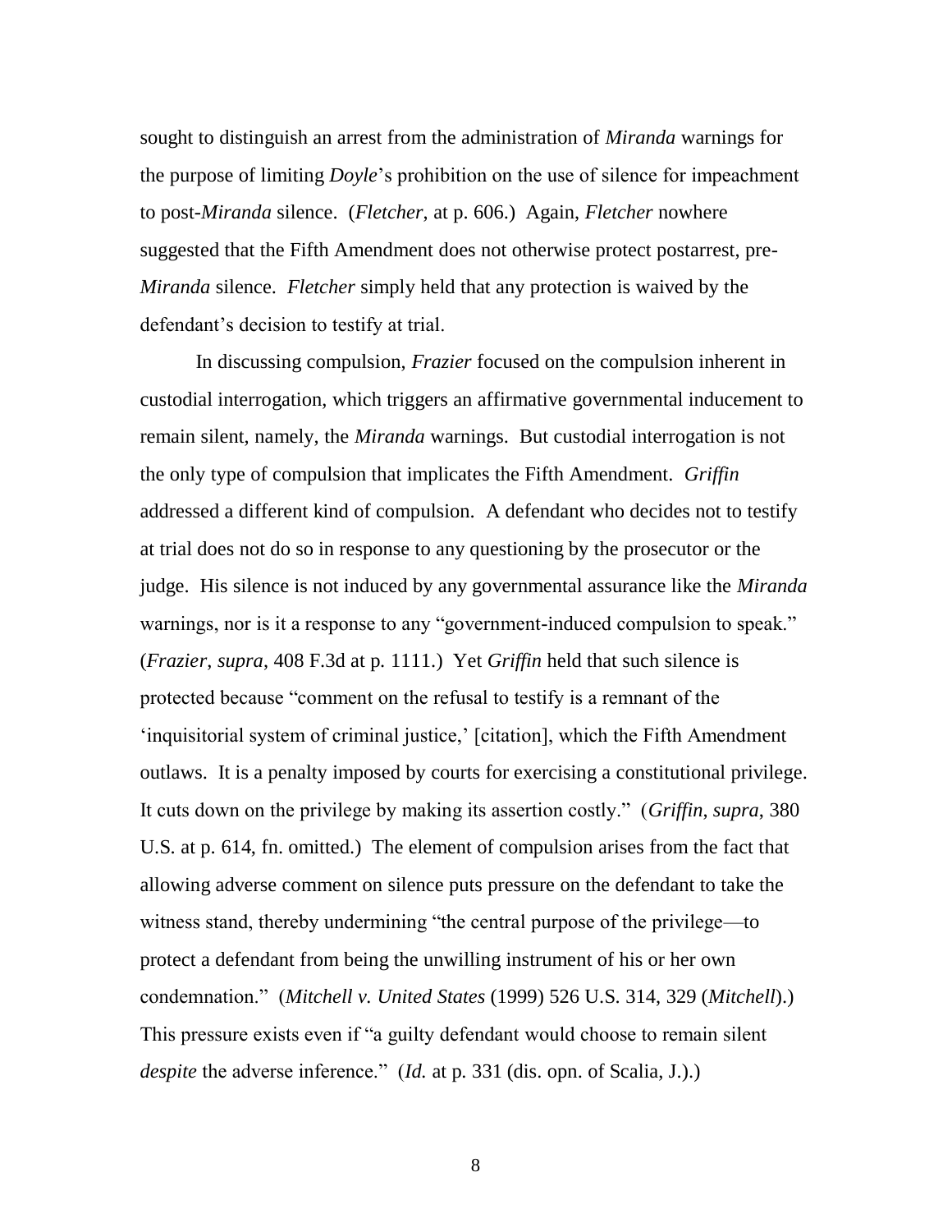sought to distinguish an arrest from the administration of *Miranda* warnings for the purpose of limiting *Doyle*'s prohibition on the use of silence for impeachment to post-*Miranda* silence. (*Fletcher*, at p. 606.) Again, *Fletcher* nowhere suggested that the Fifth Amendment does not otherwise protect postarrest, pre-*Miranda* silence. *Fletcher* simply held that any protection is waived by the defendant's decision to testify at trial.

In discussing compulsion, *Frazier* focused on the compulsion inherent in custodial interrogation, which triggers an affirmative governmental inducement to remain silent, namely, the *Miranda* warnings. But custodial interrogation is not the only type of compulsion that implicates the Fifth Amendment. *Griffin* addressed a different kind of compulsion. A defendant who decides not to testify at trial does not do so in response to any questioning by the prosecutor or the judge. His silence is not induced by any governmental assurance like the *Miranda* warnings, nor is it a response to any "government-induced compulsion to speak." (*Frazier*, *supra*, 408 F.3d at p. 1111.) Yet *Griffin* held that such silence is protected because "comment on the refusal to testify is a remnant of the 'inquisitorial system of criminal justice,' [citation], which the Fifth Amendment outlaws. It is a penalty imposed by courts for exercising a constitutional privilege. It cuts down on the privilege by making its assertion costly." (*Griffin*, *supra*, 380 U.S. at p. 614, fn. omitted.) The element of compulsion arises from the fact that allowing adverse comment on silence puts pressure on the defendant to take the witness stand, thereby undermining "the central purpose of the privilege—to protect a defendant from being the unwilling instrument of his or her own condemnation." (*Mitchell v. United States* (1999) 526 U.S. 314, 329 (*Mitchell*).) This pressure exists even if "a guilty defendant would choose to remain silent *despite* the adverse inference." (*Id.* at p. 331 (dis. opn. of Scalia, J.).)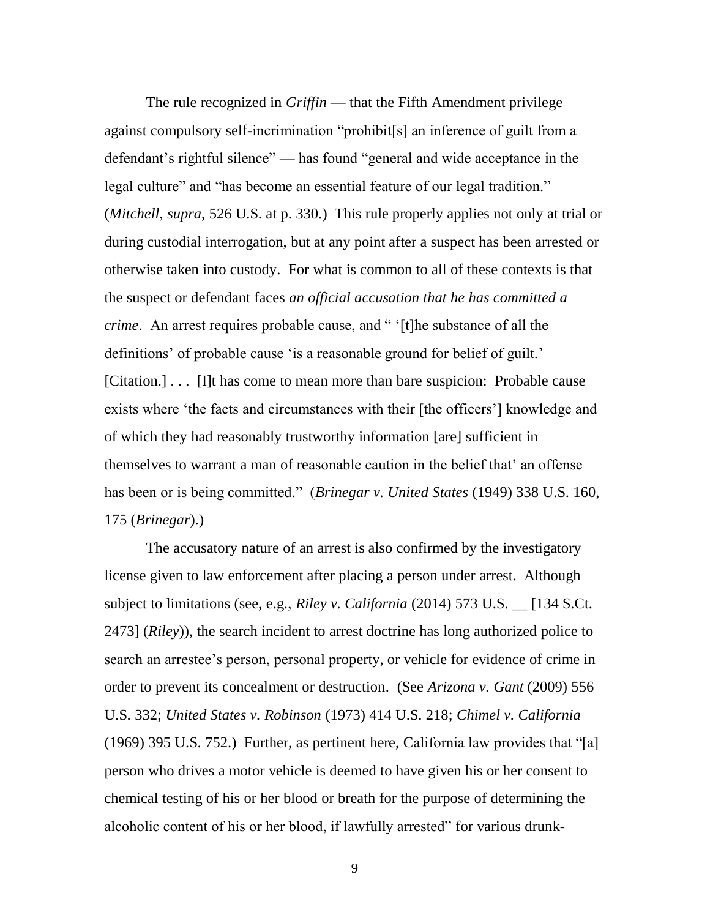The rule recognized in *Griffin* — that the Fifth Amendment privilege against compulsory self-incrimination "prohibit[s] an inference of guilt from a defendant's rightful silence" — has found "general and wide acceptance in the legal culture" and "has become an essential feature of our legal tradition." (*Mitchell*, *supra*, 526 U.S. at p. 330.) This rule properly applies not only at trial or during custodial interrogation, but at any point after a suspect has been arrested or otherwise taken into custody. For what is common to all of these contexts is that the suspect or defendant faces *an official accusation that he has committed a crime*. An arrest requires probable cause, and " '[t]he substance of all the definitions' of probable cause 'is a reasonable ground for belief of guilt.' [Citation.] . . . [I]t has come to mean more than bare suspicion: Probable cause exists where 'the facts and circumstances with their [the officers'] knowledge and of which they had reasonably trustworthy information [are] sufficient in themselves to warrant a man of reasonable caution in the belief that' an offense has been or is being committed." (*Brinegar v. United States* (1949) 338 U.S. 160, 175 (*Brinegar*).)

The accusatory nature of an arrest is also confirmed by the investigatory license given to law enforcement after placing a person under arrest. Although subject to limitations (see, e.g., *Riley v. California* (2014) 573 U.S. __ [134 S.Ct. 2473] (*Riley*)), the search incident to arrest doctrine has long authorized police to search an arrestee's person, personal property, or vehicle for evidence of crime in order to prevent its concealment or destruction. (See *Arizona v. Gant* (2009) 556 U.S. 332; *United States v. Robinson* (1973) 414 U.S. 218; *Chimel v. California* (1969) 395 U.S. 752.) Further, as pertinent here, California law provides that "[a] person who drives a motor vehicle is deemed to have given his or her consent to chemical testing of his or her blood or breath for the purpose of determining the alcoholic content of his or her blood, if lawfully arrested" for various drunk-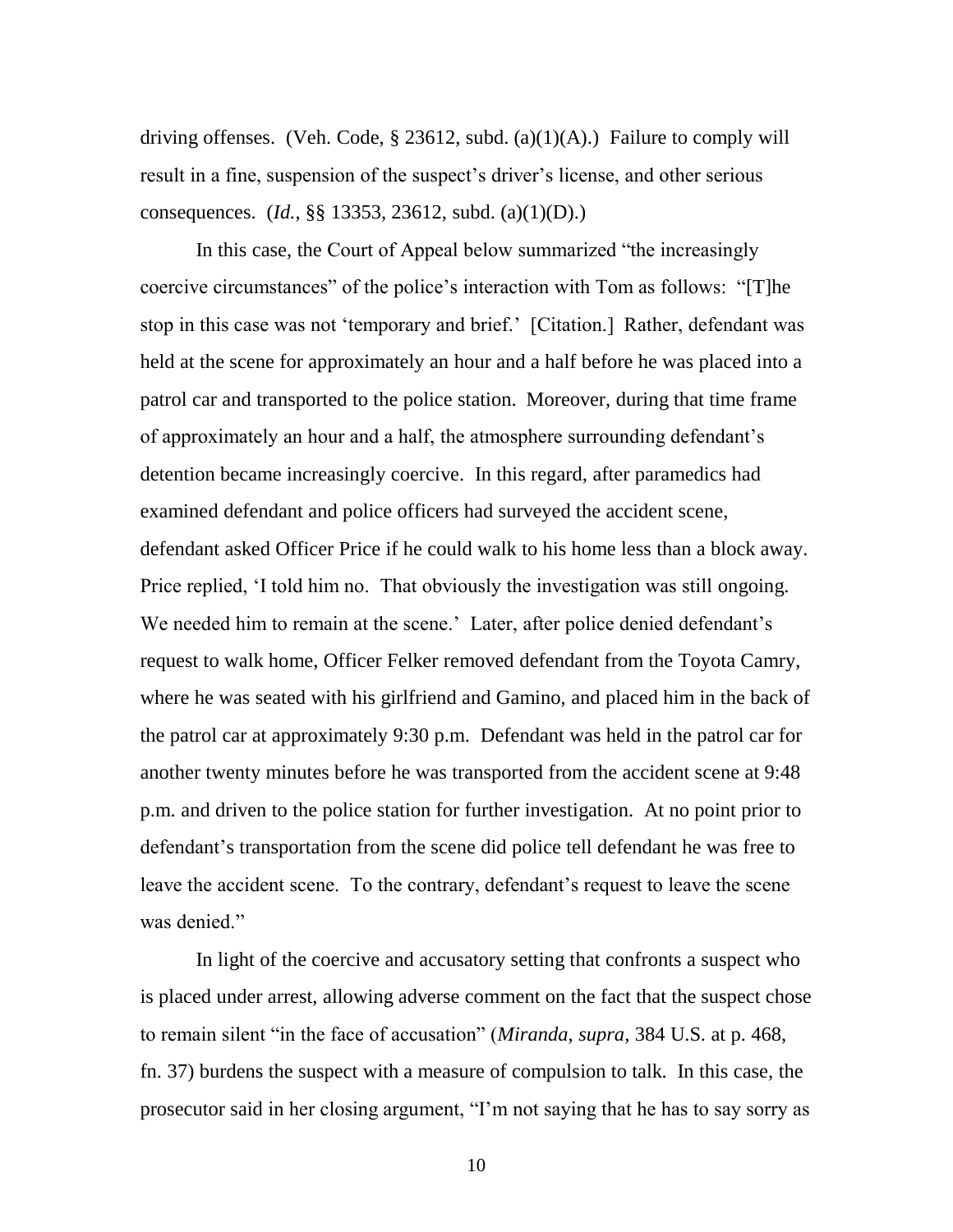driving offenses. (Veh. Code, § 23612, subd. (a)(1)(A).) Failure to comply will result in a fine, suspension of the suspect's driver's license, and other serious consequences. (*Id.*, §§ 13353, 23612, subd. (a)(1)(D).)

In this case, the Court of Appeal below summarized "the increasingly coercive circumstances" of the police's interaction with Tom as follows: "[T]he stop in this case was not 'temporary and brief.' [Citation.] Rather, defendant was held at the scene for approximately an hour and a half before he was placed into a patrol car and transported to the police station. Moreover, during that time frame of approximately an hour and a half, the atmosphere surrounding defendant's detention became increasingly coercive. In this regard, after paramedics had examined defendant and police officers had surveyed the accident scene, defendant asked Officer Price if he could walk to his home less than a block away. Price replied, 'I told him no. That obviously the investigation was still ongoing. We needed him to remain at the scene.' Later, after police denied defendant's request to walk home, Officer Felker removed defendant from the Toyota Camry, where he was seated with his girlfriend and Gamino, and placed him in the back of the patrol car at approximately 9:30 p.m. Defendant was held in the patrol car for another twenty minutes before he was transported from the accident scene at 9:48 p.m. and driven to the police station for further investigation. At no point prior to defendant's transportation from the scene did police tell defendant he was free to leave the accident scene. To the contrary, defendant's request to leave the scene was denied."

In light of the coercive and accusatory setting that confronts a suspect who is placed under arrest, allowing adverse comment on the fact that the suspect chose to remain silent "in the face of accusation" (*Miranda*, *supra*, 384 U.S. at p. 468, fn. 37) burdens the suspect with a measure of compulsion to talk. In this case, the prosecutor said in her closing argument, "I'm not saying that he has to say sorry as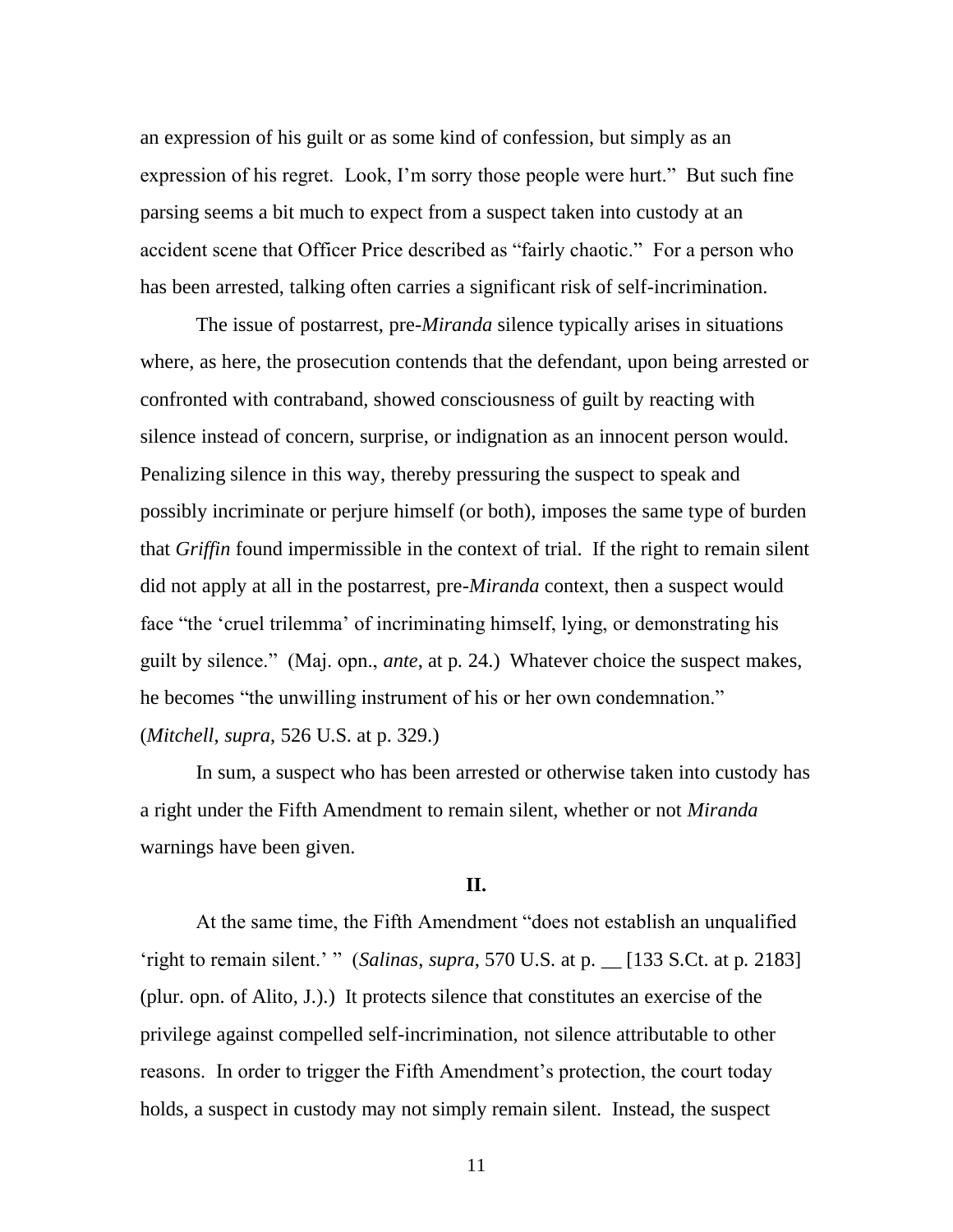an expression of his guilt or as some kind of confession, but simply as an expression of his regret. Look, I'm sorry those people were hurt." But such fine parsing seems a bit much to expect from a suspect taken into custody at an accident scene that Officer Price described as "fairly chaotic." For a person who has been arrested, talking often carries a significant risk of self-incrimination.

The issue of postarrest, pre-*Miranda* silence typically arises in situations where, as here, the prosecution contends that the defendant, upon being arrested or confronted with contraband, showed consciousness of guilt by reacting with silence instead of concern, surprise, or indignation as an innocent person would. Penalizing silence in this way, thereby pressuring the suspect to speak and possibly incriminate or perjure himself (or both), imposes the same type of burden that *Griffin* found impermissible in the context of trial. If the right to remain silent did not apply at all in the postarrest, pre-*Miranda* context, then a suspect would face "the 'cruel trilemma' of incriminating himself, lying, or demonstrating his guilt by silence." (Maj. opn., *ante*, at p. 24.) Whatever choice the suspect makes, he becomes "the unwilling instrument of his or her own condemnation." (*Mitchell*, *supra*, 526 U.S. at p. 329.)

In sum, a suspect who has been arrested or otherwise taken into custody has a right under the Fifth Amendment to remain silent, whether or not *Miranda* warnings have been given.

## II.

At the same time, the Fifth Amendment "does not establish an unqualified 'right to remain silent.' " (*Salinas*, *supra*, 570 U.S. at p. __ [133 S.Ct. at p. 2183] (plur. opn. of Alito, J.).) It protects silence that constitutes an exercise of the privilege against compelled self-incrimination, not silence attributable to other reasons. In order to trigger the Fifth Amendment's protection, the court today holds, a suspect in custody may not simply remain silent. Instead, the suspect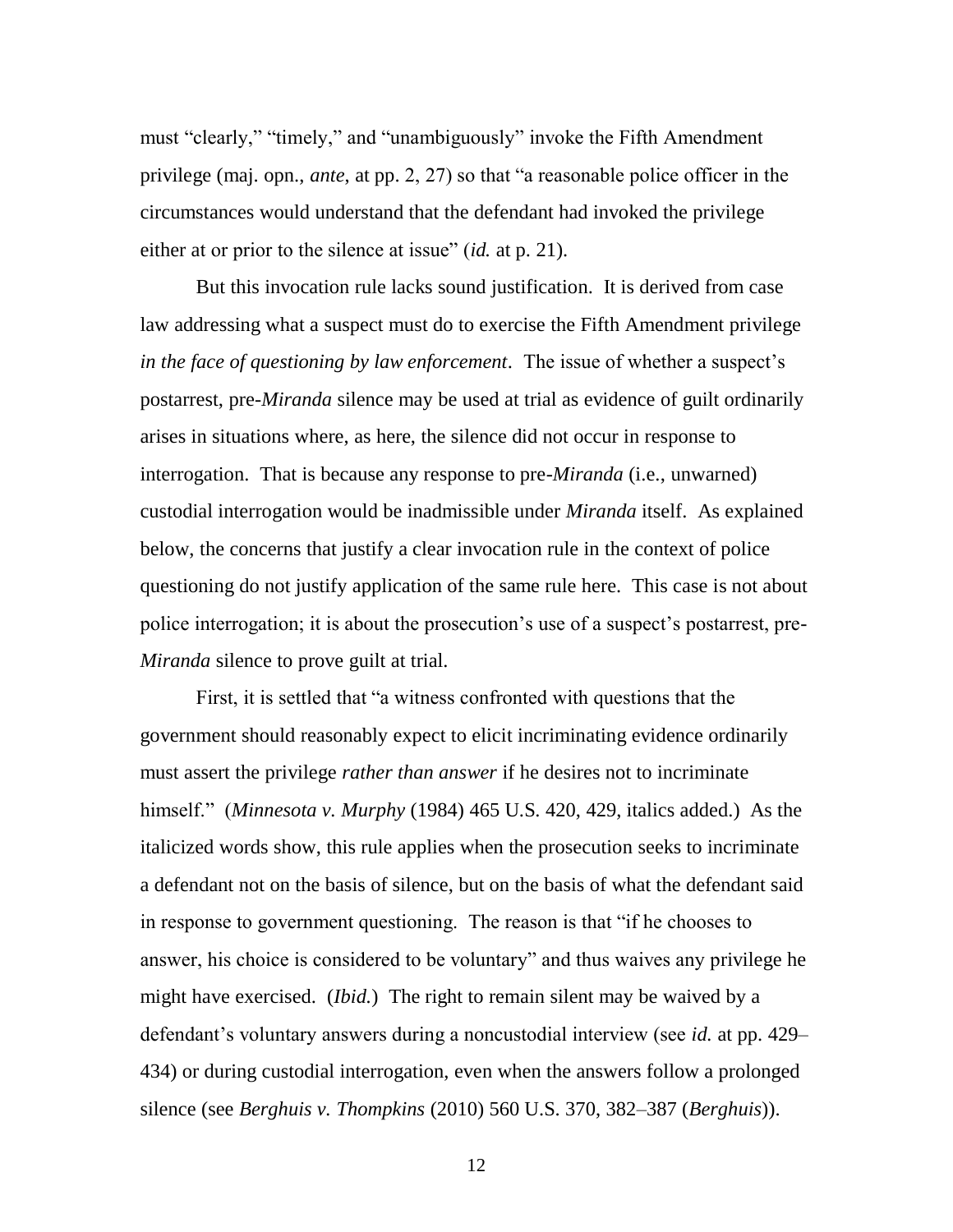must “clearly,” “timely,” and “unambiguously” invoke the Fifth Amendment privilege (maj. opn., *ante*, at pp. 2, 27) so that “a reasonable police officer in the circumstances would understand that the defendant had invoked the privilege either at or prior to the silence at issue” (*id.* at p. 21).

But this invocation rule lacks sound justification. It is derived from case law addressing what a suspect must do to exercise the Fifth Amendment privilege *in the face of questioning by law enforcement*. The issue of whether a suspect’s postarrest, pre-*Miranda* silence may be used at trial as evidence of guilt ordinarily arises in situations where, as here, the silence did not occur in response to interrogation. That is because any response to pre-*Miranda* (i.e., unwarned) custodial interrogation would be inadmissible under *Miranda* itself. As explained below, the concerns that justify a clear invocation rule in the context of police questioning do not justify application of the same rule here. This case is not about police interrogation; it is about the prosecution’s use of a suspect’s postarrest, pre-*Miranda* silence to prove guilt at trial.

First, it is settled that “a witness confronted with questions that the government should reasonably expect to elicit incriminating evidence ordinarily must assert the privilege *rather than answer* if he desires not to incriminate himself.” (*Minnesota v. Murphy* (1984) 465 U.S. 420, 429, italics added.) As the italicized words show, this rule applies when the prosecution seeks to incriminate a defendant not on the basis of silence, but on the basis of what the defendant said in response to government questioning. The reason is that “if he chooses to answer, his choice is considered to be voluntary” and thus waives any privilege he might have exercised. (*Ibid.*) The right to remain silent may be waived by a defendant’s voluntary answers during a noncustodial interview (see *id.* at pp. 429–434) or during custodial interrogation, even when the answers follow a prolonged silence (see *Berghuis v. Thompkins* (2010) 560 U.S. 370, 382–387 (*Berghuis*)).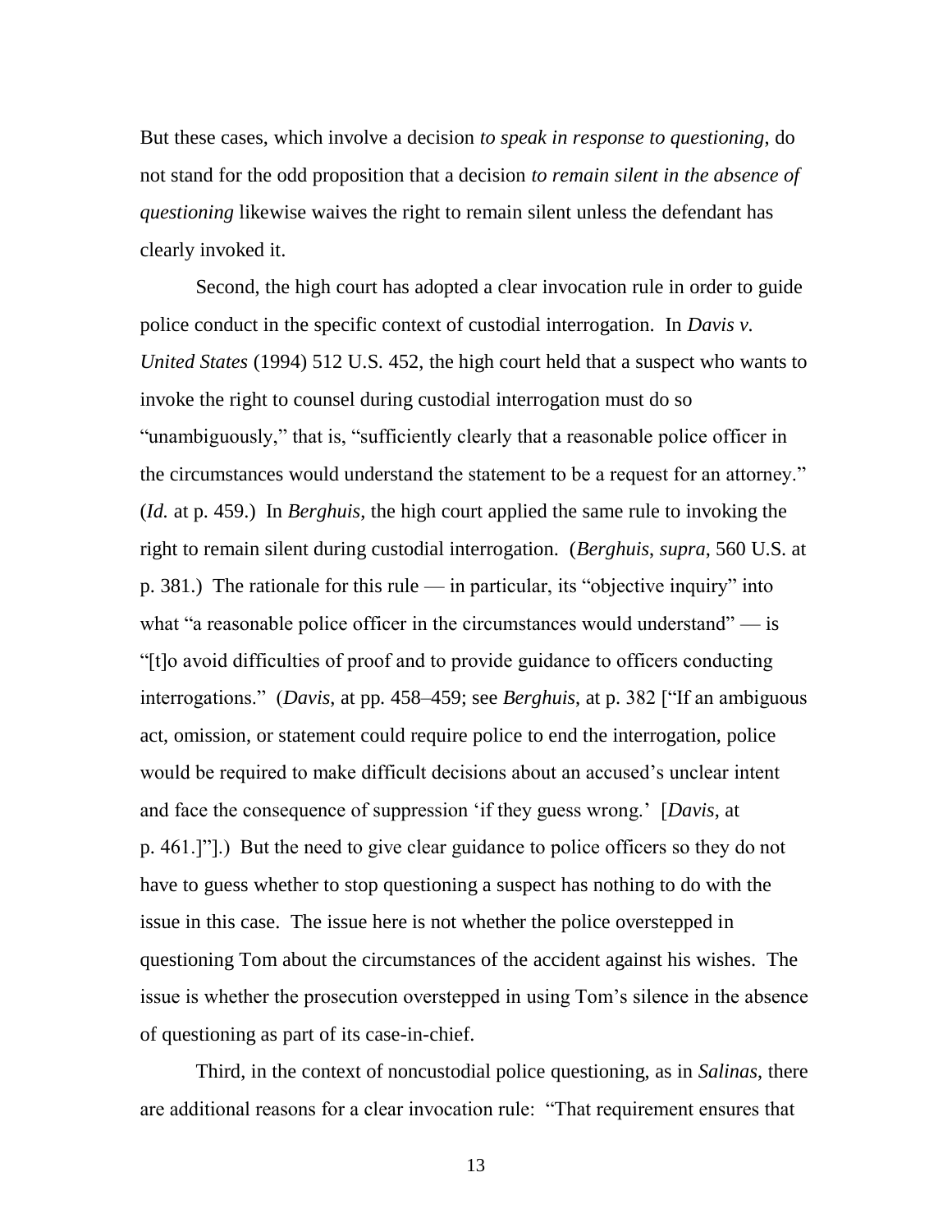But these cases, which involve a decision *to speak in response to questioning*, do not stand for the odd proposition that a decision *to remain silent in the absence of questioning* likewise waives the right to remain silent unless the defendant has clearly invoked it.

Second, the high court has adopted a clear invocation rule in order to guide police conduct in the specific context of custodial interrogation. In *Davis v. United States* (1994) 512 U.S. 452, the high court held that a suspect who wants to invoke the right to counsel during custodial interrogation must do so "unambiguously," that is, "sufficiently clearly that a reasonable police officer in the circumstances would understand the statement to be a request for an attorney." (*Id.* at p. 459.) In *Berghuis*, the high court applied the same rule to invoking the right to remain silent during custodial interrogation. (*Berghuis*, *supra*, 560 U.S. at p. 381.) The rationale for this rule — in particular, its "objective inquiry" into what "a reasonable police officer in the circumstances would understand" — is "[t]o avoid difficulties of proof and to provide guidance to officers conducting interrogations." (*Davis*, at pp. 458–459; see *Berghuis*, at p. 382 ["If an ambiguous act, omission, or statement could require police to end the interrogation, police would be required to make difficult decisions about an accused's unclear intent and face the consequence of suppression 'if they guess wrong.' [*Davis*, at p. 461.]"].) But the need to give clear guidance to police officers so they do not have to guess whether to stop questioning a suspect has nothing to do with the issue in this case. The issue here is not whether the police overstepped in questioning Tom about the circumstances of the accident against his wishes. The issue is whether the prosecution overstepped in using Tom's silence in the absence of questioning as part of its case-in-chief.

Third, in the context of noncustodial police questioning, as in *Salinas*, there are additional reasons for a clear invocation rule: "That requirement ensures that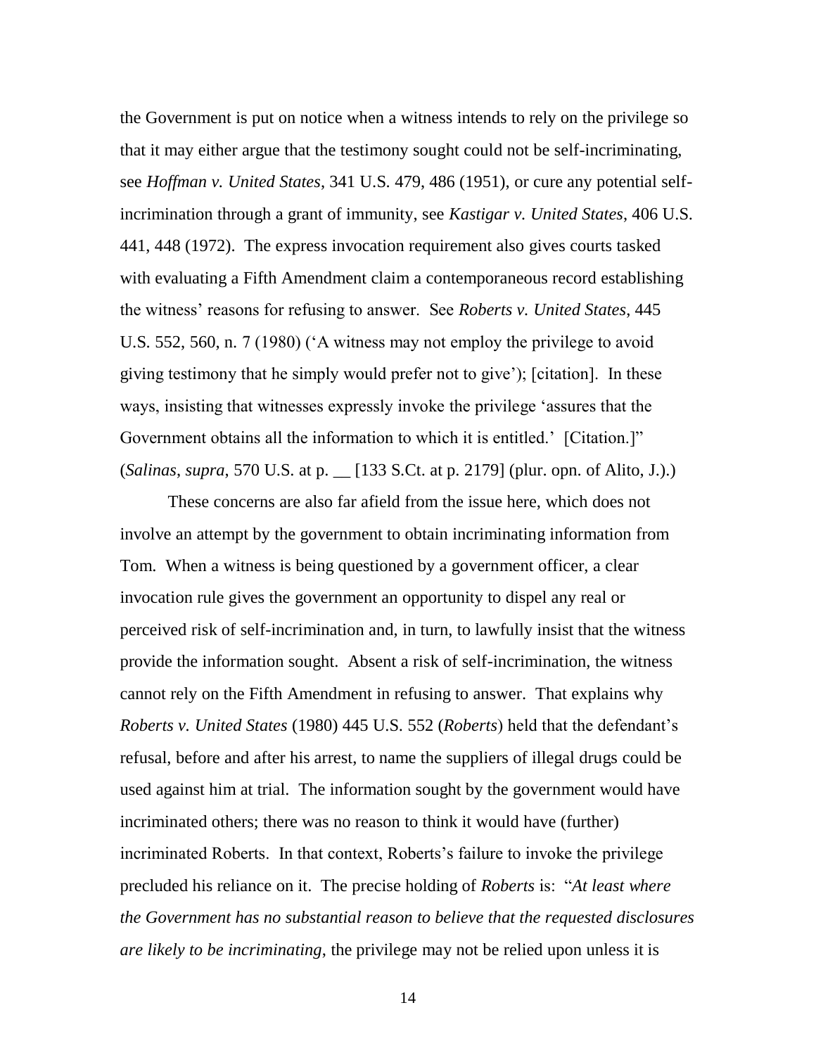the Government is put on notice when a witness intends to rely on the privilege so that it may either argue that the testimony sought could not be self-incriminating, see *Hoffman v. United States*, 341 U.S. 479, 486 (1951), or cure any potential self-incrimination through a grant of immunity, see *Kastigar v. United States*, 406 U.S. 441, 448 (1972). The express invocation requirement also gives courts tasked with evaluating a Fifth Amendment claim a contemporaneous record establishing the witness' reasons for refusing to answer. See *Roberts v. United States*, 445 U.S. 552, 560, n. 7 (1980) ('A witness may not employ the privilege to avoid giving testimony that he simply would prefer not to give'); [citation]. In these ways, insisting that witnesses expressly invoke the privilege 'assures that the Government obtains all the information to which it is entitled.' [Citation.]" (*Salinas*, *supra*, 570 U.S. at p. __ [133 S.Ct. at p. 2179] (plur. opn. of Alito, J.).)

These concerns are also far afield from the issue here, which does not involve an attempt by the government to obtain incriminating information from Tom. When a witness is being questioned by a government officer, a clear invocation rule gives the government an opportunity to dispel any real or perceived risk of self-incrimination and, in turn, to lawfully insist that the witness provide the information sought. Absent a risk of self-incrimination, the witness cannot rely on the Fifth Amendment in refusing to answer. That explains why *Roberts v. United States* (1980) 445 U.S. 552 (*Roberts*) held that the defendant's refusal, before and after his arrest, to name the suppliers of illegal drugs could be used against him at trial. The information sought by the government would have incriminated others; there was no reason to think it would have (further) incriminated Roberts. In that context, Roberts's failure to invoke the privilege precluded his reliance on it. The precise holding of *Roberts* is: "*At least where the Government has no substantial reason to believe that the requested disclosures are likely to be incriminating*, the privilege may not be relied upon unless it is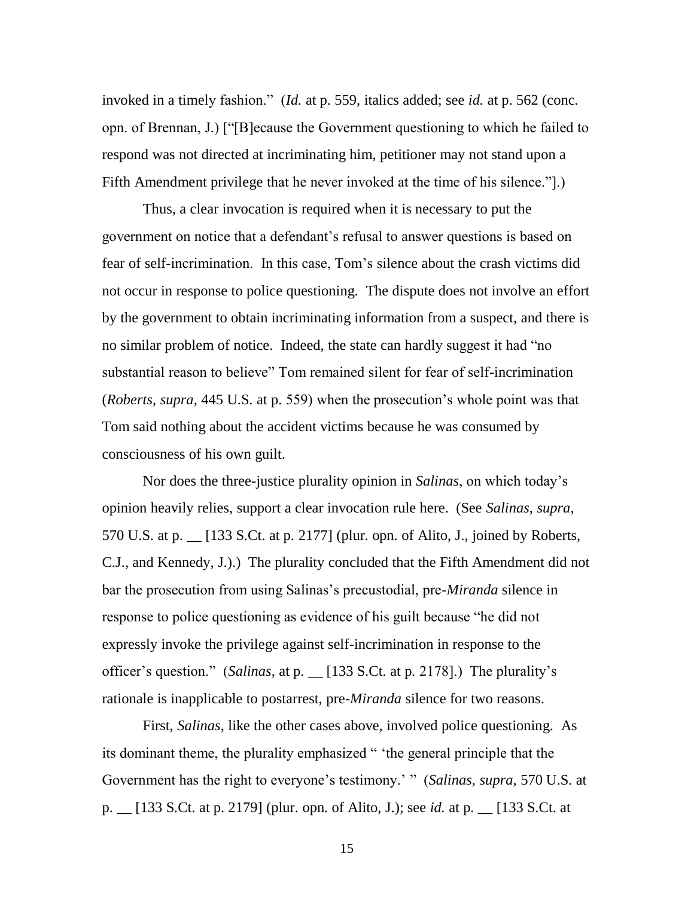invoked in a timely fashion." (*Id.* at p. 559, italics added; see *id.* at p. 562 (conc. opn. of Brennan, J.) ["[B]ecause the Government questioning to which he failed to respond was not directed at incriminating him, petitioner may not stand upon a Fifth Amendment privilege that he never invoked at the time of his silence."].)

Thus, a clear invocation is required when it is necessary to put the government on notice that a defendant's refusal to answer questions is based on fear of self-incrimination. In this case, Tom's silence about the crash victims did not occur in response to police questioning. The dispute does not involve an effort by the government to obtain incriminating information from a suspect, and there is no similar problem of notice. Indeed, the state can hardly suggest it had "no substantial reason to believe" Tom remained silent for fear of self-incrimination (*Roberts*, *supra*, 445 U.S. at p. 559) when the prosecution's whole point was that Tom said nothing about the accident victims because he was consumed by consciousness of his own guilt.

Nor does the three-justice plurality opinion in *Salinas*, on which today's opinion heavily relies, support a clear invocation rule here. (See *Salinas*, *supra*, 570 U.S. at p. __ [133 S.Ct. at p. 2177] (plur. opn. of Alito, J., joined by Roberts, C.J., and Kennedy, J.).) The plurality concluded that the Fifth Amendment did not bar the prosecution from using Salinas's precustodial, pre-*Miranda* silence in response to police questioning as evidence of his guilt because "he did not expressly invoke the privilege against self-incrimination in response to the officer's question." (*Salinas*, at p. __ [133 S.Ct. at p. 2178].) The plurality's rationale is inapplicable to postarrest, pre-*Miranda* silence for two reasons.

First, *Salinas*, like the other cases above, involved police questioning. As its dominant theme, the plurality emphasized " 'the general principle that the Government has the right to everyone's testimony.' " (*Salinas*, *supra*, 570 U.S. at p. __ [133 S.Ct. at p. 2179] (plur. opn. of Alito, J.); see *id.* at p. __ [133 S.Ct. at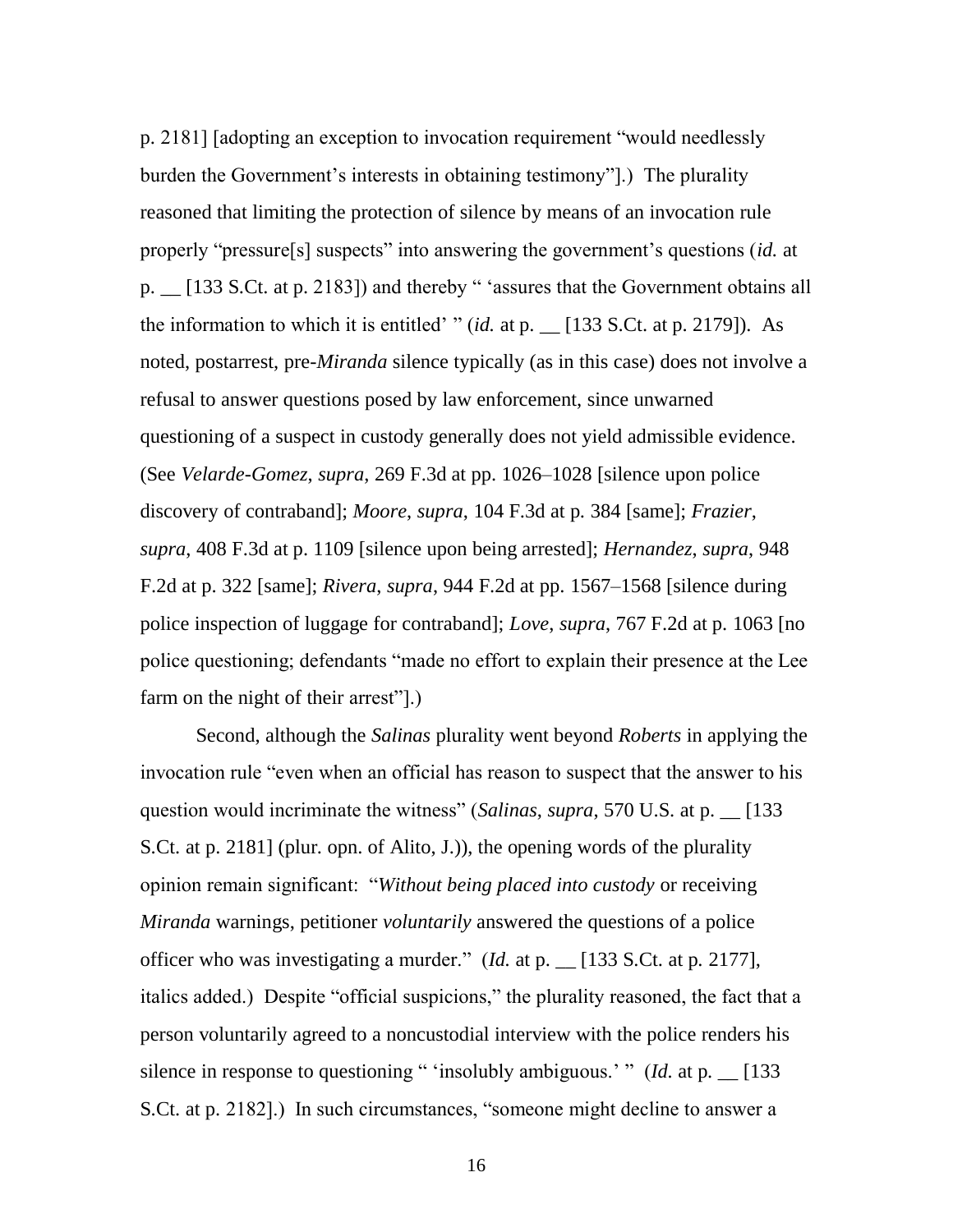p. 2181] [adopting an exception to invocation requirement "would needlessly burden the Government's interests in obtaining testimony"].) The plurality reasoned that limiting the protection of silence by means of an invocation rule properly "pressure[s] suspects" into answering the government's questions (*id.* at p. __ [133 S.Ct. at p. 2183]) and thereby " 'assures that the Government obtains all the information to which it is entitled' " (*id.* at p. __ [133 S.Ct. at p. 2179]). As noted, postarrest, pre-*Miranda* silence typically (as in this case) does not involve a refusal to answer questions posed by law enforcement, since unwarned questioning of a suspect in custody generally does not yield admissible evidence. (See *Velarde-Gomez*, *supra*, 269 F.3d at pp. 1026–1028 [silence upon police discovery of contraband]; *Moore*, *supra*, 104 F.3d at p. 384 [same]; *Frazier*, *supra*, 408 F.3d at p. 1109 [silence upon being arrested]; *Hernandez*, *supra*, 948 F.2d at p. 322 [same]; *Rivera*, *supra*, 944 F.2d at pp. 1567–1568 [silence during police inspection of luggage for contraband]; *Love*, *supra*, 767 F.2d at p. 1063 [no police questioning; defendants "made no effort to explain their presence at the Lee farm on the night of their arrest"].)

Second, although the *Salinas* plurality went beyond *Roberts* in applying the invocation rule "even when an official has reason to suspect that the answer to his question would incriminate the witness" (*Salinas*, *supra*, 570 U.S. at p. __ [133 S.Ct. at p. 2181] (plur. opn. of Alito, J.)), the opening words of the plurality opinion remain significant: "*Without being placed into custody* or receiving *Miranda* warnings, petitioner *voluntarily* answered the questions of a police officer who was investigating a murder." (*Id.* at p. __ [133 S.Ct. at p. 2177], italics added.) Despite "official suspicions," the plurality reasoned, the fact that a person voluntarily agreed to a noncustodial interview with the police renders his silence in response to questioning " 'insolubly ambiguous.' " (*Id.* at p. __ [133 S.Ct. at p. 2182].) In such circumstances, "someone might decline to answer a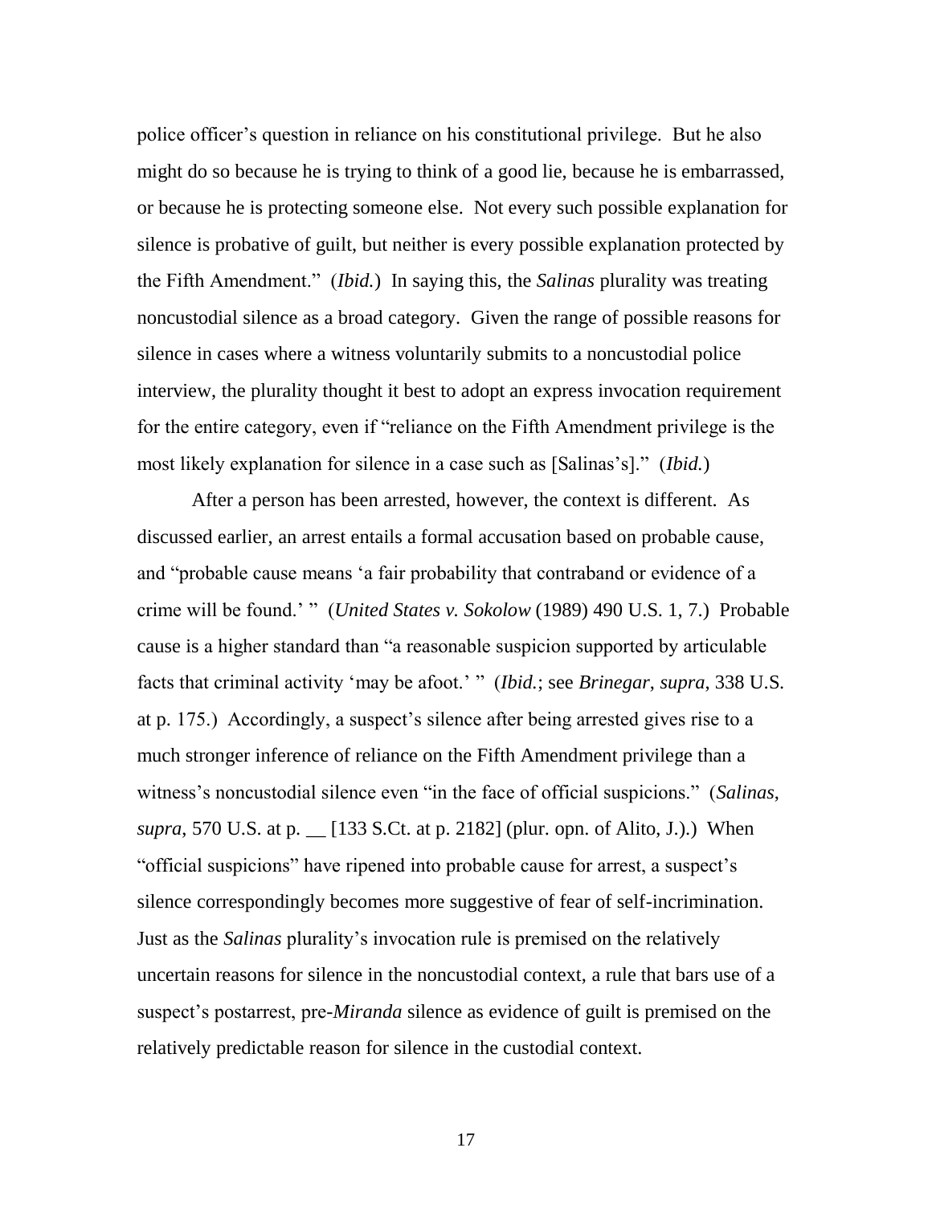police officer's question in reliance on his constitutional privilege. But he also might do so because he is trying to think of a good lie, because he is embarrassed, or because he is protecting someone else. Not every such possible explanation for silence is probative of guilt, but neither is every possible explanation protected by the Fifth Amendment." (*Ibid.*) In saying this, the *Salinas* plurality was treating noncustodial silence as a broad category. Given the range of possible reasons for silence in cases where a witness voluntarily submits to a noncustodial police interview, the plurality thought it best to adopt an express invocation requirement for the entire category, even if "reliance on the Fifth Amendment privilege is the most likely explanation for silence in a case such as [Salinas's]." (*Ibid.*)

After a person has been arrested, however, the context is different. As discussed earlier, an arrest entails a formal accusation based on probable cause, and "probable cause means 'a fair probability that contraband or evidence of a crime will be found.' " (*United States v. Sokolow* (1989) 490 U.S. 1, 7.) Probable cause is a higher standard than "a reasonable suspicion supported by articulable facts that criminal activity 'may be afoot.' " (*Ibid.*; see *Brinegar*, *supra*, 338 U.S. at p. 175.) Accordingly, a suspect's silence after being arrested gives rise to a much stronger inference of reliance on the Fifth Amendment privilege than a witness's noncustodial silence even "in the face of official suspicions." (*Salinas*, *supra*, 570 U.S. at p. __ [133 S.Ct. at p. 2182] (plur. opn. of Alito, J.).) When "official suspicions" have ripened into probable cause for arrest, a suspect's silence correspondingly becomes more suggestive of fear of self-incrimination. Just as the *Salinas* plurality's invocation rule is premised on the relatively uncertain reasons for silence in the noncustodial context, a rule that bars use of a suspect's postarrest, pre-*Miranda* silence as evidence of guilt is premised on the relatively predictable reason for silence in the custodial context.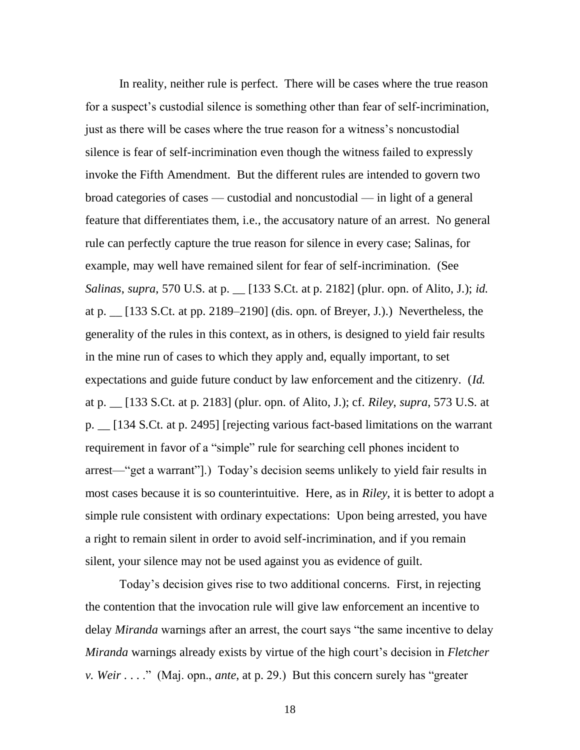In reality, neither rule is perfect. There will be cases where the true reason for a suspect's custodial silence is something other than fear of self-incrimination, just as there will be cases where the true reason for a witness's noncustodial silence is fear of self-incrimination even though the witness failed to expressly invoke the Fifth Amendment. But the different rules are intended to govern two broad categories of cases — custodial and noncustodial — in light of a general feature that differentiates them, i.e., the accusatory nature of an arrest. No general rule can perfectly capture the true reason for silence in every case; Salinas, for example, may well have remained silent for fear of self-incrimination. (See *Salinas*, *supra*, 570 U.S. at p. __ [133 S.Ct. at p. 2182] (plur. opn. of Alito, J.); *id.* at p. __ [133 S.Ct. at pp. 2189–2190] (dis. opn. of Breyer, J.).) Nevertheless, the generality of the rules in this context, as in others, is designed to yield fair results in the mine run of cases to which they apply and, equally important, to set expectations and guide future conduct by law enforcement and the citizenry. (*Id.* at p. __ [133 S.Ct. at p. 2183] (plur. opn. of Alito, J.); cf. *Riley*, *supra*, 573 U.S. at p. __ [134 S.Ct. at p. 2495] [rejecting various fact-based limitations on the warrant requirement in favor of a "simple" rule for searching cell phones incident to arrest—"get a warrant"].) Today's decision seems unlikely to yield fair results in most cases because it is so counterintuitive. Here, as in *Riley*, it is better to adopt a simple rule consistent with ordinary expectations: Upon being arrested, you have a right to remain silent in order to avoid self-incrimination, and if you remain silent, your silence may not be used against you as evidence of guilt.

Today's decision gives rise to two additional concerns. First, in rejecting the contention that the invocation rule will give law enforcement an incentive to delay *Miranda* warnings after an arrest, the court says "the same incentive to delay *Miranda* warnings already exists by virtue of the high court's decision in *Fletcher v. Weir* . . . ." (Maj. opn., *ante*, at p. 29.) But this concern surely has "greater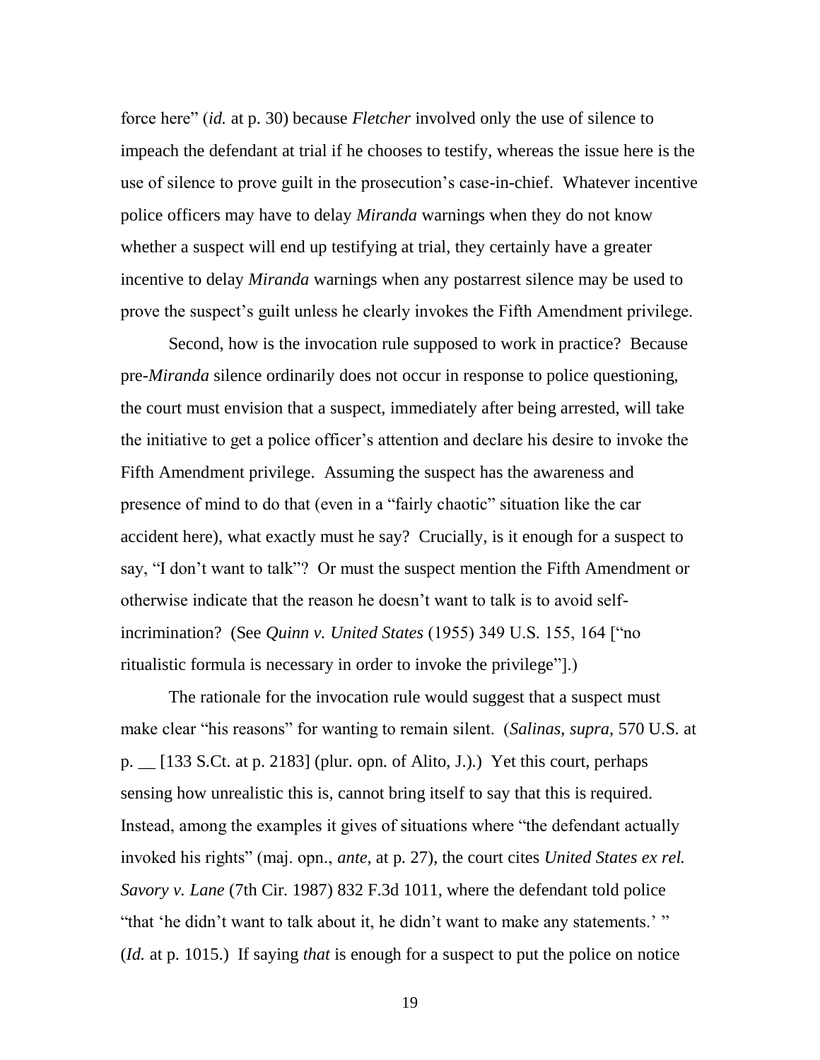force here" (*id.* at p. 30) because *Fletcher* involved only the use of silence to impeach the defendant at trial if he chooses to testify, whereas the issue here is the use of silence to prove guilt in the prosecution's case-in-chief. Whatever incentive police officers may have to delay *Miranda* warnings when they do not know whether a suspect will end up testifying at trial, they certainly have a greater incentive to delay *Miranda* warnings when any postarrest silence may be used to prove the suspect's guilt unless he clearly invokes the Fifth Amendment privilege.

Second, how is the invocation rule supposed to work in practice? Because pre-*Miranda* silence ordinarily does not occur in response to police questioning, the court must envision that a suspect, immediately after being arrested, will take the initiative to get a police officer's attention and declare his desire to invoke the Fifth Amendment privilege. Assuming the suspect has the awareness and presence of mind to do that (even in a "fairly chaotic" situation like the car accident here), what exactly must he say? Crucially, is it enough for a suspect to say, "I don't want to talk"? Or must the suspect mention the Fifth Amendment or otherwise indicate that the reason he doesn't want to talk is to avoid self-incrimination? (See *Quinn v. United States* (1955) 349 U.S. 155, 164 ["no ritualistic formula is necessary in order to invoke the privilege"].)

The rationale for the invocation rule would suggest that a suspect must make clear "his reasons" for wanting to remain silent. (*Salinas*, *supra*, 570 U.S. at p. __ [133 S.Ct. at p. 2183] (plur. opn. of Alito, J.).) Yet this court, perhaps sensing how unrealistic this is, cannot bring itself to say that this is required. Instead, among the examples it gives of situations where "the defendant actually invoked his rights" (maj. opn., *ante*, at p. 27), the court cites *United States ex rel. Savory v. Lane* (7th Cir. 1987) 832 F.3d 1011, where the defendant told police "that 'he didn't want to talk about it, he didn't want to make any statements.' " (*Id.* at p. 1015.) If saying *that* is enough for a suspect to put the police on notice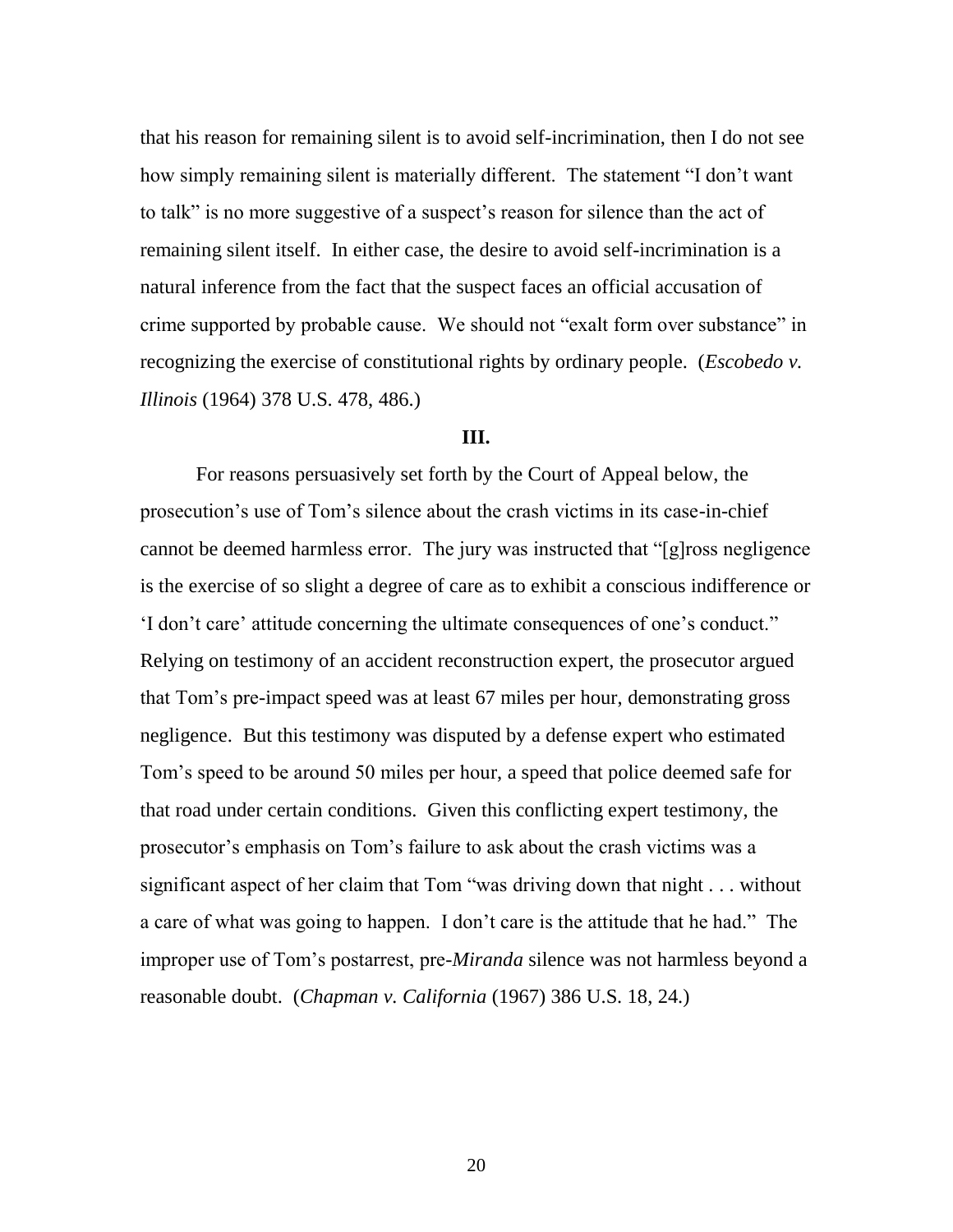that his reason for remaining silent is to avoid self-incrimination, then I do not see how simply remaining silent is materially different. The statement "I don't want to talk" is no more suggestive of a suspect's reason for silence than the act of remaining silent itself. In either case, the desire to avoid self-incrimination is a natural inference from the fact that the suspect faces an official accusation of crime supported by probable cause. We should not "exalt form over substance" in recognizing the exercise of constitutional rights by ordinary people. (*Escobedo v. Illinois* (1964) 378 U.S. 478, 486.)

## III.

For reasons persuasively set forth by the Court of Appeal below, the prosecution's use of Tom's silence about the crash victims in its case-in-chief cannot be deemed harmless error. The jury was instructed that "[g]ross negligence is the exercise of so slight a degree of care as to exhibit a conscious indifference or 'I don't care' attitude concerning the ultimate consequences of one's conduct." Relying on testimony of an accident reconstruction expert, the prosecutor argued that Tom's pre-impact speed was at least 67 miles per hour, demonstrating gross negligence. But this testimony was disputed by a defense expert who estimated Tom's speed to be around 50 miles per hour, a speed that police deemed safe for that road under certain conditions. Given this conflicting expert testimony, the prosecutor's emphasis on Tom's failure to ask about the crash victims was a significant aspect of her claim that Tom "was driving down that night . . . without a care of what was going to happen. I don't care is the attitude that he had." The improper use of Tom's postarrest, pre-*Miranda* silence was not harmless beyond a reasonable doubt. (*Chapman v. California* (1967) 386 U.S. 18, 24.)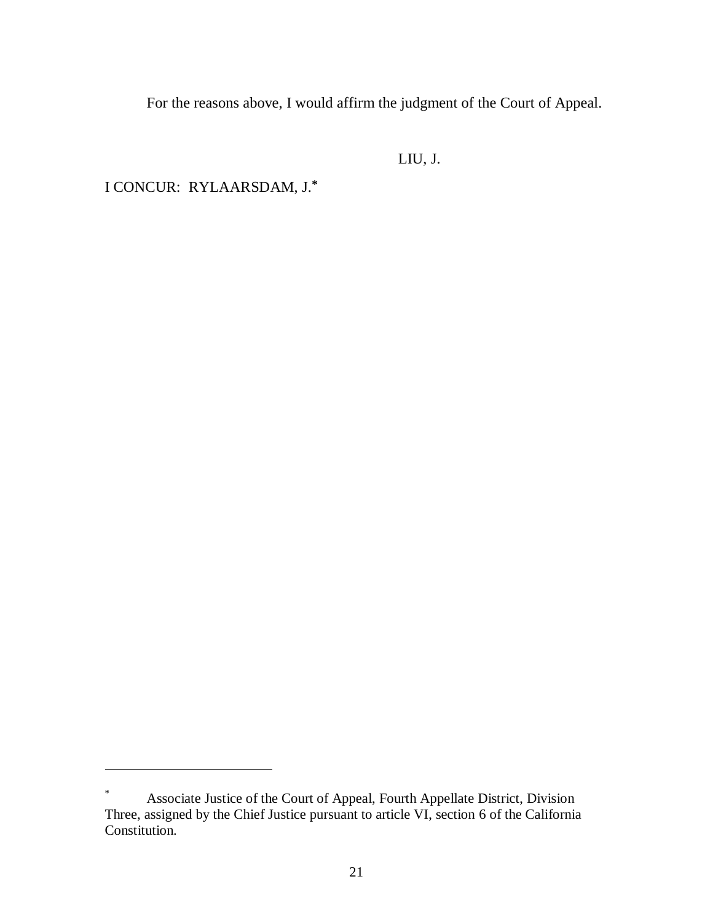For the reasons above, I would affirm the judgment of the Court of Appeal.

LIU, J.

I CONCUR: RYLAARSDAM, J.*

---

* Associate Justice of the Court of Appeal, Fourth Appellate District, Division Three, assigned by the Chief Justice pursuant to article VI, section 6 of the California Constitution.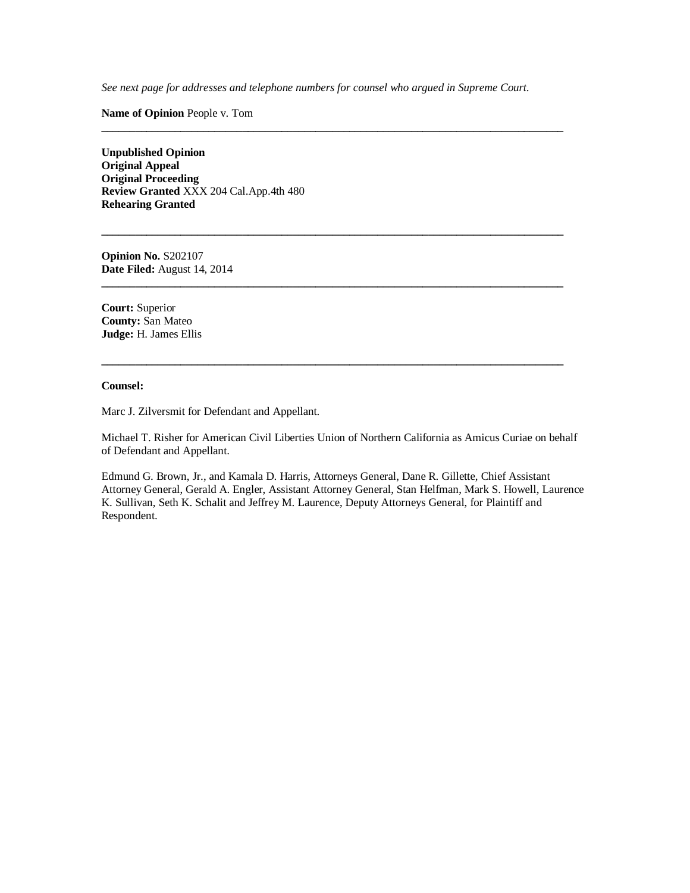*See next page for addresses and telephone numbers for counsel who argued in Supreme Court.*

**Name of Opinion** People v. Tom

---

**Unpublished Opinion**
**Original Appeal**
**Original Proceeding**
**Review Granted** XXX 204 Cal.App.4th 480
**Rehearing Granted**

---

**Opinion No.** S202107
**Date Filed:** August 14, 2014

---

**Court:** Superior
**County:** San Mateo
**Judge:** H. James Ellis

---

**Counsel:**

Marc J. Zilversmit for Defendant and Appellant.

Michael T. Risher for American Civil Liberties Union of Northern California as Amicus Curiae on behalf of Defendant and Appellant.

Edmund G. Brown, Jr., and Kamala D. Harris, Attorneys General, Dane R. Gillette, Chief Assistant Attorney General, Gerald A. Engler, Assistant Attorney General, Stan Helfman, Mark S. Howell, Laurence K. Sullivan, Seth K. Schalit and Jeffrey M. Laurence, Deputy Attorneys General, for Plaintiff and Respondent.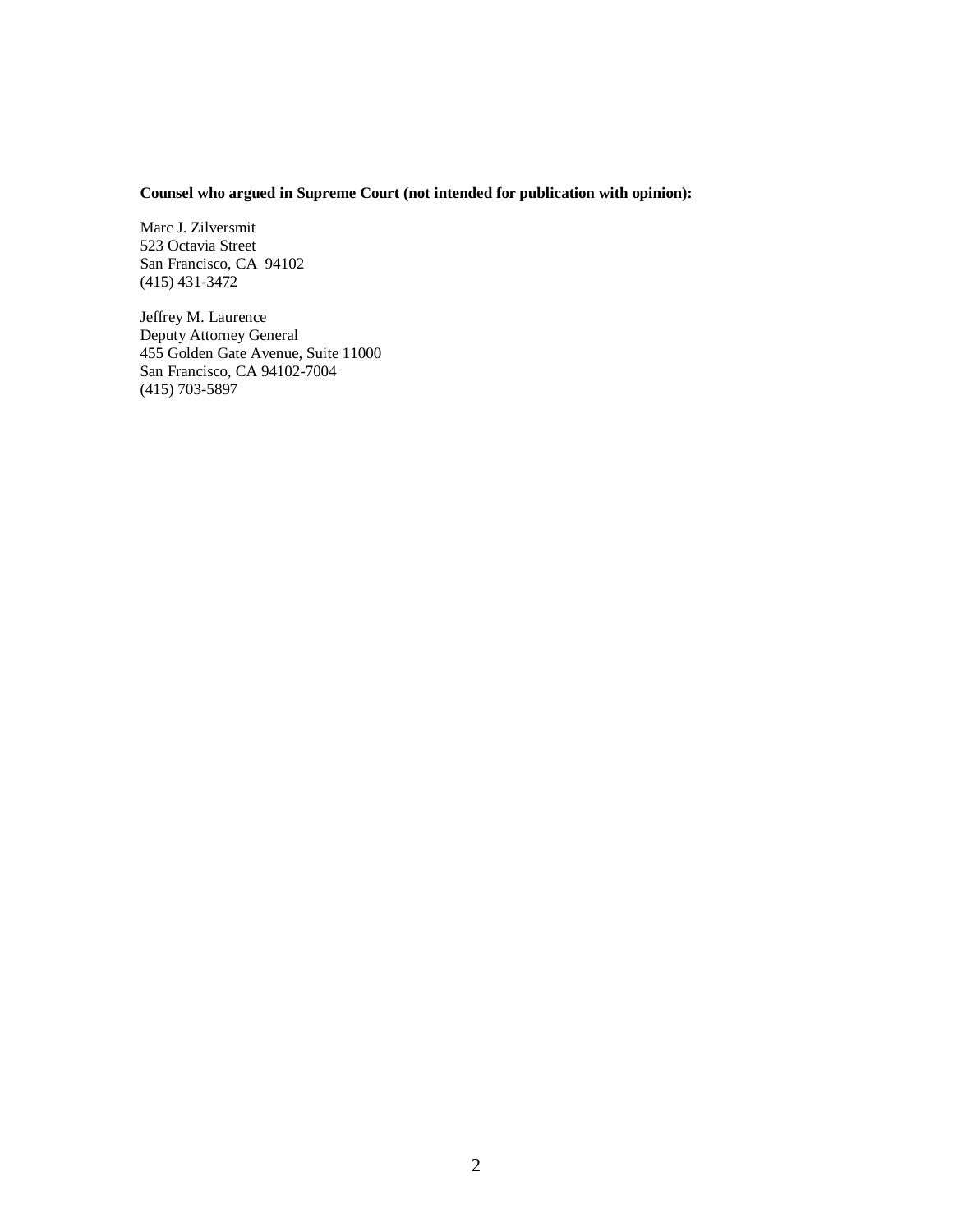**Counsel who argued in Supreme Court (not intended for publication with opinion):**

Marc J. Zilversmit
523 Octavia Street
San Francisco, CA 94102
(415) 431-3472

Jeffrey M. Laurence
Deputy Attorney General
455 Golden Gate Avenue, Suite 11000
San Francisco, CA 94102-7004
(415) 703-5897